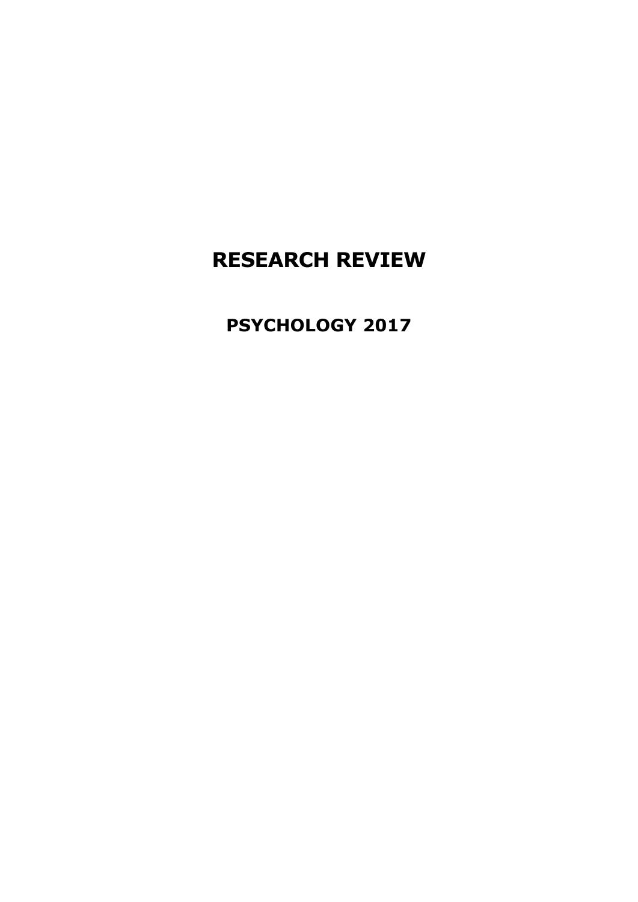# RESEARCH REVIEW

## PSYCHOLOGY 2017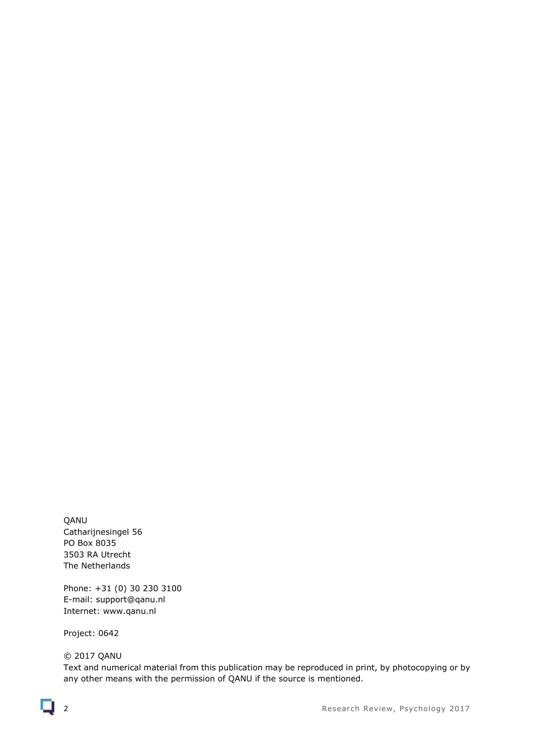QANU
Catharijnesingel 56
PO Box 8035
3503 RA Utrecht
The Netherlands

Phone: +31 (0) 30 230 3100
E-mail: support@qanu.nl
Internet: www.qanu.nl

Project: 0642

© 2017 QANU
Text and numerical material from this publication may be reproduced in print, by photocopying or by any other means with the permission of QANU if the source is mentioned.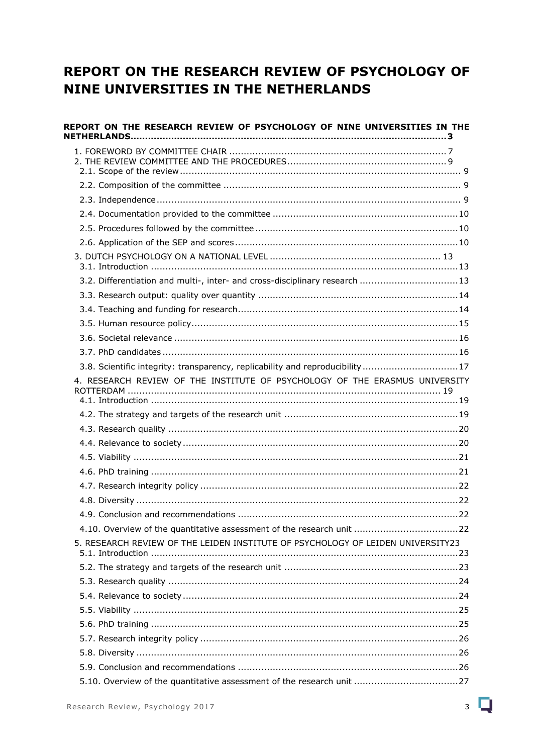# REPORT ON THE RESEARCH REVIEW OF PSYCHOLOGY OF NINE UNIVERSITIES IN THE NETHERLANDS

**REPORT ON THE RESEARCH REVIEW OF PSYCHOLOGY OF NINE UNIVERSITIES IN THE NETHERLANDS .......... 3**

1. FOREWORD BY COMMITTEE CHAIR .......... 7
2. THE REVIEW COMMITTEE AND THE PROCEDURES .......... 9
   - 2.1. Scope of the review .......... 9
   - 2.2. Composition of the committee .......... 9
   - 2.3. Independence .......... 9
   - 2.4. Documentation provided to the committee .......... 10
   - 2.5. Procedures followed by the committee .......... 10
   - 2.6. Application of the SEP and scores .......... 10
3. DUTCH PSYCHOLOGY ON A NATIONAL LEVEL .......... 13
   - 3.1. Introduction .......... 13
   - 3.2. Differentiation and multi-, inter- and cross-disciplinary research .......... 13
   - 3.3. Research output: quality over quantity .......... 14
   - 3.4. Teaching and funding for research .......... 14
   - 3.5. Human resource policy .......... 15
   - 3.6. Societal relevance .......... 16
   - 3.7. PhD candidates .......... 16
   - 3.8. Scientific integrity: transparency, replicability and reproducibility .......... 17
4. RESEARCH REVIEW OF THE INSTITUTE OF PSYCHOLOGY OF THE ERASMUS UNIVERSITY ROTTERDAM .......... 19
   - 4.1. Introduction .......... 19
   - 4.2. The strategy and targets of the research unit .......... 19
   - 4.3. Research quality .......... 20
   - 4.4. Relevance to society .......... 20
   - 4.5. Viability .......... 21
   - 4.6. PhD training .......... 21
   - 4.7. Research integrity policy .......... 22
   - 4.8. Diversity .......... 22
   - 4.9. Conclusion and recommendations .......... 22
   - 4.10. Overview of the quantitative assessment of the research unit .......... 22
5. RESEARCH REVIEW OF THE LEIDEN INSTITUTE OF PSYCHOLOGY OF LEIDEN UNIVERSITY .......... 23
   - 5.1. Introduction .......... 23
   - 5.2. The strategy and targets of the research unit .......... 23
   - 5.3. Research quality .......... 24
   - 5.4. Relevance to society .......... 24
   - 5.5. Viability .......... 25
   - 5.6. PhD training .......... 25
   - 5.7. Research integrity policy .......... 26
   - 5.8. Diversity .......... 26
   - 5.9. Conclusion and recommendations .......... 26
   - 5.10. Overview of the quantitative assessment of the research unit .......... 27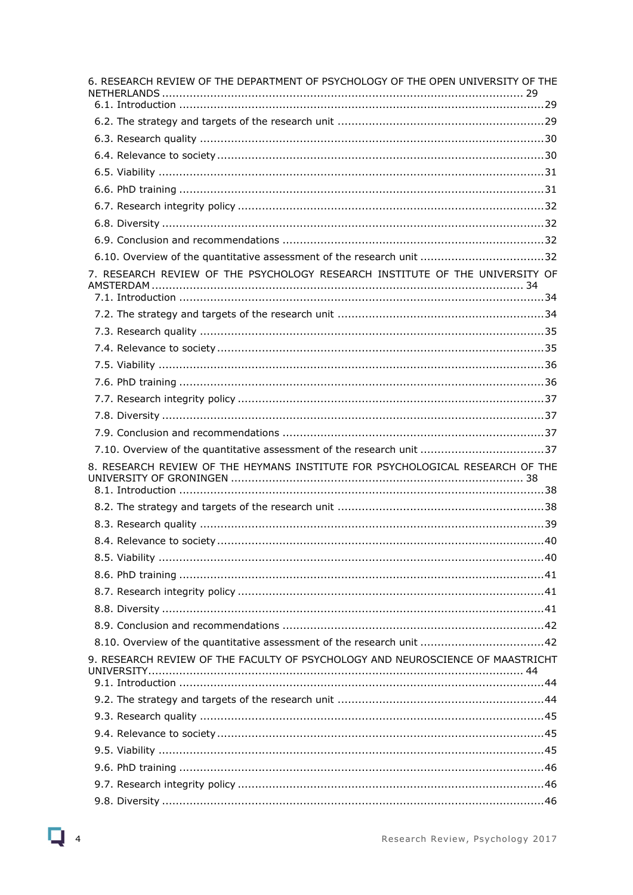6. RESEARCH REVIEW OF THE DEPARTMENT OF PSYCHOLOGY OF THE OPEN UNIVERSITY OF THE NETHERLANDS ........ 29
- 6.1. Introduction ........ 29
- 6.2. The strategy and targets of the research unit ........ 29
- 6.3. Research quality ........ 30
- 6.4. Relevance to society ........ 30
- 6.5. Viability ........ 31
- 6.6. PhD training ........ 31
- 6.7. Research integrity policy ........ 32
- 6.8. Diversity ........ 32
- 6.9. Conclusion and recommendations ........ 32
- 6.10. Overview of the quantitative assessment of the research unit ........ 32

7. RESEARCH REVIEW OF THE PSYCHOLOGY RESEARCH INSTITUTE OF THE UNIVERSITY OF AMSTERDAM ........ 34
- 7.1. Introduction ........ 34
- 7.2. The strategy and targets of the research unit ........ 34
- 7.3. Research quality ........ 35
- 7.4. Relevance to society ........ 35
- 7.5. Viability ........ 36
- 7.6. PhD training ........ 36
- 7.7. Research integrity policy ........ 37
- 7.8. Diversity ........ 37
- 7.9. Conclusion and recommendations ........ 37
- 7.10. Overview of the quantitative assessment of the research unit ........ 37

8. RESEARCH REVIEW OF THE HEYMANS INSTITUTE FOR PSYCHOLOGICAL RESEARCH OF THE UNIVERSITY OF GRONINGEN ........ 38
- 8.1. Introduction ........ 38
- 8.2. The strategy and targets of the research unit ........ 38
- 8.3. Research quality ........ 39
- 8.4. Relevance to society ........ 40
- 8.5. Viability ........ 40
- 8.6. PhD training ........ 41
- 8.7. Research integrity policy ........ 41
- 8.8. Diversity ........ 41
- 8.9. Conclusion and recommendations ........ 42
- 8.10. Overview of the quantitative assessment of the research unit ........ 42

9. RESEARCH REVIEW OF THE FACULTY OF PSYCHOLOGY AND NEUROSCIENCE OF MAASTRICHT UNIVERSITY ........ 44
- 9.1. Introduction ........ 44
- 9.2. The strategy and targets of the research unit ........ 44
- 9.3. Research quality ........ 45
- 9.4. Relevance to society ........ 45
- 9.5. Viability ........ 45
- 9.6. PhD training ........ 46
- 9.7. Research integrity policy ........ 46
- 9.8. Diversity ........ 46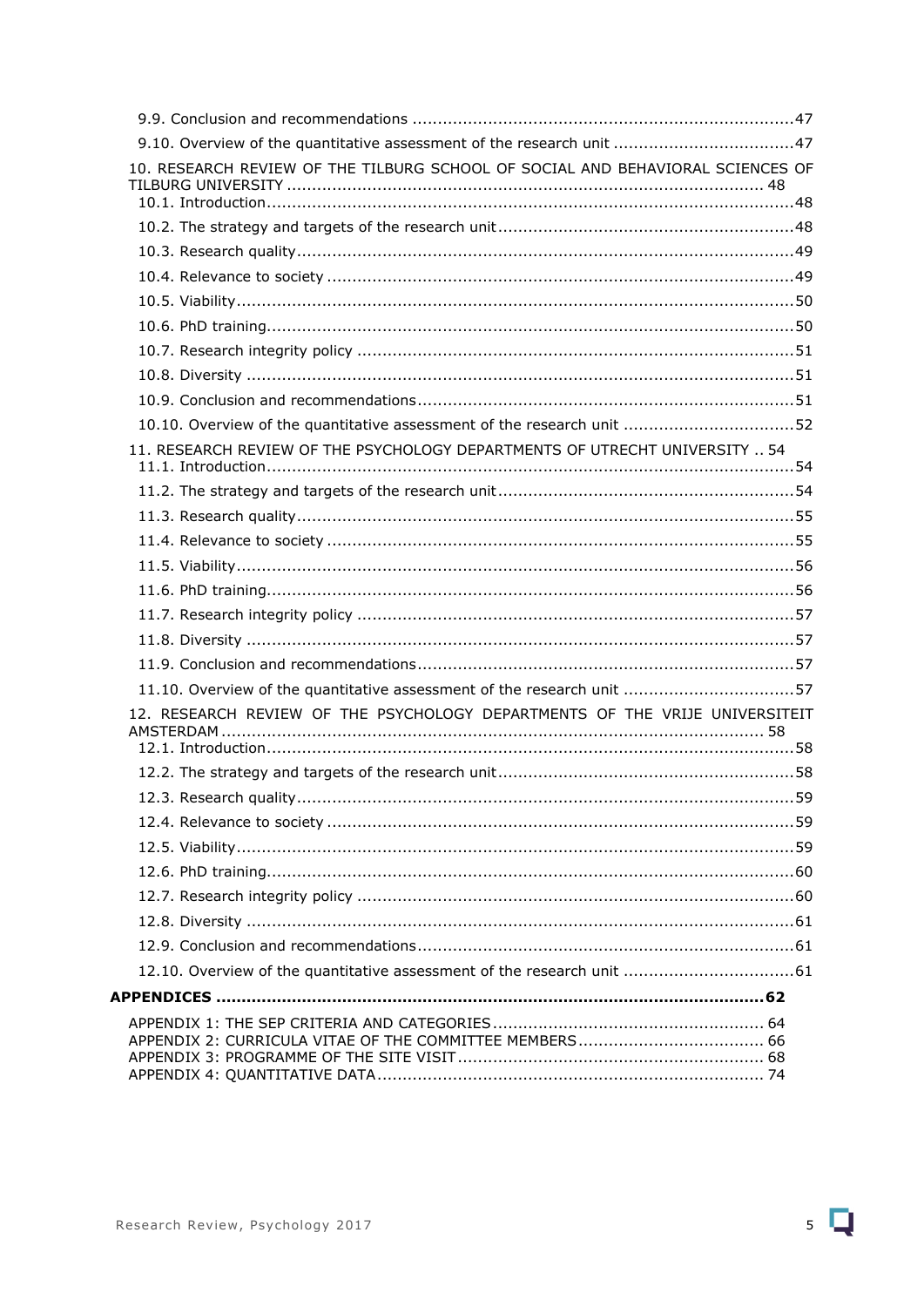9.9. Conclusion and recommendations ........................................................................47
9.10. Overview of the quantitative assessment of the research unit ....................................47

10. RESEARCH REVIEW OF THE TILBURG SCHOOL OF SOCIAL AND BEHAVIORAL SCIENCES OF TILBURG UNIVERSITY ........................................................................................ 48
10.1. Introduction........................................................................................................48
10.2. The strategy and targets of the research unit...........................................................48
10.3. Research quality...................................................................................................49
10.4. Relevance to society .............................................................................................49
10.5. Viability...............................................................................................................50
10.6. PhD training.........................................................................................................50
10.7. Research integrity policy .......................................................................................51
10.8. Diversity .............................................................................................................51
10.9. Conclusion and recommendations...........................................................................51
10.10. Overview of the quantitative assessment of the research unit ..................................52

11. RESEARCH REVIEW OF THE PSYCHOLOGY DEPARTMENTS OF UTRECHT UNIVERSITY .. 54
11.1. Introduction.........................................................................................................54
11.2. The strategy and targets of the research unit...........................................................54
11.3. Research quality...................................................................................................55
11.4. Relevance to society .............................................................................................55
11.5. Viability...............................................................................................................56
11.6. PhD training.........................................................................................................56
11.7. Research integrity policy .......................................................................................57
11.8. Diversity .............................................................................................................57
11.9. Conclusion and recommendations...........................................................................57
11.10. Overview of the quantitative assessment of the research unit ..................................57

12. RESEARCH REVIEW OF THE PSYCHOLOGY DEPARTMENTS OF THE VRIJE UNIVERSITEIT AMSTERDAM ........................................................................................................ 58
12.1. Introduction.........................................................................................................58
12.2. The strategy and targets of the research unit...........................................................58
12.3. Research quality...................................................................................................59
12.4. Relevance to society .............................................................................................59
12.5. Viability...............................................................................................................59
12.6. PhD training.........................................................................................................60
12.7. Research integrity policy .......................................................................................60
12.8. Diversity .............................................................................................................61
12.9. Conclusion and recommendations...........................................................................61
12.10. Overview of the quantitative assessment of the research unit ..................................61

**APPENDICES ..........................................................................................................62**

APPENDIX 1: THE SEP CRITERIA AND CATEGORIES...................................................... 64
APPENDIX 2: CURRICULA VITAE OF THE COMMITTEE MEMBERS..................................... 66
APPENDIX 3: PROGRAMME OF THE SITE VISIT............................................................. 68
APPENDIX 4: QUANTITATIVE DATA............................................................................. 74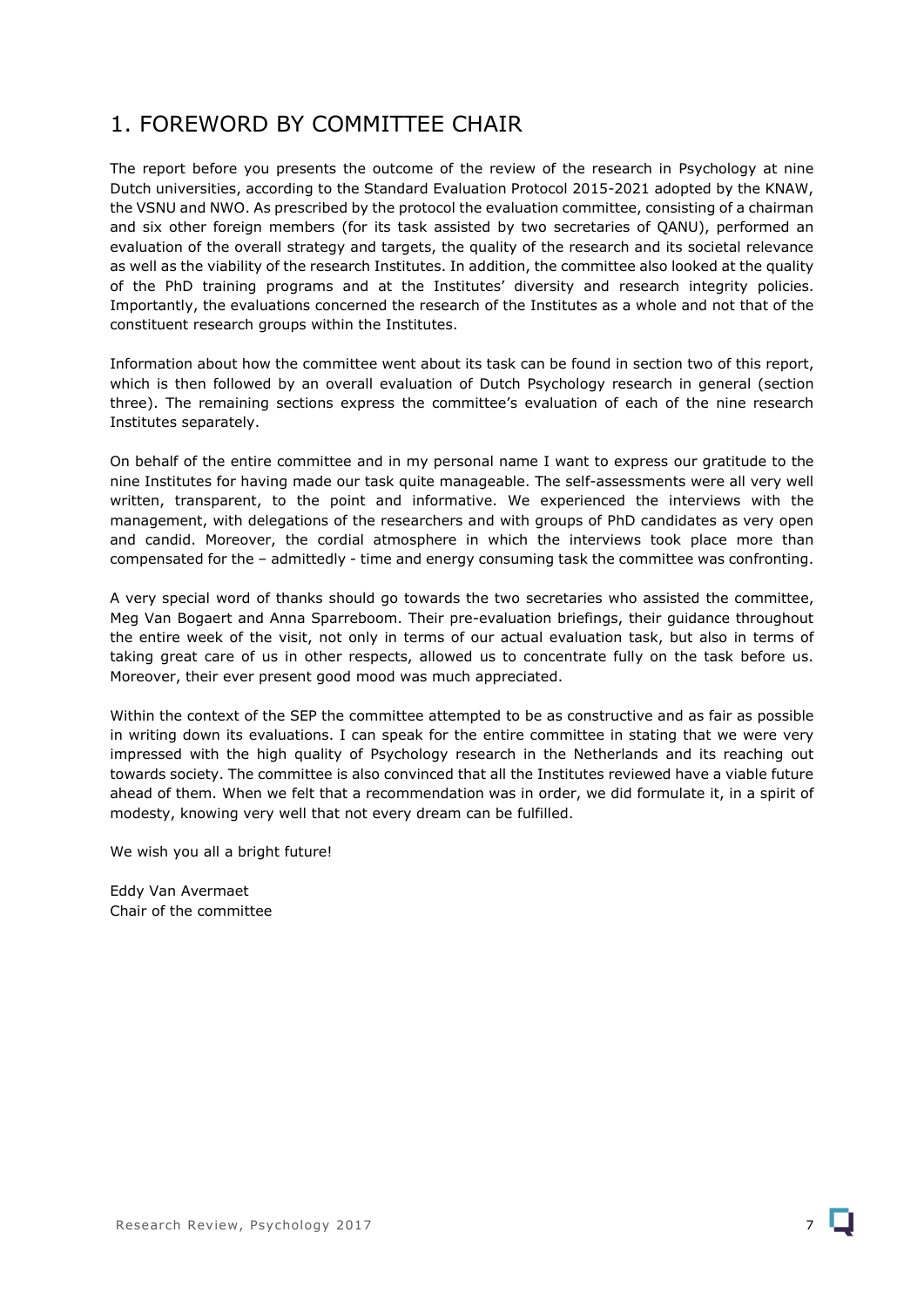# 1. FOREWORD BY COMMITTEE CHAIR

The report before you presents the outcome of the review of the research in Psychology at nine Dutch universities, according to the Standard Evaluation Protocol 2015-2021 adopted by the KNAW, the VSNU and NWO. As prescribed by the protocol the evaluation committee, consisting of a chairman and six other foreign members (for its task assisted by two secretaries of QANU), performed an evaluation of the overall strategy and targets, the quality of the research and its societal relevance as well as the viability of the research Institutes. In addition, the committee also looked at the quality of the PhD training programs and at the Institutes' diversity and research integrity policies. Importantly, the evaluations concerned the research of the Institutes as a whole and not that of the constituent research groups within the Institutes.

Information about how the committee went about its task can be found in section two of this report, which is then followed by an overall evaluation of Dutch Psychology research in general (section three). The remaining sections express the committee's evaluation of each of the nine research Institutes separately.

On behalf of the entire committee and in my personal name I want to express our gratitude to the nine Institutes for having made our task quite manageable. The self-assessments were all very well written, transparent, to the point and informative. We experienced the interviews with the management, with delegations of the researchers and with groups of PhD candidates as very open and candid. Moreover, the cordial atmosphere in which the interviews took place more than compensated for the – admittedly - time and energy consuming task the committee was confronting.

A very special word of thanks should go towards the two secretaries who assisted the committee, Meg Van Bogaert and Anna Sparreboom. Their pre-evaluation briefings, their guidance throughout the entire week of the visit, not only in terms of our actual evaluation task, but also in terms of taking great care of us in other respects, allowed us to concentrate fully on the task before us. Moreover, their ever present good mood was much appreciated.

Within the context of the SEP the committee attempted to be as constructive and as fair as possible in writing down its evaluations. I can speak for the entire committee in stating that we were very impressed with the high quality of Psychology research in the Netherlands and its reaching out towards society. The committee is also convinced that all the Institutes reviewed have a viable future ahead of them. When we felt that a recommendation was in order, we did formulate it, in a spirit of modesty, knowing very well that not every dream can be fulfilled.

We wish you all a bright future!

Eddy Van Avermaet
Chair of the committee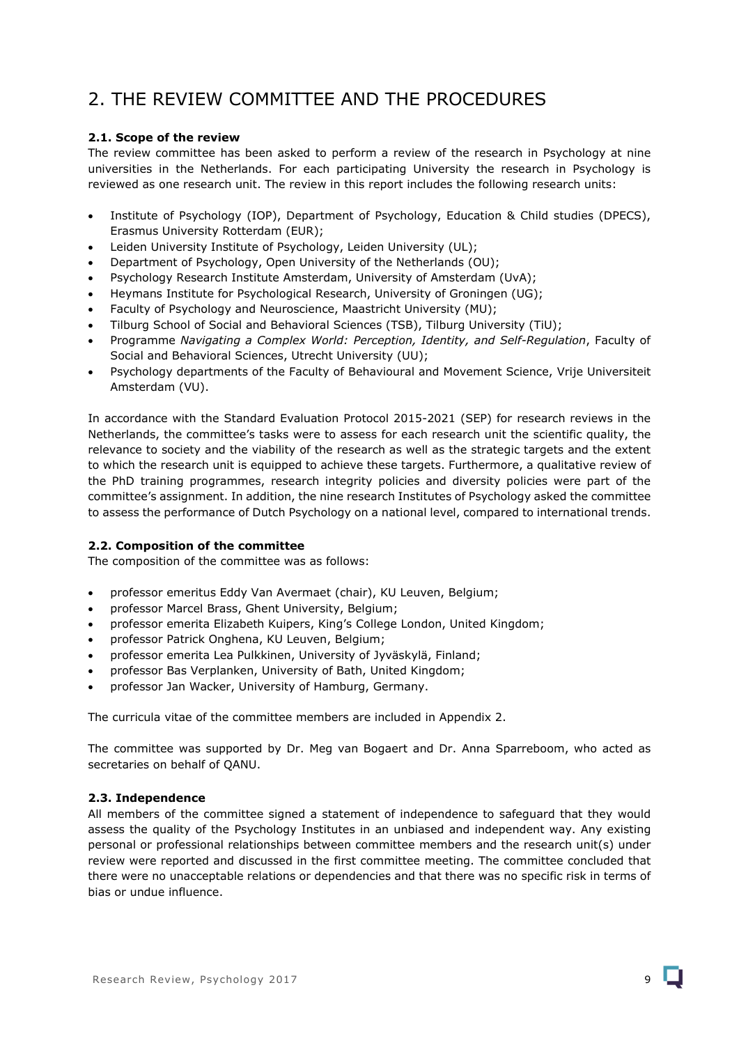# 2. THE REVIEW COMMITTEE AND THE PROCEDURES

### 2.1. Scope of the review

The review committee has been asked to perform a review of the research in Psychology at nine universities in the Netherlands. For each participating University the research in Psychology is reviewed as one research unit. The review in this report includes the following research units:

- Institute of Psychology (IOP), Department of Psychology, Education & Child studies (DPECS), Erasmus University Rotterdam (EUR);
- Leiden University Institute of Psychology, Leiden University (UL);
- Department of Psychology, Open University of the Netherlands (OU);
- Psychology Research Institute Amsterdam, University of Amsterdam (UvA);
- Heymans Institute for Psychological Research, University of Groningen (UG);
- Faculty of Psychology and Neuroscience, Maastricht University (MU);
- Tilburg School of Social and Behavioral Sciences (TSB), Tilburg University (TiU);
- Programme *Navigating a Complex World: Perception, Identity, and Self-Regulation*, Faculty of Social and Behavioral Sciences, Utrecht University (UU);
- Psychology departments of the Faculty of Behavioural and Movement Science, Vrije Universiteit Amsterdam (VU).

In accordance with the Standard Evaluation Protocol 2015-2021 (SEP) for research reviews in the Netherlands, the committee's tasks were to assess for each research unit the scientific quality, the relevance to society and the viability of the research as well as the strategic targets and the extent to which the research unit is equipped to achieve these targets. Furthermore, a qualitative review of the PhD training programmes, research integrity policies and diversity policies were part of the committee's assignment. In addition, the nine research Institutes of Psychology asked the committee to assess the performance of Dutch Psychology on a national level, compared to international trends.

### 2.2. Composition of the committee

The composition of the committee was as follows:

- professor emeritus Eddy Van Avermaet (chair), KU Leuven, Belgium;
- professor Marcel Brass, Ghent University, Belgium;
- professor emerita Elizabeth Kuipers, King's College London, United Kingdom;
- professor Patrick Onghena, KU Leuven, Belgium;
- professor emerita Lea Pulkkinen, University of Jyväskylä, Finland;
- professor Bas Verplanken, University of Bath, United Kingdom;
- professor Jan Wacker, University of Hamburg, Germany.

The curricula vitae of the committee members are included in Appendix 2.

The committee was supported by Dr. Meg van Bogaert and Dr. Anna Sparreboom, who acted as secretaries on behalf of QANU.

### 2.3. Independence

All members of the committee signed a statement of independence to safeguard that they would assess the quality of the Psychology Institutes in an unbiased and independent way. Any existing personal or professional relationships between committee members and the research unit(s) under review were reported and discussed in the first committee meeting. The committee concluded that there were no unacceptable relations or dependencies and that there was no specific risk in terms of bias or undue influence.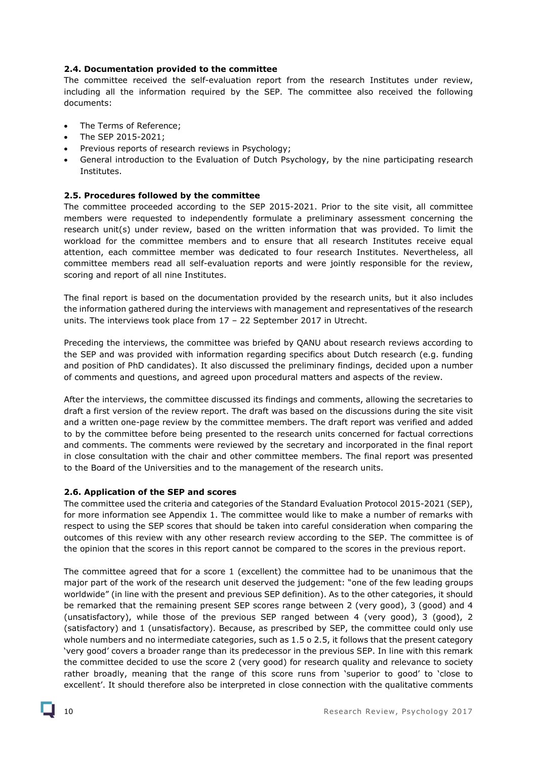### 2.4. Documentation provided to the committee

The committee received the self-evaluation report from the research Institutes under review, including all the information required by the SEP. The committee also received the following documents:

- The Terms of Reference;
- The SEP 2015-2021;
- Previous reports of research reviews in Psychology;
- General introduction to the Evaluation of Dutch Psychology, by the nine participating research Institutes.

### 2.5. Procedures followed by the committee

The committee proceeded according to the SEP 2015-2021. Prior to the site visit, all committee members were requested to independently formulate a preliminary assessment concerning the research unit(s) under review, based on the written information that was provided. To limit the workload for the committee members and to ensure that all research Institutes receive equal attention, each committee member was dedicated to four research Institutes. Nevertheless, all committee members read all self-evaluation reports and were jointly responsible for the review, scoring and report of all nine Institutes.

The final report is based on the documentation provided by the research units, but it also includes the information gathered during the interviews with management and representatives of the research units. The interviews took place from 17 – 22 September 2017 in Utrecht.

Preceding the interviews, the committee was briefed by QANU about research reviews according to the SEP and was provided with information regarding specifics about Dutch research (e.g. funding and position of PhD candidates). It also discussed the preliminary findings, decided upon a number of comments and questions, and agreed upon procedural matters and aspects of the review.

After the interviews, the committee discussed its findings and comments, allowing the secretaries to draft a first version of the review report. The draft was based on the discussions during the site visit and a written one-page review by the committee members. The draft report was verified and added to by the committee before being presented to the research units concerned for factual corrections and comments. The comments were reviewed by the secretary and incorporated in the final report in close consultation with the chair and other committee members. The final report was presented to the Board of the Universities and to the management of the research units.

### 2.6. Application of the SEP and scores

The committee used the criteria and categories of the Standard Evaluation Protocol 2015-2021 (SEP), for more information see Appendix 1. The committee would like to make a number of remarks with respect to using the SEP scores that should be taken into careful consideration when comparing the outcomes of this review with any other research review according to the SEP. The committee is of the opinion that the scores in this report cannot be compared to the scores in the previous report.

The committee agreed that for a score 1 (excellent) the committee had to be unanimous that the major part of the work of the research unit deserved the judgement: "one of the few leading groups worldwide" (in line with the present and previous SEP definition). As to the other categories, it should be remarked that the remaining present SEP scores range between 2 (very good), 3 (good) and 4 (unsatisfactory), while those of the previous SEP ranged between 4 (very good), 3 (good), 2 (satisfactory) and 1 (unsatisfactory). Because, as prescribed by SEP, the committee could only use whole numbers and no intermediate categories, such as 1.5 o 2.5, it follows that the present category 'very good' covers a broader range than its predecessor in the previous SEP. In line with this remark the committee decided to use the score 2 (very good) for research quality and relevance to society rather broadly, meaning that the range of this score runs from 'superior to good' to 'close to excellent'. It should therefore also be interpreted in close connection with the qualitative comments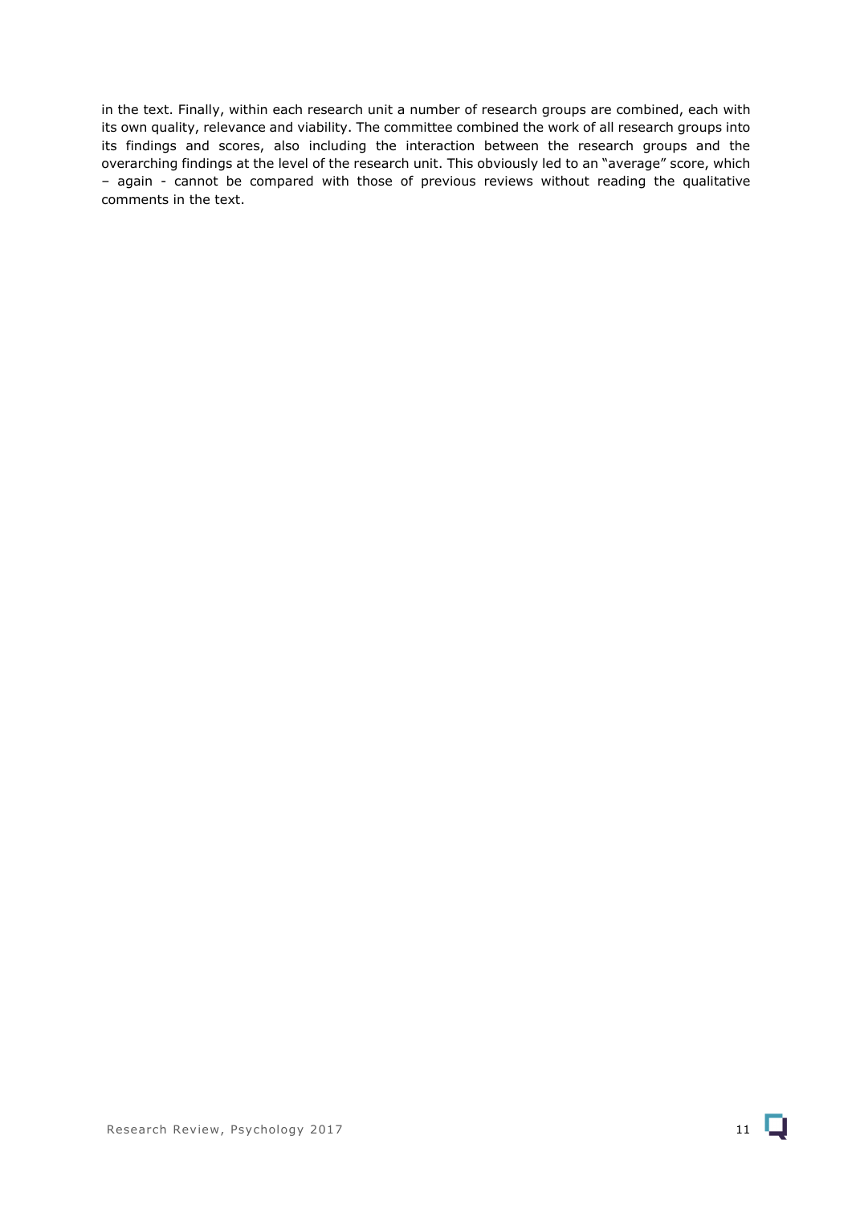in the text. Finally, within each research unit a number of research groups are combined, each with its own quality, relevance and viability. The committee combined the work of all research groups into its findings and scores, also including the interaction between the research groups and the overarching findings at the level of the research unit. This obviously led to an "average" score, which – again - cannot be compared with those of previous reviews without reading the qualitative comments in the text.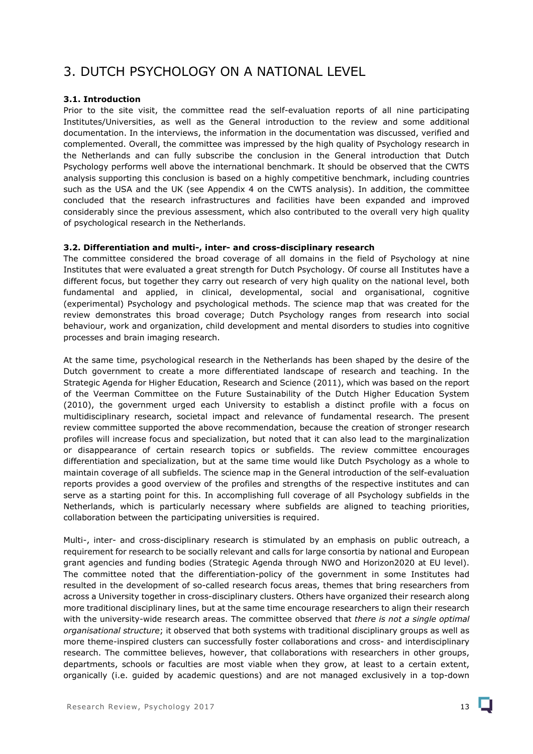# 3. DUTCH PSYCHOLOGY ON A NATIONAL LEVEL

### 3.1. Introduction

Prior to the site visit, the committee read the self-evaluation reports of all nine participating Institutes/Universities, as well as the General introduction to the review and some additional documentation. In the interviews, the information in the documentation was discussed, verified and complemented. Overall, the committee was impressed by the high quality of Psychology research in the Netherlands and can fully subscribe the conclusion in the General introduction that Dutch Psychology performs well above the international benchmark. It should be observed that the CWTS analysis supporting this conclusion is based on a highly competitive benchmark, including countries such as the USA and the UK (see Appendix 4 on the CWTS analysis). In addition, the committee concluded that the research infrastructures and facilities have been expanded and improved considerably since the previous assessment, which also contributed to the overall very high quality of psychological research in the Netherlands.

### 3.2. Differentiation and multi-, inter- and cross-disciplinary research

The committee considered the broad coverage of all domains in the field of Psychology at nine Institutes that were evaluated a great strength for Dutch Psychology. Of course all Institutes have a different focus, but together they carry out research of very high quality on the national level, both fundamental and applied, in clinical, developmental, social and organisational, cognitive (experimental) Psychology and psychological methods. The science map that was created for the review demonstrates this broad coverage; Dutch Psychology ranges from research into social behaviour, work and organization, child development and mental disorders to studies into cognitive processes and brain imaging research.

At the same time, psychological research in the Netherlands has been shaped by the desire of the Dutch government to create a more differentiated landscape of research and teaching. In the Strategic Agenda for Higher Education, Research and Science (2011), which was based on the report of the Veerman Committee on the Future Sustainability of the Dutch Higher Education System (2010), the government urged each University to establish a distinct profile with a focus on multidisciplinary research, societal impact and relevance of fundamental research. The present review committee supported the above recommendation, because the creation of stronger research profiles will increase focus and specialization, but noted that it can also lead to the marginalization or disappearance of certain research topics or subfields. The review committee encourages differentiation and specialization, but at the same time would like Dutch Psychology as a whole to maintain coverage of all subfields. The science map in the General introduction of the self-evaluation reports provides a good overview of the profiles and strengths of the respective institutes and can serve as a starting point for this. In accomplishing full coverage of all Psychology subfields in the Netherlands, which is particularly necessary where subfields are aligned to teaching priorities, collaboration between the participating universities is required.

Multi-, inter- and cross-disciplinary research is stimulated by an emphasis on public outreach, a requirement for research to be socially relevant and calls for large consortia by national and European grant agencies and funding bodies (Strategic Agenda through NWO and Horizon2020 at EU level). The committee noted that the differentiation-policy of the government in some Institutes had resulted in the development of so-called research focus areas, themes that bring researchers from across a University together in cross-disciplinary clusters. Others have organized their research along more traditional disciplinary lines, but at the same time encourage researchers to align their research with the university-wide research areas. The committee observed that *there is not a single optimal organisational structure*; it observed that both systems with traditional disciplinary groups as well as more theme-inspired clusters can successfully foster collaborations and cross- and interdisciplinary research. The committee believes, however, that collaborations with researchers in other groups, departments, schools or faculties are most viable when they grow, at least to a certain extent, organically (i.e. guided by academic questions) and are not managed exclusively in a top-down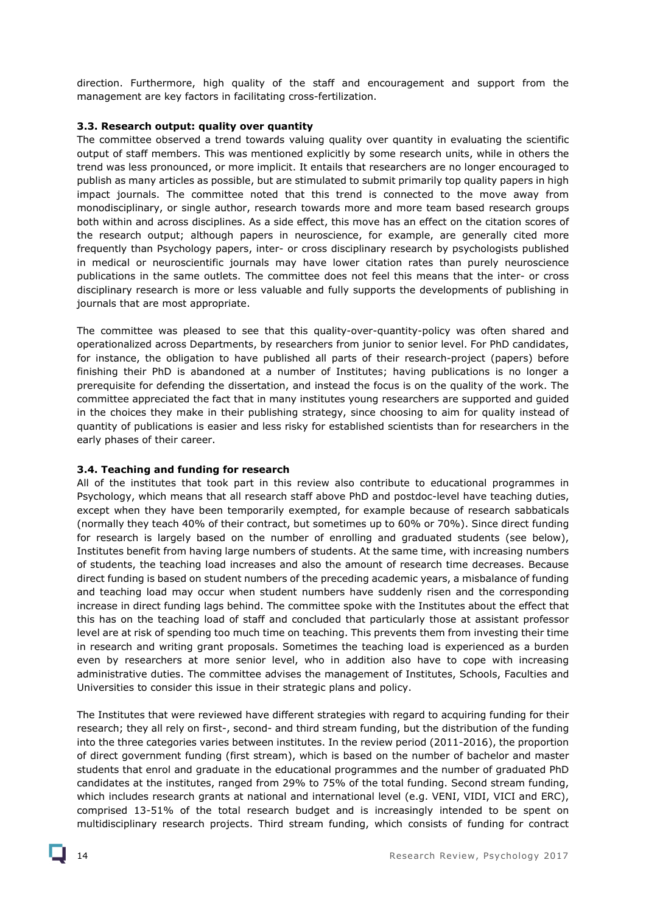direction. Furthermore, high quality of the staff and encouragement and support from the management are key factors in facilitating cross-fertilization.

### 3.3. Research output: quality over quantity

The committee observed a trend towards valuing quality over quantity in evaluating the scientific output of staff members. This was mentioned explicitly by some research units, while in others the trend was less pronounced, or more implicit. It entails that researchers are no longer encouraged to publish as many articles as possible, but are stimulated to submit primarily top quality papers in high impact journals. The committee noted that this trend is connected to the move away from monodisciplinary, or single author, research towards more and more team based research groups both within and across disciplines. As a side effect, this move has an effect on the citation scores of the research output; although papers in neuroscience, for example, are generally cited more frequently than Psychology papers, inter- or cross disciplinary research by psychologists published in medical or neuroscientific journals may have lower citation rates than purely neuroscience publications in the same outlets. The committee does not feel this means that the inter- or cross disciplinary research is more or less valuable and fully supports the developments of publishing in journals that are most appropriate.

The committee was pleased to see that this quality-over-quantity-policy was often shared and operationalized across Departments, by researchers from junior to senior level. For PhD candidates, for instance, the obligation to have published all parts of their research-project (papers) before finishing their PhD is abandoned at a number of Institutes; having publications is no longer a prerequisite for defending the dissertation, and instead the focus is on the quality of the work. The committee appreciated the fact that in many institutes young researchers are supported and guided in the choices they make in their publishing strategy, since choosing to aim for quality instead of quantity of publications is easier and less risky for established scientists than for researchers in the early phases of their career.

### 3.4. Teaching and funding for research

All of the institutes that took part in this review also contribute to educational programmes in Psychology, which means that all research staff above PhD and postdoc-level have teaching duties, except when they have been temporarily exempted, for example because of research sabbaticals (normally they teach 40% of their contract, but sometimes up to 60% or 70%). Since direct funding for research is largely based on the number of enrolling and graduated students (see below), Institutes benefit from having large numbers of students. At the same time, with increasing numbers of students, the teaching load increases and also the amount of research time decreases. Because direct funding is based on student numbers of the preceding academic years, a misbalance of funding and teaching load may occur when student numbers have suddenly risen and the corresponding increase in direct funding lags behind. The committee spoke with the Institutes about the effect that this has on the teaching load of staff and concluded that particularly those at assistant professor level are at risk of spending too much time on teaching. This prevents them from investing their time in research and writing grant proposals. Sometimes the teaching load is experienced as a burden even by researchers at more senior level, who in addition also have to cope with increasing administrative duties. The committee advises the management of Institutes, Schools, Faculties and Universities to consider this issue in their strategic plans and policy.

The Institutes that were reviewed have different strategies with regard to acquiring funding for their research; they all rely on first-, second- and third stream funding, but the distribution of the funding into the three categories varies between institutes. In the review period (2011-2016), the proportion of direct government funding (first stream), which is based on the number of bachelor and master students that enrol and graduate in the educational programmes and the number of graduated PhD candidates at the institutes, ranged from 29% to 75% of the total funding. Second stream funding, which includes research grants at national and international level (e.g. VENI, VIDI, VICI and ERC), comprised 13-51% of the total research budget and is increasingly intended to be spent on multidisciplinary research projects. Third stream funding, which consists of funding for contract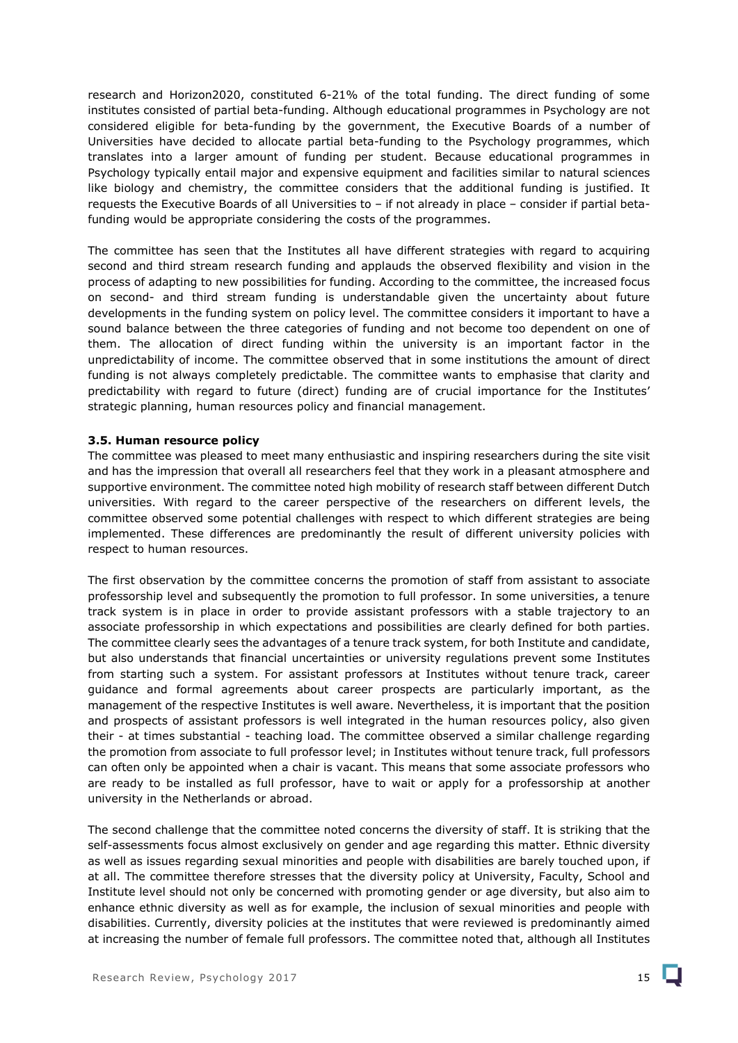research and Horizon2020, constituted 6-21% of the total funding. The direct funding of some institutes consisted of partial beta-funding. Although educational programmes in Psychology are not considered eligible for beta-funding by the government, the Executive Boards of a number of Universities have decided to allocate partial beta-funding to the Psychology programmes, which translates into a larger amount of funding per student. Because educational programmes in Psychology typically entail major and expensive equipment and facilities similar to natural sciences like biology and chemistry, the committee considers that the additional funding is justified. It requests the Executive Boards of all Universities to – if not already in place – consider if partial beta-funding would be appropriate considering the costs of the programmes.

The committee has seen that the Institutes all have different strategies with regard to acquiring second and third stream research funding and applauds the observed flexibility and vision in the process of adapting to new possibilities for funding. According to the committee, the increased focus on second- and third stream funding is understandable given the uncertainty about future developments in the funding system on policy level. The committee considers it important to have a sound balance between the three categories of funding and not become too dependent on one of them. The allocation of direct funding within the university is an important factor in the unpredictability of income. The committee observed that in some institutions the amount of direct funding is not always completely predictable. The committee wants to emphasise that clarity and predictability with regard to future (direct) funding are of crucial importance for the Institutes' strategic planning, human resources policy and financial management.

### 3.5. Human resource policy

The committee was pleased to meet many enthusiastic and inspiring researchers during the site visit and has the impression that overall all researchers feel that they work in a pleasant atmosphere and supportive environment. The committee noted high mobility of research staff between different Dutch universities. With regard to the career perspective of the researchers on different levels, the committee observed some potential challenges with respect to which different strategies are being implemented. These differences are predominantly the result of different university policies with respect to human resources.

The first observation by the committee concerns the promotion of staff from assistant to associate professorship level and subsequently the promotion to full professor. In some universities, a tenure track system is in place in order to provide assistant professors with a stable trajectory to an associate professorship in which expectations and possibilities are clearly defined for both parties. The committee clearly sees the advantages of a tenure track system, for both Institute and candidate, but also understands that financial uncertainties or university regulations prevent some Institutes from starting such a system. For assistant professors at Institutes without tenure track, career guidance and formal agreements about career prospects are particularly important, as the management of the respective Institutes is well aware. Nevertheless, it is important that the position and prospects of assistant professors is well integrated in the human resources policy, also given their - at times substantial - teaching load. The committee observed a similar challenge regarding the promotion from associate to full professor level; in Institutes without tenure track, full professors can often only be appointed when a chair is vacant. This means that some associate professors who are ready to be installed as full professor, have to wait or apply for a professorship at another university in the Netherlands or abroad.

The second challenge that the committee noted concerns the diversity of staff. It is striking that the self-assessments focus almost exclusively on gender and age regarding this matter. Ethnic diversity as well as issues regarding sexual minorities and people with disabilities are barely touched upon, if at all. The committee therefore stresses that the diversity policy at University, Faculty, School and Institute level should not only be concerned with promoting gender or age diversity, but also aim to enhance ethnic diversity as well as for example, the inclusion of sexual minorities and people with disabilities. Currently, diversity policies at the institutes that were reviewed is predominantly aimed at increasing the number of female full professors. The committee noted that, although all Institutes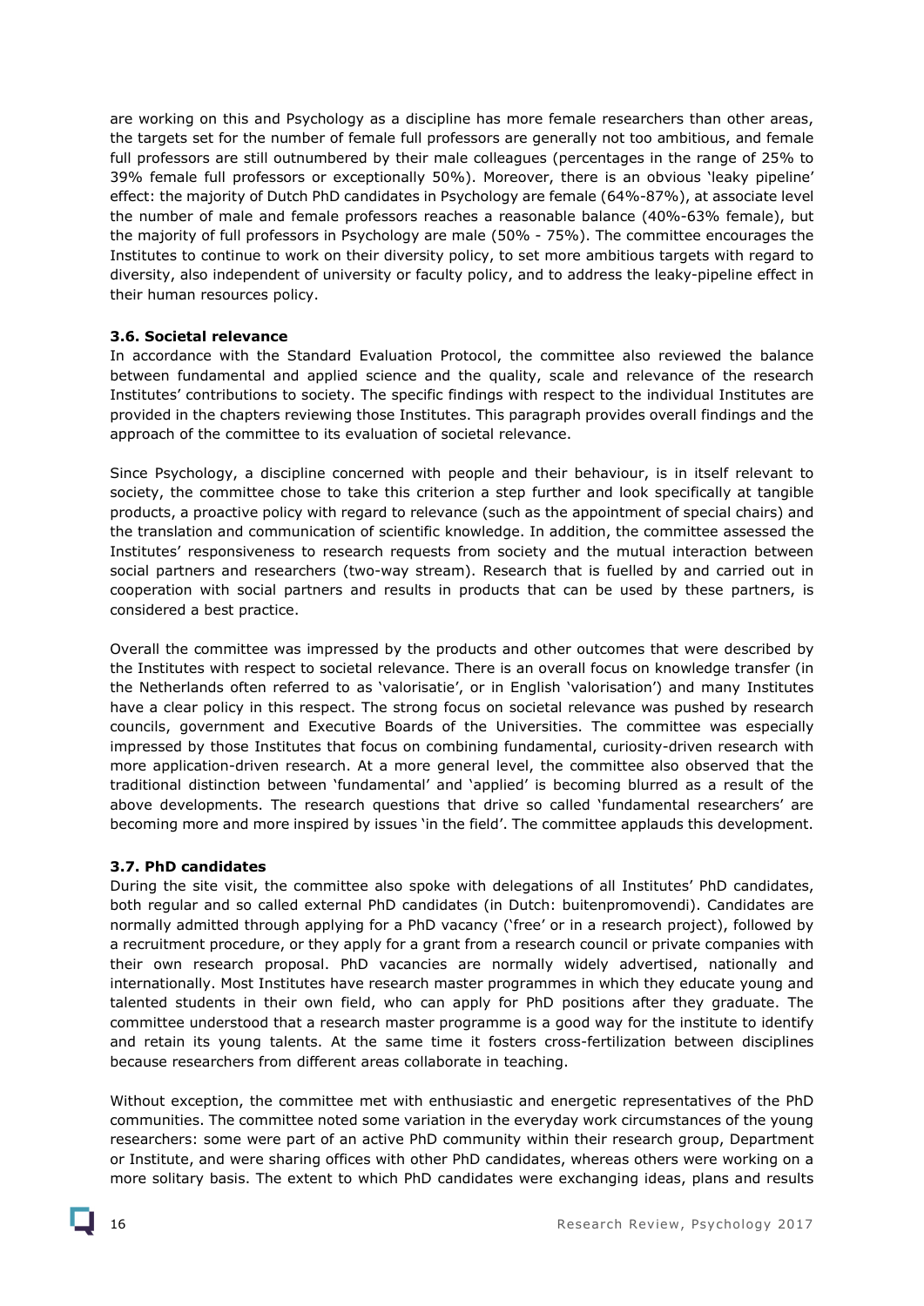are working on this and Psychology as a discipline has more female researchers than other areas, the targets set for the number of female full professors are generally not too ambitious, and female full professors are still outnumbered by their male colleagues (percentages in the range of 25% to 39% female full professors or exceptionally 50%). Moreover, there is an obvious 'leaky pipeline' effect: the majority of Dutch PhD candidates in Psychology are female (64%-87%), at associate level the number of male and female professors reaches a reasonable balance (40%-63% female), but the majority of full professors in Psychology are male (50% - 75%). The committee encourages the Institutes to continue to work on their diversity policy, to set more ambitious targets with regard to diversity, also independent of university or faculty policy, and to address the leaky-pipeline effect in their human resources policy.

### 3.6. Societal relevance

In accordance with the Standard Evaluation Protocol, the committee also reviewed the balance between fundamental and applied science and the quality, scale and relevance of the research Institutes' contributions to society. The specific findings with respect to the individual Institutes are provided in the chapters reviewing those Institutes. This paragraph provides overall findings and the approach of the committee to its evaluation of societal relevance.

Since Psychology, a discipline concerned with people and their behaviour, is in itself relevant to society, the committee chose to take this criterion a step further and look specifically at tangible products, a proactive policy with regard to relevance (such as the appointment of special chairs) and the translation and communication of scientific knowledge. In addition, the committee assessed the Institutes' responsiveness to research requests from society and the mutual interaction between social partners and researchers (two-way stream). Research that is fuelled by and carried out in cooperation with social partners and results in products that can be used by these partners, is considered a best practice.

Overall the committee was impressed by the products and other outcomes that were described by the Institutes with respect to societal relevance. There is an overall focus on knowledge transfer (in the Netherlands often referred to as 'valorisatie', or in English 'valorisation') and many Institutes have a clear policy in this respect. The strong focus on societal relevance was pushed by research councils, government and Executive Boards of the Universities. The committee was especially impressed by those Institutes that focus on combining fundamental, curiosity-driven research with more application-driven research. At a more general level, the committee also observed that the traditional distinction between 'fundamental' and 'applied' is becoming blurred as a result of the above developments. The research questions that drive so called 'fundamental researchers' are becoming more and more inspired by issues 'in the field'. The committee applauds this development.

### 3.7. PhD candidates

During the site visit, the committee also spoke with delegations of all Institutes' PhD candidates, both regular and so called external PhD candidates (in Dutch: buitenpromovendi). Candidates are normally admitted through applying for a PhD vacancy ('free' or in a research project), followed by a recruitment procedure, or they apply for a grant from a research council or private companies with their own research proposal. PhD vacancies are normally widely advertised, nationally and internationally. Most Institutes have research master programmes in which they educate young and talented students in their own field, who can apply for PhD positions after they graduate. The committee understood that a research master programme is a good way for the institute to identify and retain its young talents. At the same time it fosters cross-fertilization between disciplines because researchers from different areas collaborate in teaching.

Without exception, the committee met with enthusiastic and energetic representatives of the PhD communities. The committee noted some variation in the everyday work circumstances of the young researchers: some were part of an active PhD community within their research group, Department or Institute, and were sharing offices with other PhD candidates, whereas others were working on a more solitary basis. The extent to which PhD candidates were exchanging ideas, plans and results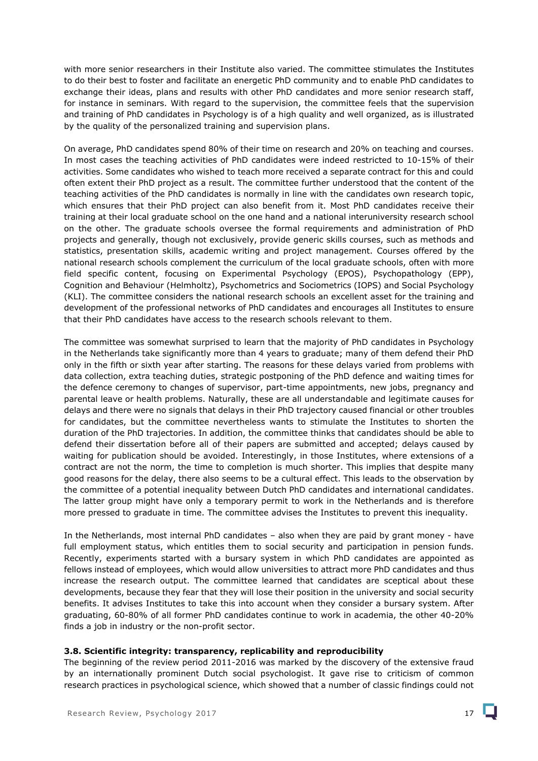with more senior researchers in their Institute also varied. The committee stimulates the Institutes to do their best to foster and facilitate an energetic PhD community and to enable PhD candidates to exchange their ideas, plans and results with other PhD candidates and more senior research staff, for instance in seminars. With regard to the supervision, the committee feels that the supervision and training of PhD candidates in Psychology is of a high quality and well organized, as is illustrated by the quality of the personalized training and supervision plans.

On average, PhD candidates spend 80% of their time on research and 20% on teaching and courses. In most cases the teaching activities of PhD candidates were indeed restricted to 10-15% of their activities. Some candidates who wished to teach more received a separate contract for this and could often extent their PhD project as a result. The committee further understood that the content of the teaching activities of the PhD candidates is normally in line with the candidates own research topic, which ensures that their PhD project can also benefit from it. Most PhD candidates receive their training at their local graduate school on the one hand and a national interuniversity research school on the other. The graduate schools oversee the formal requirements and administration of PhD projects and generally, though not exclusively, provide generic skills courses, such as methods and statistics, presentation skills, academic writing and project management. Courses offered by the national research schools complement the curriculum of the local graduate schools, often with more field specific content, focusing on Experimental Psychology (EPOS), Psychopathology (EPP), Cognition and Behaviour (Helmholtz), Psychometrics and Sociometrics (IOPS) and Social Psychology (KLI). The committee considers the national research schools an excellent asset for the training and development of the professional networks of PhD candidates and encourages all Institutes to ensure that their PhD candidates have access to the research schools relevant to them.

The committee was somewhat surprised to learn that the majority of PhD candidates in Psychology in the Netherlands take significantly more than 4 years to graduate; many of them defend their PhD only in the fifth or sixth year after starting. The reasons for these delays varied from problems with data collection, extra teaching duties, strategic postponing of the PhD defence and waiting times for the defence ceremony to changes of supervisor, part-time appointments, new jobs, pregnancy and parental leave or health problems. Naturally, these are all understandable and legitimate causes for delays and there were no signals that delays in their PhD trajectory caused financial or other troubles for candidates, but the committee nevertheless wants to stimulate the Institutes to shorten the duration of the PhD trajectories. In addition, the committee thinks that candidates should be able to defend their dissertation before all of their papers are submitted and accepted; delays caused by waiting for publication should be avoided. Interestingly, in those Institutes, where extensions of a contract are not the norm, the time to completion is much shorter. This implies that despite many good reasons for the delay, there also seems to be a cultural effect. This leads to the observation by the committee of a potential inequality between Dutch PhD candidates and international candidates. The latter group might have only a temporary permit to work in the Netherlands and is therefore more pressed to graduate in time. The committee advises the Institutes to prevent this inequality.

In the Netherlands, most internal PhD candidates – also when they are paid by grant money - have full employment status, which entitles them to social security and participation in pension funds. Recently, experiments started with a bursary system in which PhD candidates are appointed as fellows instead of employees, which would allow universities to attract more PhD candidates and thus increase the research output. The committee learned that candidates are sceptical about these developments, because they fear that they will lose their position in the university and social security benefits. It advises Institutes to take this into account when they consider a bursary system. After graduating, 60-80% of all former PhD candidates continue to work in academia, the other 40-20% finds a job in industry or the non-profit sector.

### 3.8. Scientific integrity: transparency, replicability and reproducibility

The beginning of the review period 2011-2016 was marked by the discovery of the extensive fraud by an internationally prominent Dutch social psychologist. It gave rise to criticism of common research practices in psychological science, which showed that a number of classic findings could not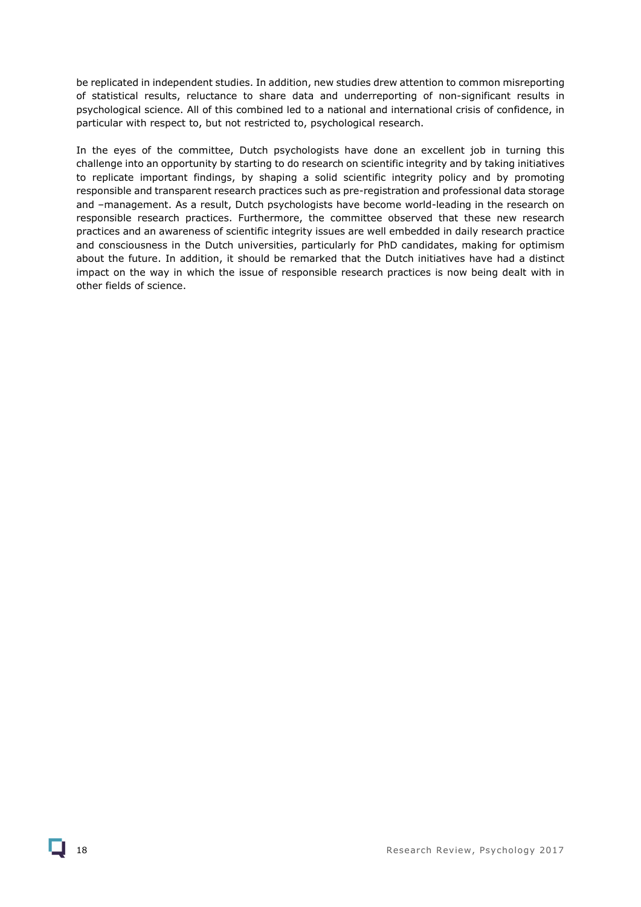be replicated in independent studies. In addition, new studies drew attention to common misreporting of statistical results, reluctance to share data and underreporting of non-significant results in psychological science. All of this combined led to a national and international crisis of confidence, in particular with respect to, but not restricted to, psychological research.

In the eyes of the committee, Dutch psychologists have done an excellent job in turning this challenge into an opportunity by starting to do research on scientific integrity and by taking initiatives to replicate important findings, by shaping a solid scientific integrity policy and by promoting responsible and transparent research practices such as pre-registration and professional data storage and –management. As a result, Dutch psychologists have become world-leading in the research on responsible research practices. Furthermore, the committee observed that these new research practices and an awareness of scientific integrity issues are well embedded in daily research practice and consciousness in the Dutch universities, particularly for PhD candidates, making for optimism about the future. In addition, it should be remarked that the Dutch initiatives have had a distinct impact on the way in which the issue of responsible research practices is now being dealt with in other fields of science.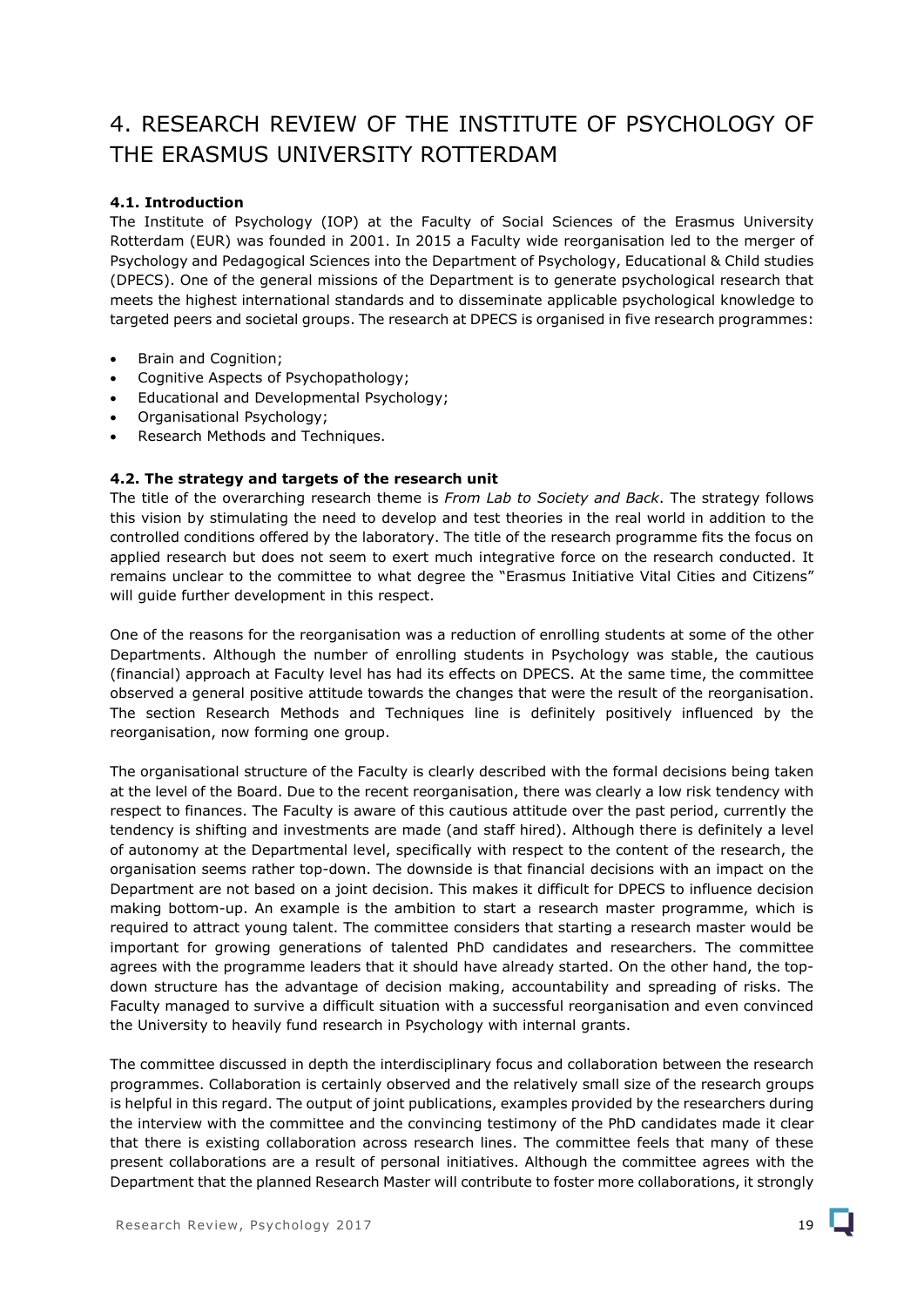# 4. RESEARCH REVIEW OF THE INSTITUTE OF PSYCHOLOGY OF THE ERASMUS UNIVERSITY ROTTERDAM

### 4.1. Introduction

The Institute of Psychology (IOP) at the Faculty of Social Sciences of the Erasmus University Rotterdam (EUR) was founded in 2001. In 2015 a Faculty wide reorganisation led to the merger of Psychology and Pedagogical Sciences into the Department of Psychology, Educational & Child studies (DPECS). One of the general missions of the Department is to generate psychological research that meets the highest international standards and to disseminate applicable psychological knowledge to targeted peers and societal groups. The research at DPECS is organised in five research programmes:

- Brain and Cognition;
- Cognitive Aspects of Psychopathology;
- Educational and Developmental Psychology;
- Organisational Psychology;
- Research Methods and Techniques.

### 4.2. The strategy and targets of the research unit

The title of the overarching research theme is *From Lab to Society and Back*. The strategy follows this vision by stimulating the need to develop and test theories in the real world in addition to the controlled conditions offered by the laboratory. The title of the research programme fits the focus on applied research but does not seem to exert much integrative force on the research conducted. It remains unclear to the committee to what degree the "Erasmus Initiative Vital Cities and Citizens" will guide further development in this respect.

One of the reasons for the reorganisation was a reduction of enrolling students at some of the other Departments. Although the number of enrolling students in Psychology was stable, the cautious (financial) approach at Faculty level has had its effects on DPECS. At the same time, the committee observed a general positive attitude towards the changes that were the result of the reorganisation. The section Research Methods and Techniques line is definitely positively influenced by the reorganisation, now forming one group.

The organisational structure of the Faculty is clearly described with the formal decisions being taken at the level of the Board. Due to the recent reorganisation, there was clearly a low risk tendency with respect to finances. The Faculty is aware of this cautious attitude over the past period, currently the tendency is shifting and investments are made (and staff hired). Although there is definitely a level of autonomy at the Departmental level, specifically with respect to the content of the research, the organisation seems rather top-down. The downside is that financial decisions with an impact on the Department are not based on a joint decision. This makes it difficult for DPECS to influence decision making bottom-up. An example is the ambition to start a research master programme, which is required to attract young talent. The committee considers that starting a research master would be important for growing generations of talented PhD candidates and researchers. The committee agrees with the programme leaders that it should have already started. On the other hand, the top-down structure has the advantage of decision making, accountability and spreading of risks. The Faculty managed to survive a difficult situation with a successful reorganisation and even convinced the University to heavily fund research in Psychology with internal grants.

The committee discussed in depth the interdisciplinary focus and collaboration between the research programmes. Collaboration is certainly observed and the relatively small size of the research groups is helpful in this regard. The output of joint publications, examples provided by the researchers during the interview with the committee and the convincing testimony of the PhD candidates made it clear that there is existing collaboration across research lines. The committee feels that many of these present collaborations are a result of personal initiatives. Although the committee agrees with the Department that the planned Research Master will contribute to foster more collaborations, it strongly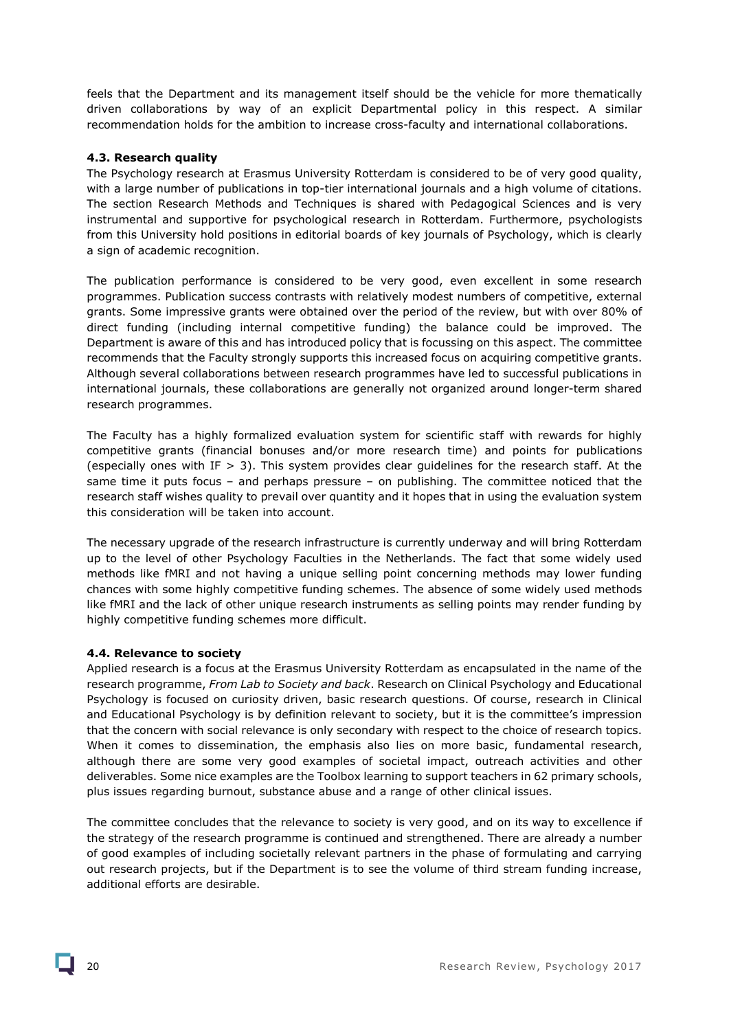feels that the Department and its management itself should be the vehicle for more thematically driven collaborations by way of an explicit Departmental policy in this respect. A similar recommendation holds for the ambition to increase cross-faculty and international collaborations.

### 4.3. Research quality

The Psychology research at Erasmus University Rotterdam is considered to be of very good quality, with a large number of publications in top-tier international journals and a high volume of citations. The section Research Methods and Techniques is shared with Pedagogical Sciences and is very instrumental and supportive for psychological research in Rotterdam. Furthermore, psychologists from this University hold positions in editorial boards of key journals of Psychology, which is clearly a sign of academic recognition.

The publication performance is considered to be very good, even excellent in some research programmes. Publication success contrasts with relatively modest numbers of competitive, external grants. Some impressive grants were obtained over the period of the review, but with over 80% of direct funding (including internal competitive funding) the balance could be improved. The Department is aware of this and has introduced policy that is focussing on this aspect. The committee recommends that the Faculty strongly supports this increased focus on acquiring competitive grants. Although several collaborations between research programmes have led to successful publications in international journals, these collaborations are generally not organized around longer-term shared research programmes.

The Faculty has a highly formalized evaluation system for scientific staff with rewards for highly competitive grants (financial bonuses and/or more research time) and points for publications (especially ones with IF > 3). This system provides clear guidelines for the research staff. At the same time it puts focus – and perhaps pressure – on publishing. The committee noticed that the research staff wishes quality to prevail over quantity and it hopes that in using the evaluation system this consideration will be taken into account.

The necessary upgrade of the research infrastructure is currently underway and will bring Rotterdam up to the level of other Psychology Faculties in the Netherlands. The fact that some widely used methods like fMRI and not having a unique selling point concerning methods may lower funding chances with some highly competitive funding schemes. The absence of some widely used methods like fMRI and the lack of other unique research instruments as selling points may render funding by highly competitive funding schemes more difficult.

### 4.4. Relevance to society

Applied research is a focus at the Erasmus University Rotterdam as encapsulated in the name of the research programme, *From Lab to Society and back*. Research on Clinical Psychology and Educational Psychology is focused on curiosity driven, basic research questions. Of course, research in Clinical and Educational Psychology is by definition relevant to society, but it is the committee's impression that the concern with social relevance is only secondary with respect to the choice of research topics. When it comes to dissemination, the emphasis also lies on more basic, fundamental research, although there are some very good examples of societal impact, outreach activities and other deliverables. Some nice examples are the Toolbox learning to support teachers in 62 primary schools, plus issues regarding burnout, substance abuse and a range of other clinical issues.

The committee concludes that the relevance to society is very good, and on its way to excellence if the strategy of the research programme is continued and strengthened. There are already a number of good examples of including societally relevant partners in the phase of formulating and carrying out research projects, but if the Department is to see the volume of third stream funding increase, additional efforts are desirable.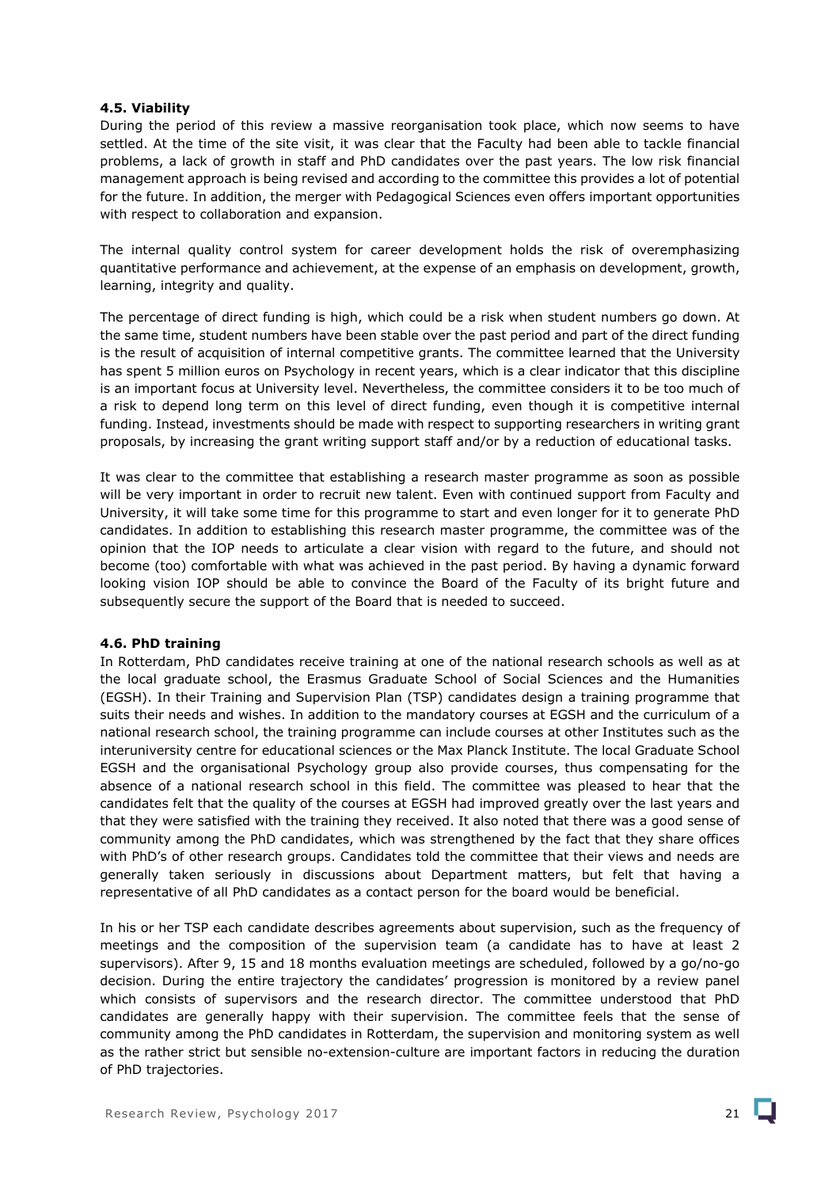#### 4.5. Viability

During the period of this review a massive reorganisation took place, which now seems to have settled. At the time of the site visit, it was clear that the Faculty had been able to tackle financial problems, a lack of growth in staff and PhD candidates over the past years. The low risk financial management approach is being revised and according to the committee this provides a lot of potential for the future. In addition, the merger with Pedagogical Sciences even offers important opportunities with respect to collaboration and expansion.

The internal quality control system for career development holds the risk of overemphasizing quantitative performance and achievement, at the expense of an emphasis on development, growth, learning, integrity and quality.

The percentage of direct funding is high, which could be a risk when student numbers go down. At the same time, student numbers have been stable over the past period and part of the direct funding is the result of acquisition of internal competitive grants. The committee learned that the University has spent 5 million euros on Psychology in recent years, which is a clear indicator that this discipline is an important focus at University level. Nevertheless, the committee considers it to be too much of a risk to depend long term on this level of direct funding, even though it is competitive internal funding. Instead, investments should be made with respect to supporting researchers in writing grant proposals, by increasing the grant writing support staff and/or by a reduction of educational tasks.

It was clear to the committee that establishing a research master programme as soon as possible will be very important in order to recruit new talent. Even with continued support from Faculty and University, it will take some time for this programme to start and even longer for it to generate PhD candidates. In addition to establishing this research master programme, the committee was of the opinion that the IOP needs to articulate a clear vision with regard to the future, and should not become (too) comfortable with what was achieved in the past period. By having a dynamic forward looking vision IOP should be able to convince the Board of the Faculty of its bright future and subsequently secure the support of the Board that is needed to succeed.

#### 4.6. PhD training

In Rotterdam, PhD candidates receive training at one of the national research schools as well as at the local graduate school, the Erasmus Graduate School of Social Sciences and the Humanities (EGSH). In their Training and Supervision Plan (TSP) candidates design a training programme that suits their needs and wishes. In addition to the mandatory courses at EGSH and the curriculum of a national research school, the training programme can include courses at other Institutes such as the interuniversity centre for educational sciences or the Max Planck Institute. The local Graduate School EGSH and the organisational Psychology group also provide courses, thus compensating for the absence of a national research school in this field. The committee was pleased to hear that the candidates felt that the quality of the courses at EGSH had improved greatly over the last years and that they were satisfied with the training they received. It also noted that there was a good sense of community among the PhD candidates, which was strengthened by the fact that they share offices with PhD's of other research groups. Candidates told the committee that their views and needs are generally taken seriously in discussions about Department matters, but felt that having a representative of all PhD candidates as a contact person for the board would be beneficial.

In his or her TSP each candidate describes agreements about supervision, such as the frequency of meetings and the composition of the supervision team (a candidate has to have at least 2 supervisors). After 9, 15 and 18 months evaluation meetings are scheduled, followed by a go/no-go decision. During the entire trajectory the candidates' progression is monitored by a review panel which consists of supervisors and the research director. The committee understood that PhD candidates are generally happy with their supervision. The committee feels that the sense of community among the PhD candidates in Rotterdam, the supervision and monitoring system as well as the rather strict but sensible no-extension-culture are important factors in reducing the duration of PhD trajectories.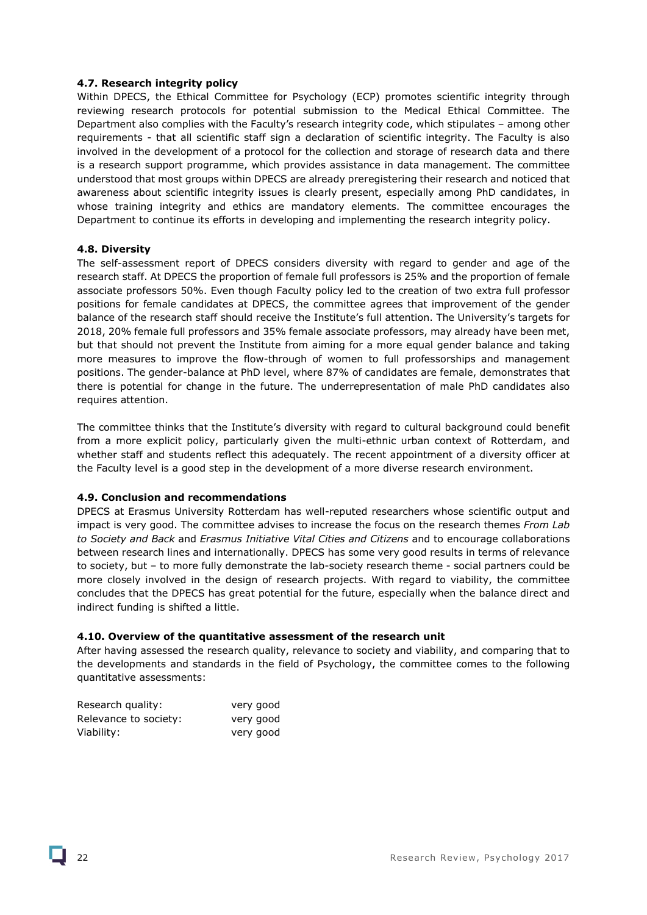### 4.7. Research integrity policy

Within DPECS, the Ethical Committee for Psychology (ECP) promotes scientific integrity through reviewing research protocols for potential submission to the Medical Ethical Committee. The Department also complies with the Faculty's research integrity code, which stipulates – among other requirements - that all scientific staff sign a declaration of scientific integrity. The Faculty is also involved in the development of a protocol for the collection and storage of research data and there is a research support programme, which provides assistance in data management. The committee understood that most groups within DPECS are already preregistering their research and noticed that awareness about scientific integrity issues is clearly present, especially among PhD candidates, in whose training integrity and ethics are mandatory elements. The committee encourages the Department to continue its efforts in developing and implementing the research integrity policy.

### 4.8. Diversity

The self-assessment report of DPECS considers diversity with regard to gender and age of the research staff. At DPECS the proportion of female full professors is 25% and the proportion of female associate professors 50%. Even though Faculty policy led to the creation of two extra full professor positions for female candidates at DPECS, the committee agrees that improvement of the gender balance of the research staff should receive the Institute's full attention. The University's targets for 2018, 20% female full professors and 35% female associate professors, may already have been met, but that should not prevent the Institute from aiming for a more equal gender balance and taking more measures to improve the flow-through of women to full professorships and management positions. The gender-balance at PhD level, where 87% of candidates are female, demonstrates that there is potential for change in the future. The underrepresentation of male PhD candidates also requires attention.

The committee thinks that the Institute's diversity with regard to cultural background could benefit from a more explicit policy, particularly given the multi-ethnic urban context of Rotterdam, and whether staff and students reflect this adequately. The recent appointment of a diversity officer at the Faculty level is a good step in the development of a more diverse research environment.

### 4.9. Conclusion and recommendations

DPECS at Erasmus University Rotterdam has well-reputed researchers whose scientific output and impact is very good. The committee advises to increase the focus on the research themes *From Lab to Society and Back* and *Erasmus Initiative Vital Cities and Citizens* and to encourage collaborations between research lines and internationally. DPECS has some very good results in terms of relevance to society, but – to more fully demonstrate the lab-society research theme - social partners could be more closely involved in the design of research projects. With regard to viability, the committee concludes that the DPECS has great potential for the future, especially when the balance direct and indirect funding is shifted a little.

### 4.10. Overview of the quantitative assessment of the research unit

After having assessed the research quality, relevance to society and viability, and comparing that to the developments and standards in the field of Psychology, the committee comes to the following quantitative assessments:

| | |
|---|---|
| Research quality: | very good |
| Relevance to society: | very good |
| Viability: | very good |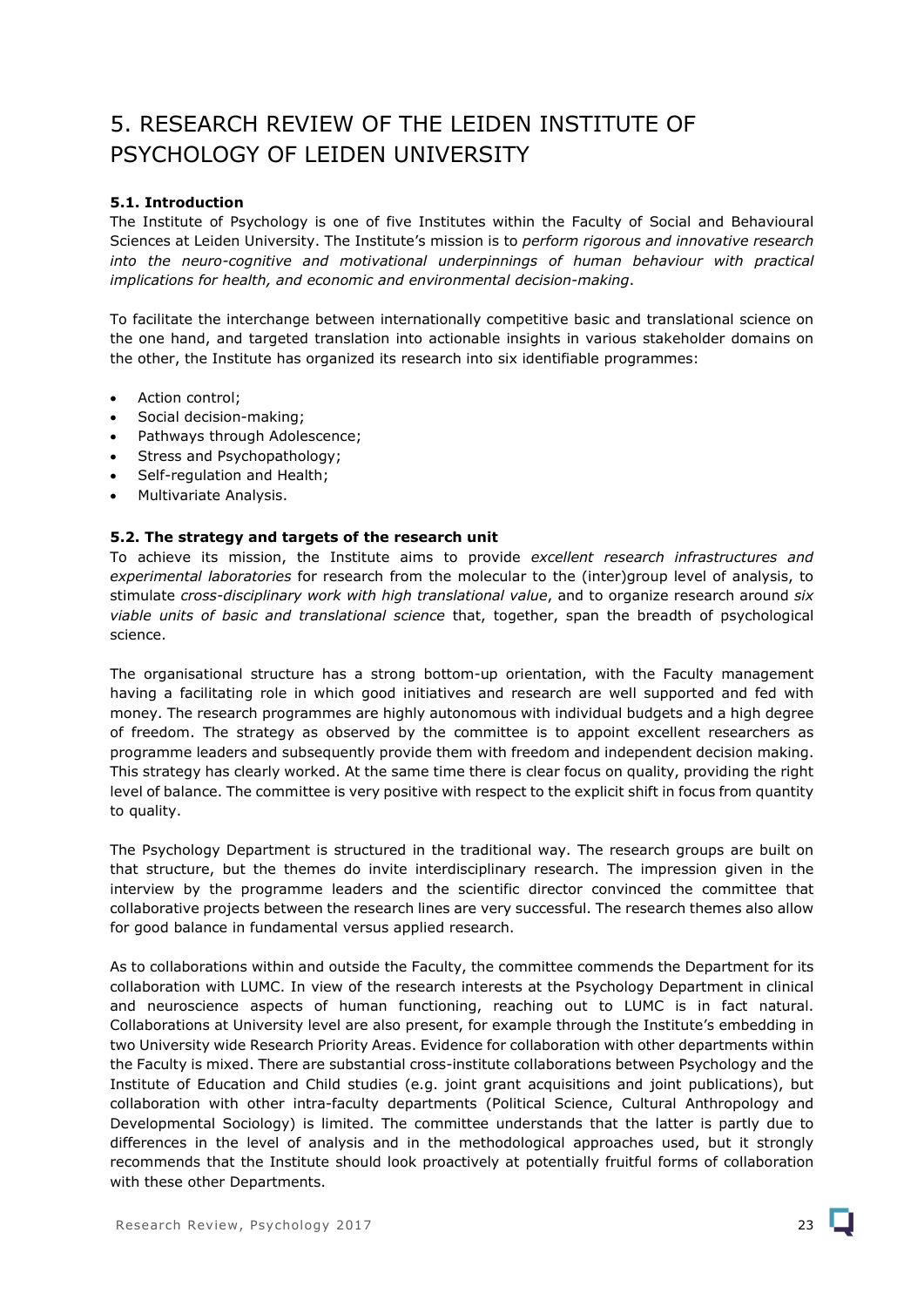# 5. RESEARCH REVIEW OF THE LEIDEN INSTITUTE OF PSYCHOLOGY OF LEIDEN UNIVERSITY

### 5.1. Introduction

The Institute of Psychology is one of five Institutes within the Faculty of Social and Behavioural Sciences at Leiden University. The Institute's mission is to *perform rigorous and innovative research into the neuro-cognitive and motivational underpinnings of human behaviour with practical implications for health, and economic and environmental decision-making*.

To facilitate the interchange between internationally competitive basic and translational science on the one hand, and targeted translation into actionable insights in various stakeholder domains on the other, the Institute has organized its research into six identifiable programmes:

- Action control;
- Social decision-making;
- Pathways through Adolescence;
- Stress and Psychopathology;
- Self-regulation and Health;
- Multivariate Analysis.

### 5.2. The strategy and targets of the research unit

To achieve its mission, the Institute aims to provide *excellent research infrastructures and experimental laboratories* for research from the molecular to the (inter)group level of analysis, to stimulate *cross-disciplinary work with high translational value*, and to organize research around *six viable units of basic and translational science* that, together, span the breadth of psychological science.

The organisational structure has a strong bottom-up orientation, with the Faculty management having a facilitating role in which good initiatives and research are well supported and fed with money. The research programmes are highly autonomous with individual budgets and a high degree of freedom. The strategy as observed by the committee is to appoint excellent researchers as programme leaders and subsequently provide them with freedom and independent decision making. This strategy has clearly worked. At the same time there is clear focus on quality, providing the right level of balance. The committee is very positive with respect to the explicit shift in focus from quantity to quality.

The Psychology Department is structured in the traditional way. The research groups are built on that structure, but the themes do invite interdisciplinary research. The impression given in the interview by the programme leaders and the scientific director convinced the committee that collaborative projects between the research lines are very successful. The research themes also allow for good balance in fundamental versus applied research.

As to collaborations within and outside the Faculty, the committee commends the Department for its collaboration with LUMC. In view of the research interests at the Psychology Department in clinical and neuroscience aspects of human functioning, reaching out to LUMC is in fact natural. Collaborations at University level are also present, for example through the Institute's embedding in two University wide Research Priority Areas. Evidence for collaboration with other departments within the Faculty is mixed. There are substantial cross-institute collaborations between Psychology and the Institute of Education and Child studies (e.g. joint grant acquisitions and joint publications), but collaboration with other intra-faculty departments (Political Science, Cultural Anthropology and Developmental Sociology) is limited. The committee understands that the latter is partly due to differences in the level of analysis and in the methodological approaches used, but it strongly recommends that the Institute should look proactively at potentially fruitful forms of collaboration with these other Departments.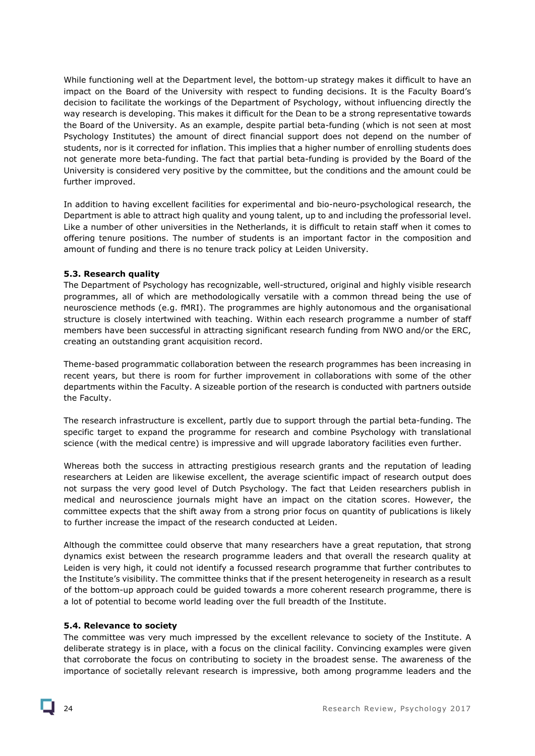While functioning well at the Department level, the bottom-up strategy makes it difficult to have an impact on the Board of the University with respect to funding decisions. It is the Faculty Board's decision to facilitate the workings of the Department of Psychology, without influencing directly the way research is developing. This makes it difficult for the Dean to be a strong representative towards the Board of the University. As an example, despite partial beta-funding (which is not seen at most Psychology Institutes) the amount of direct financial support does not depend on the number of students, nor is it corrected for inflation. This implies that a higher number of enrolling students does not generate more beta-funding. The fact that partial beta-funding is provided by the Board of the University is considered very positive by the committee, but the conditions and the amount could be further improved.

In addition to having excellent facilities for experimental and bio-neuro-psychological research, the Department is able to attract high quality and young talent, up to and including the professorial level. Like a number of other universities in the Netherlands, it is difficult to retain staff when it comes to offering tenure positions. The number of students is an important factor in the composition and amount of funding and there is no tenure track policy at Leiden University.

**5.3. Research quality**

The Department of Psychology has recognizable, well-structured, original and highly visible research programmes, all of which are methodologically versatile with a common thread being the use of neuroscience methods (e.g. fMRI). The programmes are highly autonomous and the organisational structure is closely intertwined with teaching. Within each research programme a number of staff members have been successful in attracting significant research funding from NWO and/or the ERC, creating an outstanding grant acquisition record.

Theme-based programmatic collaboration between the research programmes has been increasing in recent years, but there is room for further improvement in collaborations with some of the other departments within the Faculty. A sizeable portion of the research is conducted with partners outside the Faculty.

The research infrastructure is excellent, partly due to support through the partial beta-funding. The specific target to expand the programme for research and combine Psychology with translational science (with the medical centre) is impressive and will upgrade laboratory facilities even further.

Whereas both the success in attracting prestigious research grants and the reputation of leading researchers at Leiden are likewise excellent, the average scientific impact of research output does not surpass the very good level of Dutch Psychology. The fact that Leiden researchers publish in medical and neuroscience journals might have an impact on the citation scores. However, the committee expects that the shift away from a strong prior focus on quantity of publications is likely to further increase the impact of the research conducted at Leiden.

Although the committee could observe that many researchers have a great reputation, that strong dynamics exist between the research programme leaders and that overall the research quality at Leiden is very high, it could not identify a focussed research programme that further contributes to the Institute's visibility. The committee thinks that if the present heterogeneity in research as a result of the bottom-up approach could be guided towards a more coherent research programme, there is a lot of potential to become world leading over the full breadth of the Institute.

**5.4. Relevance to society**

The committee was very much impressed by the excellent relevance to society of the Institute. A deliberate strategy is in place, with a focus on the clinical facility. Convincing examples were given that corroborate the focus on contributing to society in the broadest sense. The awareness of the importance of societally relevant research is impressive, both among programme leaders and the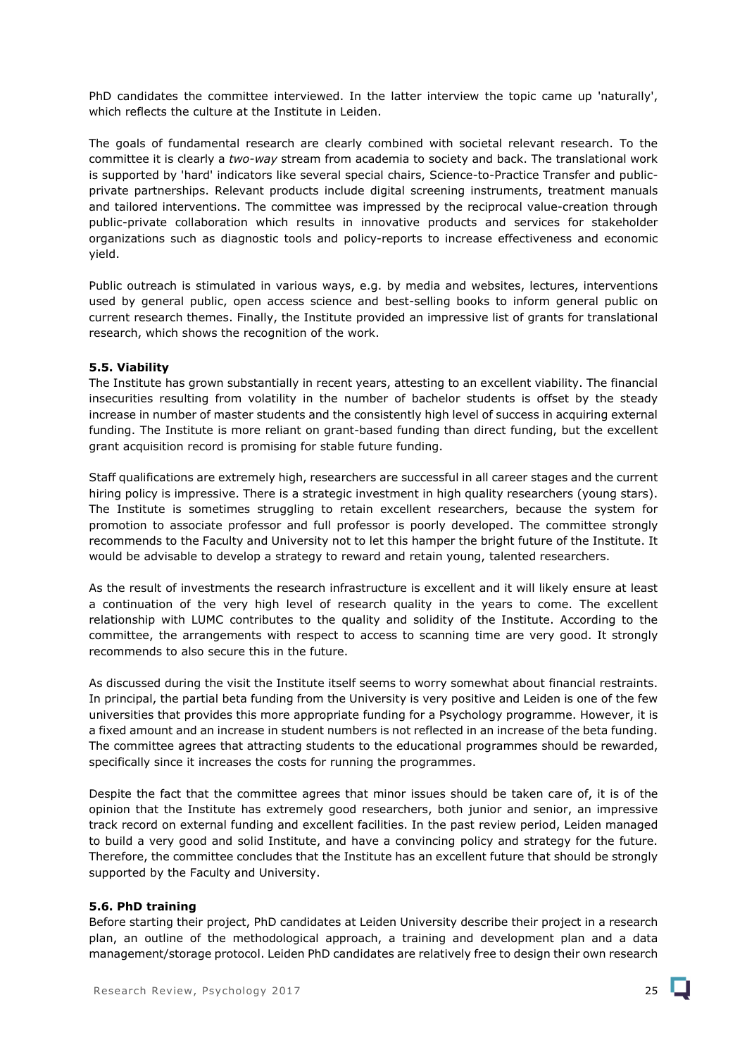PhD candidates the committee interviewed. In the latter interview the topic came up 'naturally', which reflects the culture at the Institute in Leiden.

The goals of fundamental research are clearly combined with societal relevant research. To the committee it is clearly a *two-way* stream from academia to society and back. The translational work is supported by 'hard' indicators like several special chairs, Science-to-Practice Transfer and public-private partnerships. Relevant products include digital screening instruments, treatment manuals and tailored interventions. The committee was impressed by the reciprocal value-creation through public-private collaboration which results in innovative products and services for stakeholder organizations such as diagnostic tools and policy-reports to increase effectiveness and economic yield.

Public outreach is stimulated in various ways, e.g. by media and websites, lectures, interventions used by general public, open access science and best-selling books to inform general public on current research themes. Finally, the Institute provided an impressive list of grants for translational research, which shows the recognition of the work.

### 5.5. Viability

The Institute has grown substantially in recent years, attesting to an excellent viability. The financial insecurities resulting from volatility in the number of bachelor students is offset by the steady increase in number of master students and the consistently high level of success in acquiring external funding. The Institute is more reliant on grant-based funding than direct funding, but the excellent grant acquisition record is promising for stable future funding.

Staff qualifications are extremely high, researchers are successful in all career stages and the current hiring policy is impressive. There is a strategic investment in high quality researchers (young stars). The Institute is sometimes struggling to retain excellent researchers, because the system for promotion to associate professor and full professor is poorly developed. The committee strongly recommends to the Faculty and University not to let this hamper the bright future of the Institute. It would be advisable to develop a strategy to reward and retain young, talented researchers.

As the result of investments the research infrastructure is excellent and it will likely ensure at least a continuation of the very high level of research quality in the years to come. The excellent relationship with LUMC contributes to the quality and solidity of the Institute. According to the committee, the arrangements with respect to access to scanning time are very good. It strongly recommends to also secure this in the future.

As discussed during the visit the Institute itself seems to worry somewhat about financial restraints. In principal, the partial beta funding from the University is very positive and Leiden is one of the few universities that provides this more appropriate funding for a Psychology programme. However, it is a fixed amount and an increase in student numbers is not reflected in an increase of the beta funding. The committee agrees that attracting students to the educational programmes should be rewarded, specifically since it increases the costs for running the programmes.

Despite the fact that the committee agrees that minor issues should be taken care of, it is of the opinion that the Institute has extremely good researchers, both junior and senior, an impressive track record on external funding and excellent facilities. In the past review period, Leiden managed to build a very good and solid Institute, and have a convincing policy and strategy for the future. Therefore, the committee concludes that the Institute has an excellent future that should be strongly supported by the Faculty and University.

### 5.6. PhD training

Before starting their project, PhD candidates at Leiden University describe their project in a research plan, an outline of the methodological approach, a training and development plan and a data management/storage protocol. Leiden PhD candidates are relatively free to design their own research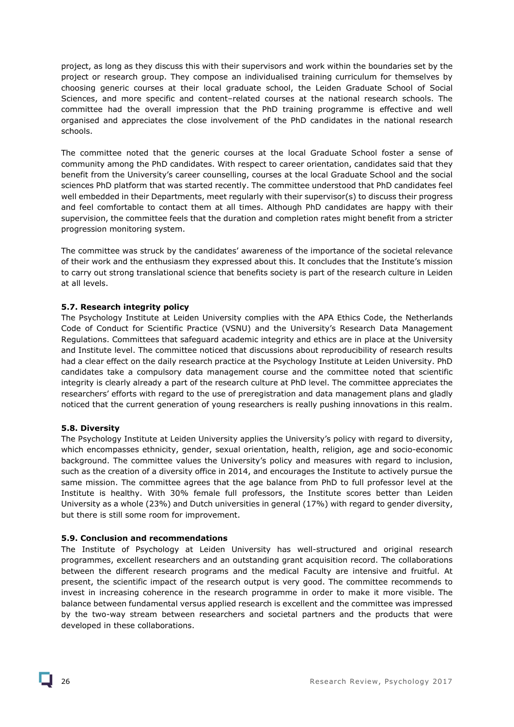project, as long as they discuss this with their supervisors and work within the boundaries set by the project or research group. They compose an individualised training curriculum for themselves by choosing generic courses at their local graduate school, the Leiden Graduate School of Social Sciences, and more specific and content–related courses at the national research schools. The committee had the overall impression that the PhD training programme is effective and well organised and appreciates the close involvement of the PhD candidates in the national research schools.

The committee noted that the generic courses at the local Graduate School foster a sense of community among the PhD candidates. With respect to career orientation, candidates said that they benefit from the University's career counselling, courses at the local Graduate School and the social sciences PhD platform that was started recently. The committee understood that PhD candidates feel well embedded in their Departments, meet regularly with their supervisor(s) to discuss their progress and feel comfortable to contact them at all times. Although PhD candidates are happy with their supervision, the committee feels that the duration and completion rates might benefit from a stricter progression monitoring system.

The committee was struck by the candidates' awareness of the importance of the societal relevance of their work and the enthusiasm they expressed about this. It concludes that the Institute's mission to carry out strong translational science that benefits society is part of the research culture in Leiden at all levels.

### 5.7. Research integrity policy

The Psychology Institute at Leiden University complies with the APA Ethics Code, the Netherlands Code of Conduct for Scientific Practice (VSNU) and the University's Research Data Management Regulations. Committees that safeguard academic integrity and ethics are in place at the University and Institute level. The committee noticed that discussions about reproducibility of research results had a clear effect on the daily research practice at the Psychology Institute at Leiden University. PhD candidates take a compulsory data management course and the committee noted that scientific integrity is clearly already a part of the research culture at PhD level. The committee appreciates the researchers' efforts with regard to the use of preregistration and data management plans and gladly noticed that the current generation of young researchers is really pushing innovations in this realm.

### 5.8. Diversity

The Psychology Institute at Leiden University applies the University's policy with regard to diversity, which encompasses ethnicity, gender, sexual orientation, health, religion, age and socio-economic background. The committee values the University's policy and measures with regard to inclusion, such as the creation of a diversity office in 2014, and encourages the Institute to actively pursue the same mission. The committee agrees that the age balance from PhD to full professor level at the Institute is healthy. With 30% female full professors, the Institute scores better than Leiden University as a whole (23%) and Dutch universities in general (17%) with regard to gender diversity, but there is still some room for improvement.

### 5.9. Conclusion and recommendations

The Institute of Psychology at Leiden University has well-structured and original research programmes, excellent researchers and an outstanding grant acquisition record. The collaborations between the different research programs and the medical Faculty are intensive and fruitful. At present, the scientific impact of the research output is very good. The committee recommends to invest in increasing coherence in the research programme in order to make it more visible. The balance between fundamental versus applied research is excellent and the committee was impressed by the two-way stream between researchers and societal partners and the products that were developed in these collaborations.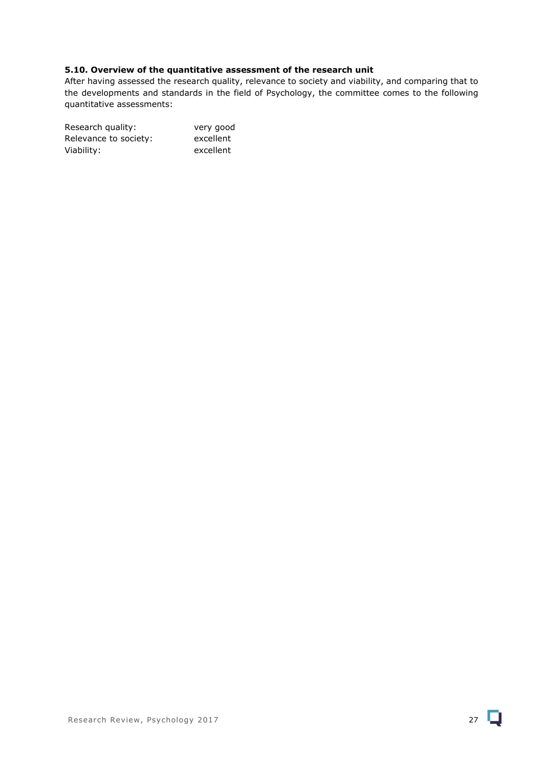### 5.10. Overview of the quantitative assessment of the research unit

After having assessed the research quality, relevance to society and viability, and comparing that to the developments and standards in the field of Psychology, the committee comes to the following quantitative assessments:

Research quality: very good
Relevance to society: excellent
Viability: excellent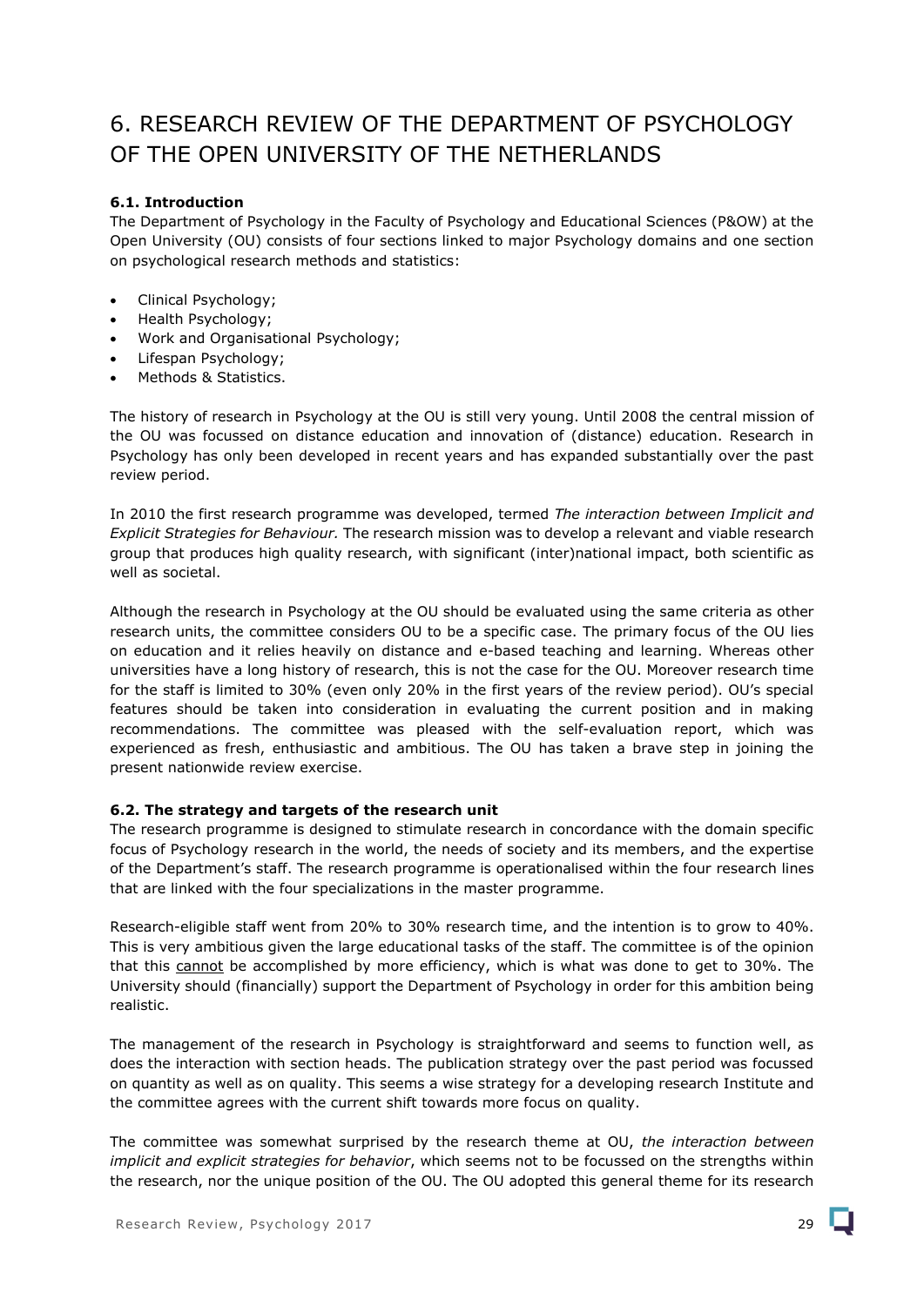# 6. RESEARCH REVIEW OF THE DEPARTMENT OF PSYCHOLOGY OF THE OPEN UNIVERSITY OF THE NETHERLANDS

### 6.1. Introduction

The Department of Psychology in the Faculty of Psychology and Educational Sciences (P&OW) at the Open University (OU) consists of four sections linked to major Psychology domains and one section on psychological research methods and statistics:

- Clinical Psychology;
- Health Psychology;
- Work and Organisational Psychology;
- Lifespan Psychology;
- Methods & Statistics.

The history of research in Psychology at the OU is still very young. Until 2008 the central mission of the OU was focussed on distance education and innovation of (distance) education. Research in Psychology has only been developed in recent years and has expanded substantially over the past review period.

In 2010 the first research programme was developed, termed *The interaction between Implicit and Explicit Strategies for Behaviour.* The research mission was to develop a relevant and viable research group that produces high quality research, with significant (inter)national impact, both scientific as well as societal.

Although the research in Psychology at the OU should be evaluated using the same criteria as other research units, the committee considers OU to be a specific case. The primary focus of the OU lies on education and it relies heavily on distance and e-based teaching and learning. Whereas other universities have a long history of research, this is not the case for the OU. Moreover research time for the staff is limited to 30% (even only 20% in the first years of the review period). OU's special features should be taken into consideration in evaluating the current position and in making recommendations. The committee was pleased with the self-evaluation report, which was experienced as fresh, enthusiastic and ambitious. The OU has taken a brave step in joining the present nationwide review exercise.

### 6.2. The strategy and targets of the research unit

The research programme is designed to stimulate research in concordance with the domain specific focus of Psychology research in the world, the needs of society and its members, and the expertise of the Department's staff. The research programme is operationalised within the four research lines that are linked with the four specializations in the master programme.

Research-eligible staff went from 20% to 30% research time, and the intention is to grow to 40%. This is very ambitious given the large educational tasks of the staff. The committee is of the opinion that this <u>cannot</u> be accomplished by more efficiency, which is what was done to get to 30%. The University should (financially) support the Department of Psychology in order for this ambition being realistic.

The management of the research in Psychology is straightforward and seems to function well, as does the interaction with section heads. The publication strategy over the past period was focussed on quantity as well as on quality. This seems a wise strategy for a developing research Institute and the committee agrees with the current shift towards more focus on quality.

The committee was somewhat surprised by the research theme at OU, *the interaction between implicit and explicit strategies for behavior*, which seems not to be focussed on the strengths within the research, nor the unique position of the OU. The OU adopted this general theme for its research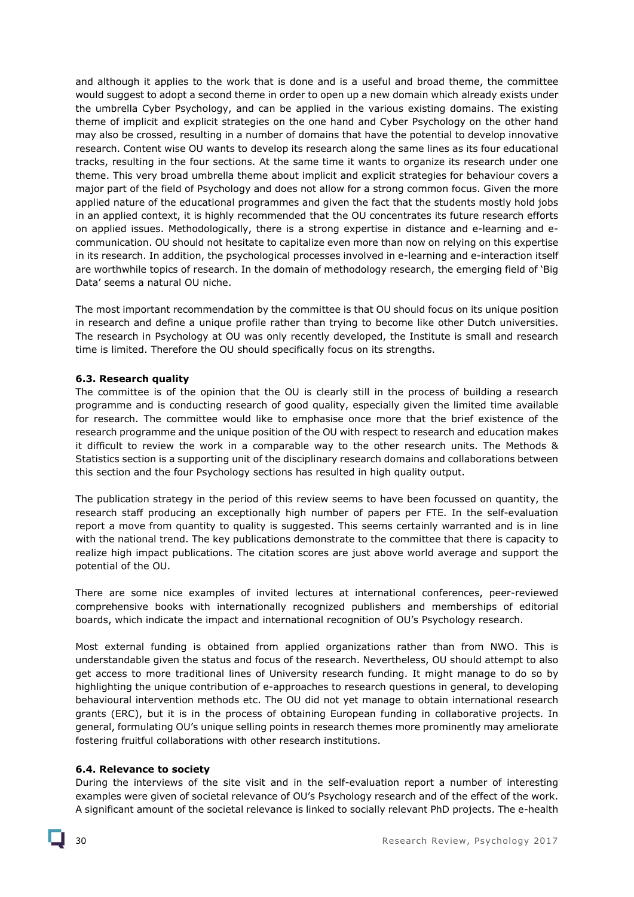and although it applies to the work that is done and is a useful and broad theme, the committee would suggest to adopt a second theme in order to open up a new domain which already exists under the umbrella Cyber Psychology, and can be applied in the various existing domains. The existing theme of implicit and explicit strategies on the one hand and Cyber Psychology on the other hand may also be crossed, resulting in a number of domains that have the potential to develop innovative research. Content wise OU wants to develop its research along the same lines as its four educational tracks, resulting in the four sections. At the same time it wants to organize its research under one theme. This very broad umbrella theme about implicit and explicit strategies for behaviour covers a major part of the field of Psychology and does not allow for a strong common focus. Given the more applied nature of the educational programmes and given the fact that the students mostly hold jobs in an applied context, it is highly recommended that the OU concentrates its future research efforts on applied issues. Methodologically, there is a strong expertise in distance and e-learning and e-communication. OU should not hesitate to capitalize even more than now on relying on this expertise in its research. In addition, the psychological processes involved in e-learning and e-interaction itself are worthwhile topics of research. In the domain of methodology research, the emerging field of 'Big Data' seems a natural OU niche.

The most important recommendation by the committee is that OU should focus on its unique position in research and define a unique profile rather than trying to become like other Dutch universities. The research in Psychology at OU was only recently developed, the Institute is small and research time is limited. Therefore the OU should specifically focus on its strengths.

### 6.3. Research quality

The committee is of the opinion that the OU is clearly still in the process of building a research programme and is conducting research of good quality, especially given the limited time available for research. The committee would like to emphasise once more that the brief existence of the research programme and the unique position of the OU with respect to research and education makes it difficult to review the work in a comparable way to the other research units. The Methods & Statistics section is a supporting unit of the disciplinary research domains and collaborations between this section and the four Psychology sections has resulted in high quality output.

The publication strategy in the period of this review seems to have been focussed on quantity, the research staff producing an exceptionally high number of papers per FTE. In the self-evaluation report a move from quantity to quality is suggested. This seems certainly warranted and is in line with the national trend. The key publications demonstrate to the committee that there is capacity to realize high impact publications. The citation scores are just above world average and support the potential of the OU.

There are some nice examples of invited lectures at international conferences, peer-reviewed comprehensive books with internationally recognized publishers and memberships of editorial boards, which indicate the impact and international recognition of OU's Psychology research.

Most external funding is obtained from applied organizations rather than from NWO. This is understandable given the status and focus of the research. Nevertheless, OU should attempt to also get access to more traditional lines of University research funding. It might manage to do so by highlighting the unique contribution of e-approaches to research questions in general, to developing behavioural intervention methods etc. The OU did not yet manage to obtain international research grants (ERC), but it is in the process of obtaining European funding in collaborative projects. In general, formulating OU's unique selling points in research themes more prominently may ameliorate fostering fruitful collaborations with other research institutions.

### 6.4. Relevance to society

During the interviews of the site visit and in the self-evaluation report a number of interesting examples were given of societal relevance of OU's Psychology research and of the effect of the work. A significant amount of the societal relevance is linked to socially relevant PhD projects. The e-health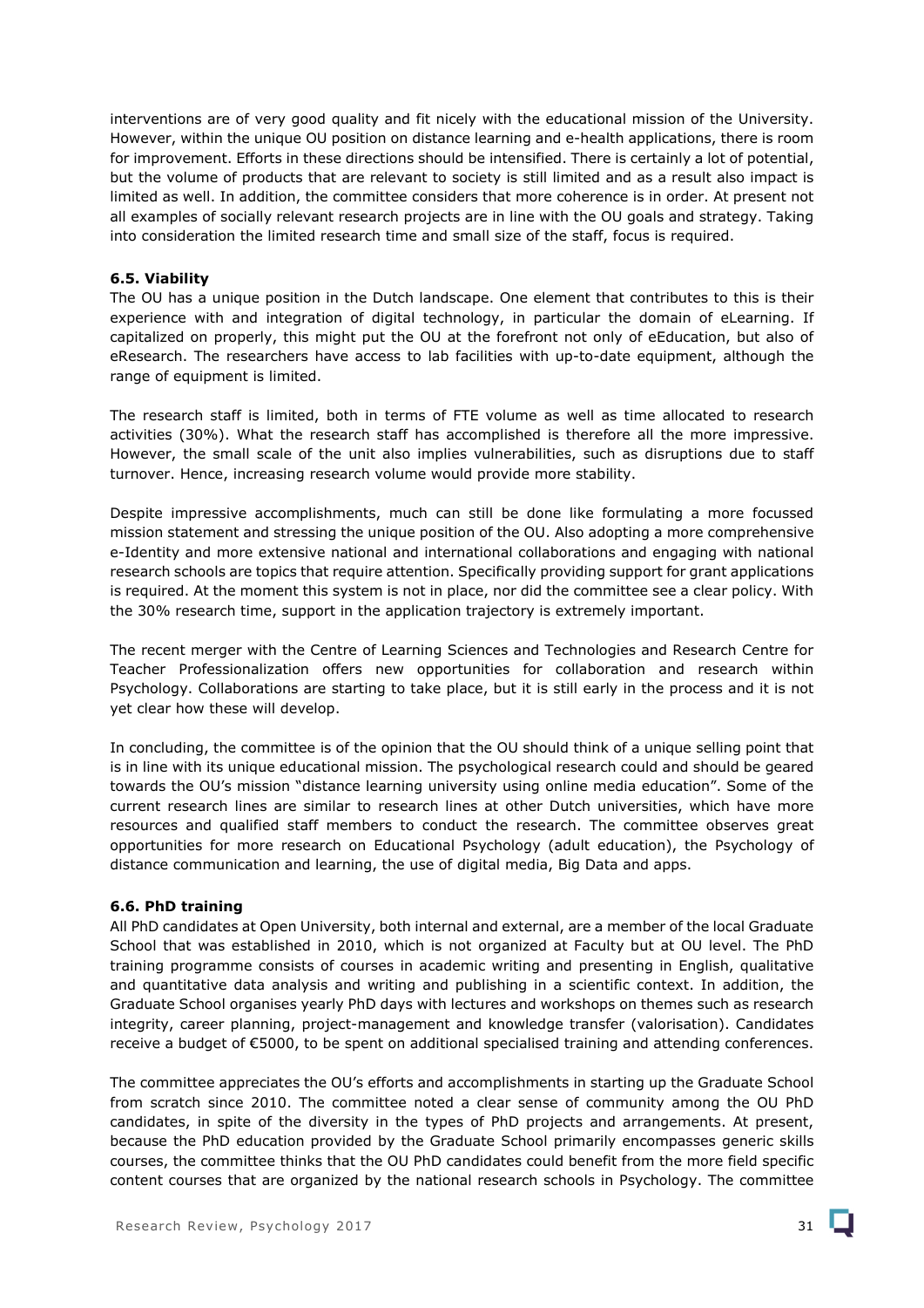interventions are of very good quality and fit nicely with the educational mission of the University. However, within the unique OU position on distance learning and e-health applications, there is room for improvement. Efforts in these directions should be intensified. There is certainly a lot of potential, but the volume of products that are relevant to society is still limited and as a result also impact is limited as well. In addition, the committee considers that more coherence is in order. At present not all examples of socially relevant research projects are in line with the OU goals and strategy. Taking into consideration the limited research time and small size of the staff, focus is required.

### 6.5. Viability

The OU has a unique position in the Dutch landscape. One element that contributes to this is their experience with and integration of digital technology, in particular the domain of eLearning. If capitalized on properly, this might put the OU at the forefront not only of eEducation, but also of eResearch. The researchers have access to lab facilities with up-to-date equipment, although the range of equipment is limited.

The research staff is limited, both in terms of FTE volume as well as time allocated to research activities (30%). What the research staff has accomplished is therefore all the more impressive. However, the small scale of the unit also implies vulnerabilities, such as disruptions due to staff turnover. Hence, increasing research volume would provide more stability.

Despite impressive accomplishments, much can still be done like formulating a more focussed mission statement and stressing the unique position of the OU. Also adopting a more comprehensive e-Identity and more extensive national and international collaborations and engaging with national research schools are topics that require attention. Specifically providing support for grant applications is required. At the moment this system is not in place, nor did the committee see a clear policy. With the 30% research time, support in the application trajectory is extremely important.

The recent merger with the Centre of Learning Sciences and Technologies and Research Centre for Teacher Professionalization offers new opportunities for collaboration and research within Psychology. Collaborations are starting to take place, but it is still early in the process and it is not yet clear how these will develop.

In concluding, the committee is of the opinion that the OU should think of a unique selling point that is in line with its unique educational mission. The psychological research could and should be geared towards the OU's mission "distance learning university using online media education". Some of the current research lines are similar to research lines at other Dutch universities, which have more resources and qualified staff members to conduct the research. The committee observes great opportunities for more research on Educational Psychology (adult education), the Psychology of distance communication and learning, the use of digital media, Big Data and apps.

### 6.6. PhD training

All PhD candidates at Open University, both internal and external, are a member of the local Graduate School that was established in 2010, which is not organized at Faculty but at OU level. The PhD training programme consists of courses in academic writing and presenting in English, qualitative and quantitative data analysis and writing and publishing in a scientific context. In addition, the Graduate School organises yearly PhD days with lectures and workshops on themes such as research integrity, career planning, project-management and knowledge transfer (valorisation). Candidates receive a budget of €5000, to be spent on additional specialised training and attending conferences.

The committee appreciates the OU's efforts and accomplishments in starting up the Graduate School from scratch since 2010. The committee noted a clear sense of community among the OU PhD candidates, in spite of the diversity in the types of PhD projects and arrangements. At present, because the PhD education provided by the Graduate School primarily encompasses generic skills courses, the committee thinks that the OU PhD candidates could benefit from the more field specific content courses that are organized by the national research schools in Psychology. The committee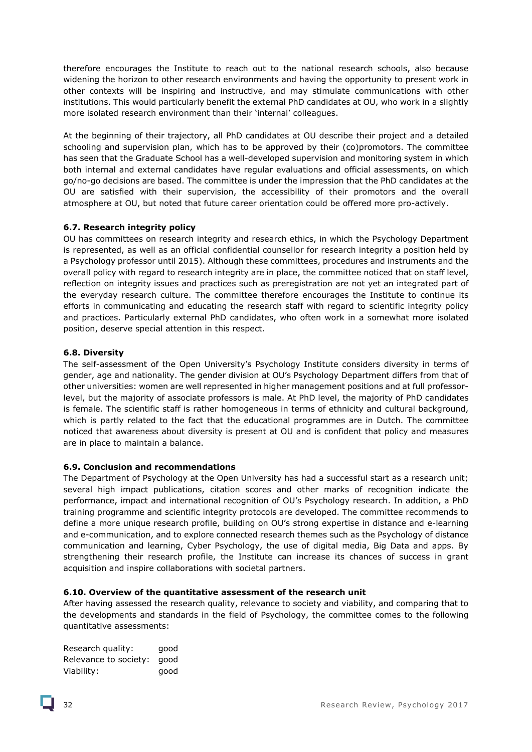therefore encourages the Institute to reach out to the national research schools, also because widening the horizon to other research environments and having the opportunity to present work in other contexts will be inspiring and instructive, and may stimulate communications with other institutions. This would particularly benefit the external PhD candidates at OU, who work in a slightly more isolated research environment than their 'internal' colleagues.

At the beginning of their trajectory, all PhD candidates at OU describe their project and a detailed schooling and supervision plan, which has to be approved by their (co)promotors. The committee has seen that the Graduate School has a well-developed supervision and monitoring system in which both internal and external candidates have regular evaluations and official assessments, on which go/no-go decisions are based. The committee is under the impression that the PhD candidates at the OU are satisfied with their supervision, the accessibility of their promotors and the overall atmosphere at OU, but noted that future career orientation could be offered more pro-actively.

### 6.7. Research integrity policy

OU has committees on research integrity and research ethics, in which the Psychology Department is represented, as well as an official confidential counsellor for research integrity a position held by a Psychology professor until 2015). Although these committees, procedures and instruments and the overall policy with regard to research integrity are in place, the committee noticed that on staff level, reflection on integrity issues and practices such as preregistration are not yet an integrated part of the everyday research culture. The committee therefore encourages the Institute to continue its efforts in communicating and educating the research staff with regard to scientific integrity policy and practices. Particularly external PhD candidates, who often work in a somewhat more isolated position, deserve special attention in this respect.

### 6.8. Diversity

The self-assessment of the Open University's Psychology Institute considers diversity in terms of gender, age and nationality. The gender division at OU's Psychology Department differs from that of other universities: women are well represented in higher management positions and at full professor-level, but the majority of associate professors is male. At PhD level, the majority of PhD candidates is female. The scientific staff is rather homogeneous in terms of ethnicity and cultural background, which is partly related to the fact that the educational programmes are in Dutch. The committee noticed that awareness about diversity is present at OU and is confident that policy and measures are in place to maintain a balance.

### 6.9. Conclusion and recommendations

The Department of Psychology at the Open University has had a successful start as a research unit; several high impact publications, citation scores and other marks of recognition indicate the performance, impact and international recognition of OU's Psychology research. In addition, a PhD training programme and scientific integrity protocols are developed. The committee recommends to define a more unique research profile, building on OU's strong expertise in distance and e-learning and e-communication, and to explore connected research themes such as the Psychology of distance communication and learning, Cyber Psychology, the use of digital media, Big Data and apps. By strengthening their research profile, the Institute can increase its chances of success in grant acquisition and inspire collaborations with societal partners.

### 6.10. Overview of the quantitative assessment of the research unit

After having assessed the research quality, relevance to society and viability, and comparing that to the developments and standards in the field of Psychology, the committee comes to the following quantitative assessments:

Research quality: good
Relevance to society: good
Viability: good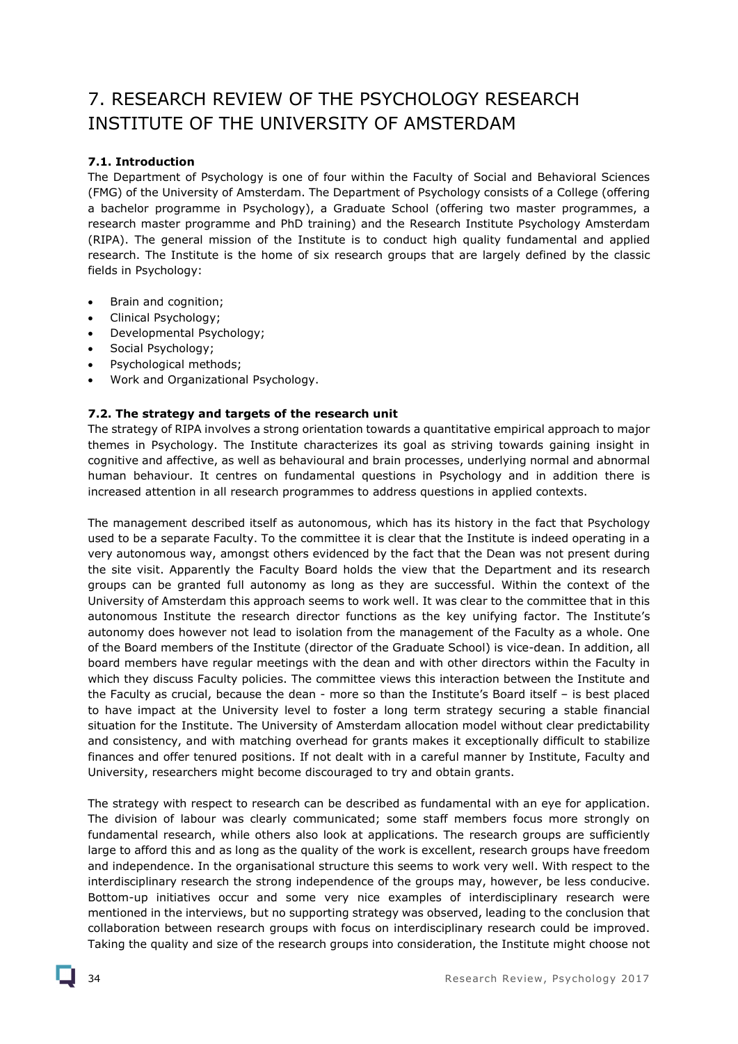# 7. RESEARCH REVIEW OF THE PSYCHOLOGY RESEARCH INSTITUTE OF THE UNIVERSITY OF AMSTERDAM

### 7.1. Introduction

The Department of Psychology is one of four within the Faculty of Social and Behavioral Sciences (FMG) of the University of Amsterdam. The Department of Psychology consists of a College (offering a bachelor programme in Psychology), a Graduate School (offering two master programmes, a research master programme and PhD training) and the Research Institute Psychology Amsterdam (RIPA). The general mission of the Institute is to conduct high quality fundamental and applied research. The Institute is the home of six research groups that are largely defined by the classic fields in Psychology:

- Brain and cognition;
- Clinical Psychology;
- Developmental Psychology;
- Social Psychology;
- Psychological methods;
- Work and Organizational Psychology.

### 7.2. The strategy and targets of the research unit

The strategy of RIPA involves a strong orientation towards a quantitative empirical approach to major themes in Psychology. The Institute characterizes its goal as striving towards gaining insight in cognitive and affective, as well as behavioural and brain processes, underlying normal and abnormal human behaviour. It centres on fundamental questions in Psychology and in addition there is increased attention in all research programmes to address questions in applied contexts.

The management described itself as autonomous, which has its history in the fact that Psychology used to be a separate Faculty. To the committee it is clear that the Institute is indeed operating in a very autonomous way, amongst others evidenced by the fact that the Dean was not present during the site visit. Apparently the Faculty Board holds the view that the Department and its research groups can be granted full autonomy as long as they are successful. Within the context of the University of Amsterdam this approach seems to work well. It was clear to the committee that in this autonomous Institute the research director functions as the key unifying factor. The Institute's autonomy does however not lead to isolation from the management of the Faculty as a whole. One of the Board members of the Institute (director of the Graduate School) is vice-dean. In addition, all board members have regular meetings with the dean and with other directors within the Faculty in which they discuss Faculty policies. The committee views this interaction between the Institute and the Faculty as crucial, because the dean - more so than the Institute's Board itself – is best placed to have impact at the University level to foster a long term strategy securing a stable financial situation for the Institute. The University of Amsterdam allocation model without clear predictability and consistency, and with matching overhead for grants makes it exceptionally difficult to stabilize finances and offer tenured positions. If not dealt with in a careful manner by Institute, Faculty and University, researchers might become discouraged to try and obtain grants.

The strategy with respect to research can be described as fundamental with an eye for application. The division of labour was clearly communicated; some staff members focus more strongly on fundamental research, while others also look at applications. The research groups are sufficiently large to afford this and as long as the quality of the work is excellent, research groups have freedom and independence. In the organisational structure this seems to work very well. With respect to the interdisciplinary research the strong independence of the groups may, however, be less conducive. Bottom-up initiatives occur and some very nice examples of interdisciplinary research were mentioned in the interviews, but no supporting strategy was observed, leading to the conclusion that collaboration between research groups with focus on interdisciplinary research could be improved. Taking the quality and size of the research groups into consideration, the Institute might choose not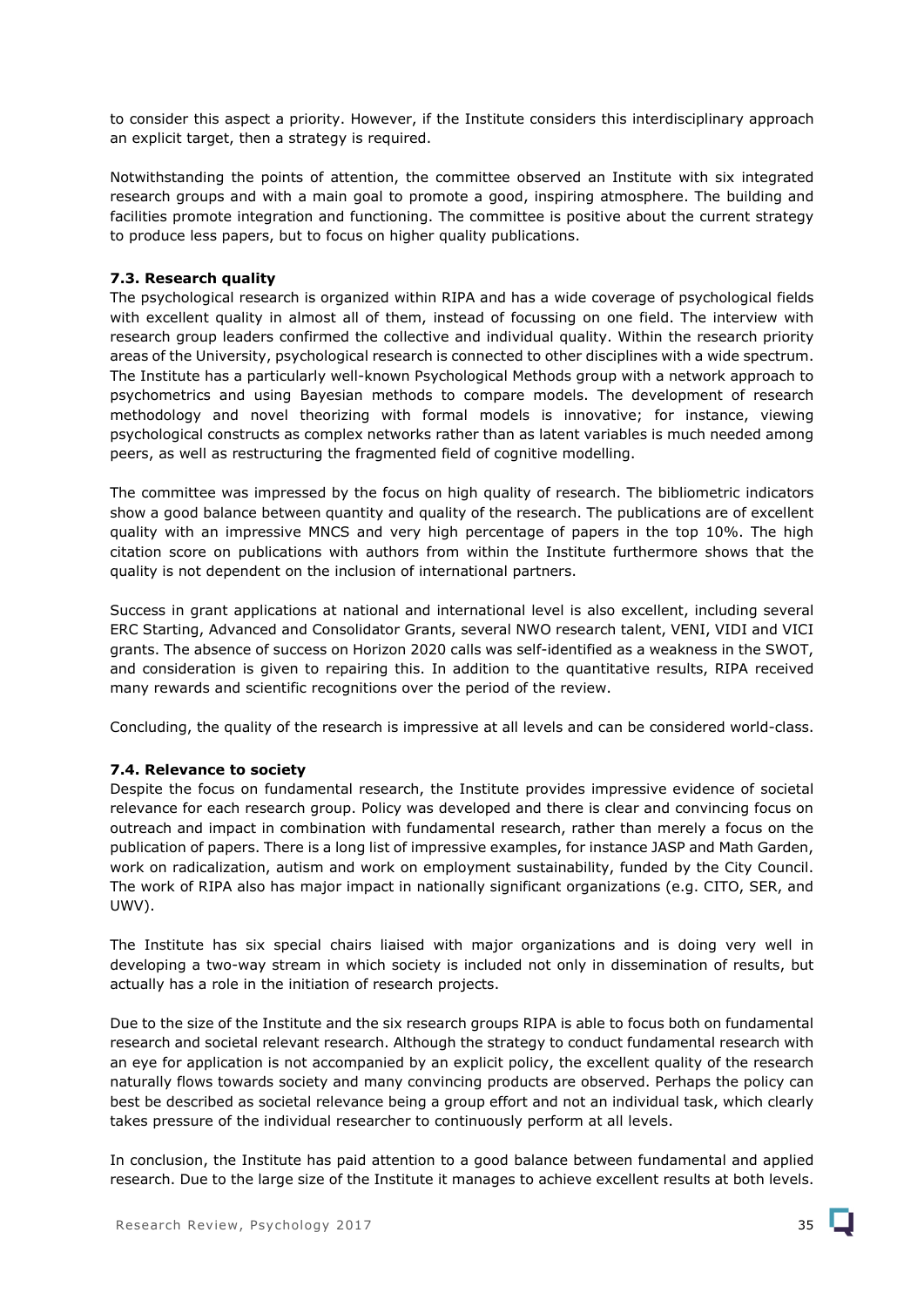to consider this aspect a priority. However, if the Institute considers this interdisciplinary approach an explicit target, then a strategy is required.

Notwithstanding the points of attention, the committee observed an Institute with six integrated research groups and with a main goal to promote a good, inspiring atmosphere. The building and facilities promote integration and functioning. The committee is positive about the current strategy to produce less papers, but to focus on higher quality publications.

### 7.3. Research quality

The psychological research is organized within RIPA and has a wide coverage of psychological fields with excellent quality in almost all of them, instead of focussing on one field. The interview with research group leaders confirmed the collective and individual quality. Within the research priority areas of the University, psychological research is connected to other disciplines with a wide spectrum. The Institute has a particularly well-known Psychological Methods group with a network approach to psychometrics and using Bayesian methods to compare models. The development of research methodology and novel theorizing with formal models is innovative; for instance, viewing psychological constructs as complex networks rather than as latent variables is much needed among peers, as well as restructuring the fragmented field of cognitive modelling.

The committee was impressed by the focus on high quality of research. The bibliometric indicators show a good balance between quantity and quality of the research. The publications are of excellent quality with an impressive MNCS and very high percentage of papers in the top 10%. The high citation score on publications with authors from within the Institute furthermore shows that the quality is not dependent on the inclusion of international partners.

Success in grant applications at national and international level is also excellent, including several ERC Starting, Advanced and Consolidator Grants, several NWO research talent, VENI, VIDI and VICI grants. The absence of success on Horizon 2020 calls was self-identified as a weakness in the SWOT, and consideration is given to repairing this. In addition to the quantitative results, RIPA received many rewards and scientific recognitions over the period of the review.

Concluding, the quality of the research is impressive at all levels and can be considered world-class.

### 7.4. Relevance to society

Despite the focus on fundamental research, the Institute provides impressive evidence of societal relevance for each research group. Policy was developed and there is clear and convincing focus on outreach and impact in combination with fundamental research, rather than merely a focus on the publication of papers. There is a long list of impressive examples, for instance JASP and Math Garden, work on radicalization, autism and work on employment sustainability, funded by the City Council. The work of RIPA also has major impact in nationally significant organizations (e.g. CITO, SER, and UWV).

The Institute has six special chairs liaised with major organizations and is doing very well in developing a two-way stream in which society is included not only in dissemination of results, but actually has a role in the initiation of research projects.

Due to the size of the Institute and the six research groups RIPA is able to focus both on fundamental research and societal relevant research. Although the strategy to conduct fundamental research with an eye for application is not accompanied by an explicit policy, the excellent quality of the research naturally flows towards society and many convincing products are observed. Perhaps the policy can best be described as societal relevance being a group effort and not an individual task, which clearly takes pressure of the individual researcher to continuously perform at all levels.

In conclusion, the Institute has paid attention to a good balance between fundamental and applied research. Due to the large size of the Institute it manages to achieve excellent results at both levels.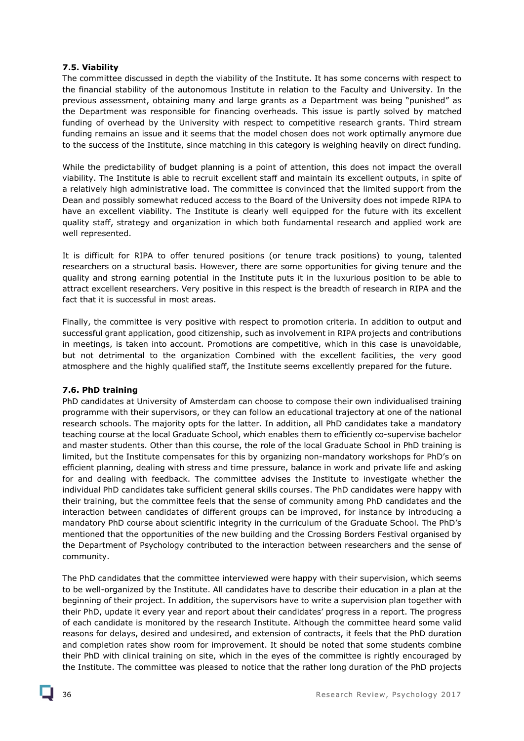### 7.5. Viability

The committee discussed in depth the viability of the Institute. It has some concerns with respect to the financial stability of the autonomous Institute in relation to the Faculty and University. In the previous assessment, obtaining many and large grants as a Department was being "punished" as the Department was responsible for financing overheads. This issue is partly solved by matched funding of overhead by the University with respect to competitive research grants. Third stream funding remains an issue and it seems that the model chosen does not work optimally anymore due to the success of the Institute, since matching in this category is weighing heavily on direct funding.

While the predictability of budget planning is a point of attention, this does not impact the overall viability. The Institute is able to recruit excellent staff and maintain its excellent outputs, in spite of a relatively high administrative load. The committee is convinced that the limited support from the Dean and possibly somewhat reduced access to the Board of the University does not impede RIPA to have an excellent viability. The Institute is clearly well equipped for the future with its excellent quality staff, strategy and organization in which both fundamental research and applied work are well represented.

It is difficult for RIPA to offer tenured positions (or tenure track positions) to young, talented researchers on a structural basis. However, there are some opportunities for giving tenure and the quality and strong earning potential in the Institute puts it in the luxurious position to be able to attract excellent researchers. Very positive in this respect is the breadth of research in RIPA and the fact that it is successful in most areas.

Finally, the committee is very positive with respect to promotion criteria. In addition to output and successful grant application, good citizenship, such as involvement in RIPA projects and contributions in meetings, is taken into account. Promotions are competitive, which in this case is unavoidable, but not detrimental to the organization Combined with the excellent facilities, the very good atmosphere and the highly qualified staff, the Institute seems excellently prepared for the future.

### 7.6. PhD training

PhD candidates at University of Amsterdam can choose to compose their own individualised training programme with their supervisors, or they can follow an educational trajectory at one of the national research schools. The majority opts for the latter. In addition, all PhD candidates take a mandatory teaching course at the local Graduate School, which enables them to efficiently co-supervise bachelor and master students. Other than this course, the role of the local Graduate School in PhD training is limited, but the Institute compensates for this by organizing non-mandatory workshops for PhD's on efficient planning, dealing with stress and time pressure, balance in work and private life and asking for and dealing with feedback. The committee advises the Institute to investigate whether the individual PhD candidates take sufficient general skills courses. The PhD candidates were happy with their training, but the committee feels that the sense of community among PhD candidates and the interaction between candidates of different groups can be improved, for instance by introducing a mandatory PhD course about scientific integrity in the curriculum of the Graduate School. The PhD's mentioned that the opportunities of the new building and the Crossing Borders Festival organised by the Department of Psychology contributed to the interaction between researchers and the sense of community.

The PhD candidates that the committee interviewed were happy with their supervision, which seems to be well-organized by the Institute. All candidates have to describe their education in a plan at the beginning of their project. In addition, the supervisors have to write a supervision plan together with their PhD, update it every year and report about their candidates' progress in a report. The progress of each candidate is monitored by the research Institute. Although the committee heard some valid reasons for delays, desired and undesired, and extension of contracts, it feels that the PhD duration and completion rates show room for improvement. It should be noted that some students combine their PhD with clinical training on site, which in the eyes of the committee is rightly encouraged by the Institute. The committee was pleased to notice that the rather long duration of the PhD projects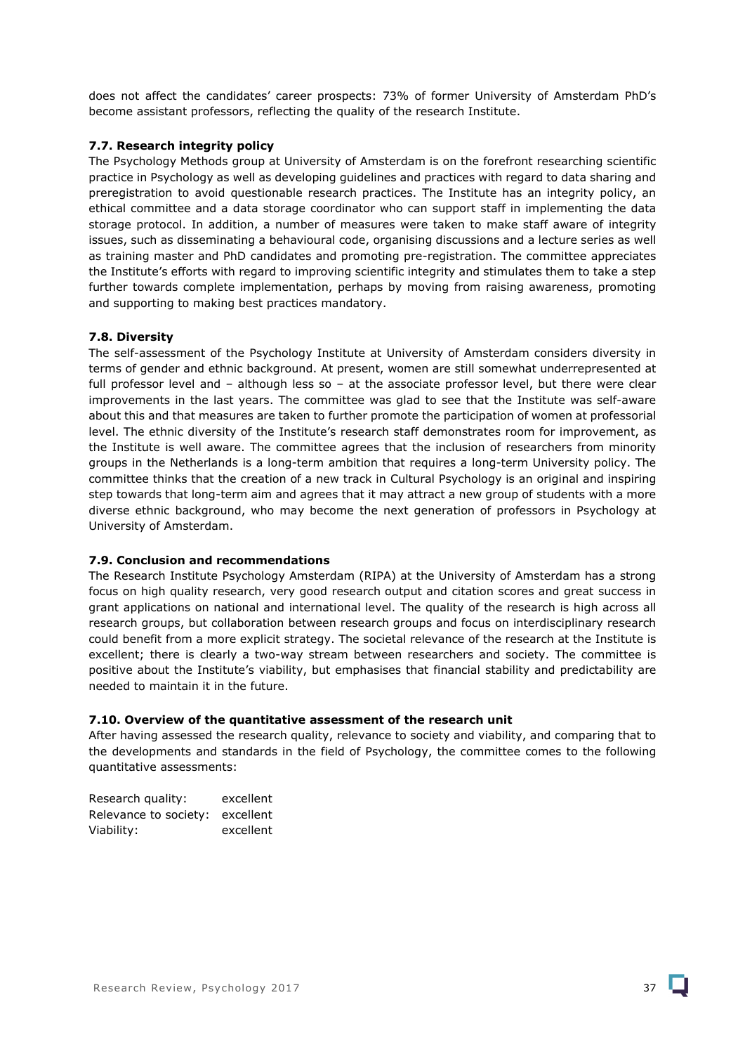does not affect the candidates' career prospects: 73% of former University of Amsterdam PhD's become assistant professors, reflecting the quality of the research Institute.

### 7.7. Research integrity policy

The Psychology Methods group at University of Amsterdam is on the forefront researching scientific practice in Psychology as well as developing guidelines and practices with regard to data sharing and preregistration to avoid questionable research practices. The Institute has an integrity policy, an ethical committee and a data storage coordinator who can support staff in implementing the data storage protocol. In addition, a number of measures were taken to make staff aware of integrity issues, such as disseminating a behavioural code, organising discussions and a lecture series as well as training master and PhD candidates and promoting pre-registration. The committee appreciates the Institute's efforts with regard to improving scientific integrity and stimulates them to take a step further towards complete implementation, perhaps by moving from raising awareness, promoting and supporting to making best practices mandatory.

### 7.8. Diversity

The self-assessment of the Psychology Institute at University of Amsterdam considers diversity in terms of gender and ethnic background. At present, women are still somewhat underrepresented at full professor level and – although less so – at the associate professor level, but there were clear improvements in the last years. The committee was glad to see that the Institute was self-aware about this and that measures are taken to further promote the participation of women at professorial level. The ethnic diversity of the Institute's research staff demonstrates room for improvement, as the Institute is well aware. The committee agrees that the inclusion of researchers from minority groups in the Netherlands is a long-term ambition that requires a long-term University policy. The committee thinks that the creation of a new track in Cultural Psychology is an original and inspiring step towards that long-term aim and agrees that it may attract a new group of students with a more diverse ethnic background, who may become the next generation of professors in Psychology at University of Amsterdam.

### 7.9. Conclusion and recommendations

The Research Institute Psychology Amsterdam (RIPA) at the University of Amsterdam has a strong focus on high quality research, very good research output and citation scores and great success in grant applications on national and international level. The quality of the research is high across all research groups, but collaboration between research groups and focus on interdisciplinary research could benefit from a more explicit strategy. The societal relevance of the research at the Institute is excellent; there is clearly a two-way stream between researchers and society. The committee is positive about the Institute's viability, but emphasises that financial stability and predictability are needed to maintain it in the future.

### 7.10. Overview of the quantitative assessment of the research unit

After having assessed the research quality, relevance to society and viability, and comparing that to the developments and standards in the field of Psychology, the committee comes to the following quantitative assessments:

| | |
|---|---|
| Research quality: | excellent |
| Relevance to society: | excellent |
| Viability: | excellent |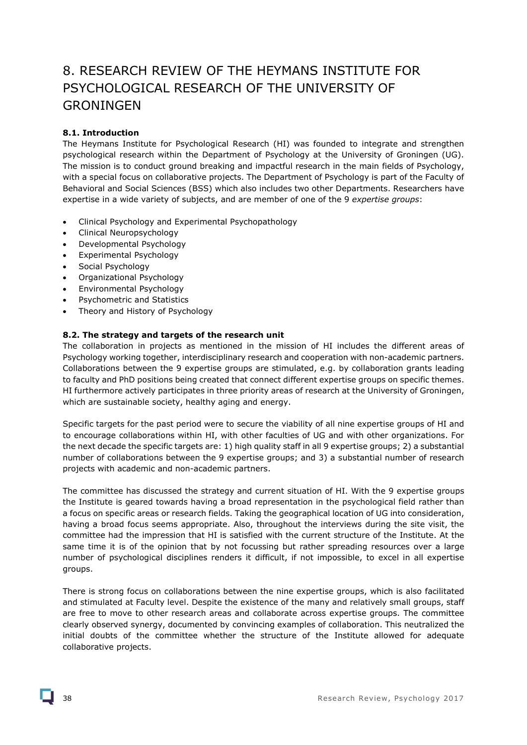# 8. RESEARCH REVIEW OF THE HEYMANS INSTITUTE FOR PSYCHOLOGICAL RESEARCH OF THE UNIVERSITY OF GRONINGEN

### 8.1. Introduction

The Heymans Institute for Psychological Research (HI) was founded to integrate and strengthen psychological research within the Department of Psychology at the University of Groningen (UG). The mission is to conduct ground breaking and impactful research in the main fields of Psychology, with a special focus on collaborative projects. The Department of Psychology is part of the Faculty of Behavioral and Social Sciences (BSS) which also includes two other Departments. Researchers have expertise in a wide variety of subjects, and are member of one of the 9 *expertise groups*:

- Clinical Psychology and Experimental Psychopathology
- Clinical Neuropsychology
- Developmental Psychology
- Experimental Psychology
- Social Psychology
- Organizational Psychology
- Environmental Psychology
- Psychometric and Statistics
- Theory and History of Psychology

### 8.2. The strategy and targets of the research unit

The collaboration in projects as mentioned in the mission of HI includes the different areas of Psychology working together, interdisciplinary research and cooperation with non-academic partners. Collaborations between the 9 expertise groups are stimulated, e.g. by collaboration grants leading to faculty and PhD positions being created that connect different expertise groups on specific themes. HI furthermore actively participates in three priority areas of research at the University of Groningen, which are sustainable society, healthy aging and energy.

Specific targets for the past period were to secure the viability of all nine expertise groups of HI and to encourage collaborations within HI, with other faculties of UG and with other organizations. For the next decade the specific targets are: 1) high quality staff in all 9 expertise groups; 2) a substantial number of collaborations between the 9 expertise groups; and 3) a substantial number of research projects with academic and non-academic partners.

The committee has discussed the strategy and current situation of HI. With the 9 expertise groups the Institute is geared towards having a broad representation in the psychological field rather than a focus on specific areas or research fields. Taking the geographical location of UG into consideration, having a broad focus seems appropriate. Also, throughout the interviews during the site visit, the committee had the impression that HI is satisfied with the current structure of the Institute. At the same time it is of the opinion that by not focussing but rather spreading resources over a large number of psychological disciplines renders it difficult, if not impossible, to excel in all expertise groups.

There is strong focus on collaborations between the nine expertise groups, which is also facilitated and stimulated at Faculty level. Despite the existence of the many and relatively small groups, staff are free to move to other research areas and collaborate across expertise groups. The committee clearly observed synergy, documented by convincing examples of collaboration. This neutralized the initial doubts of the committee whether the structure of the Institute allowed for adequate collaborative projects.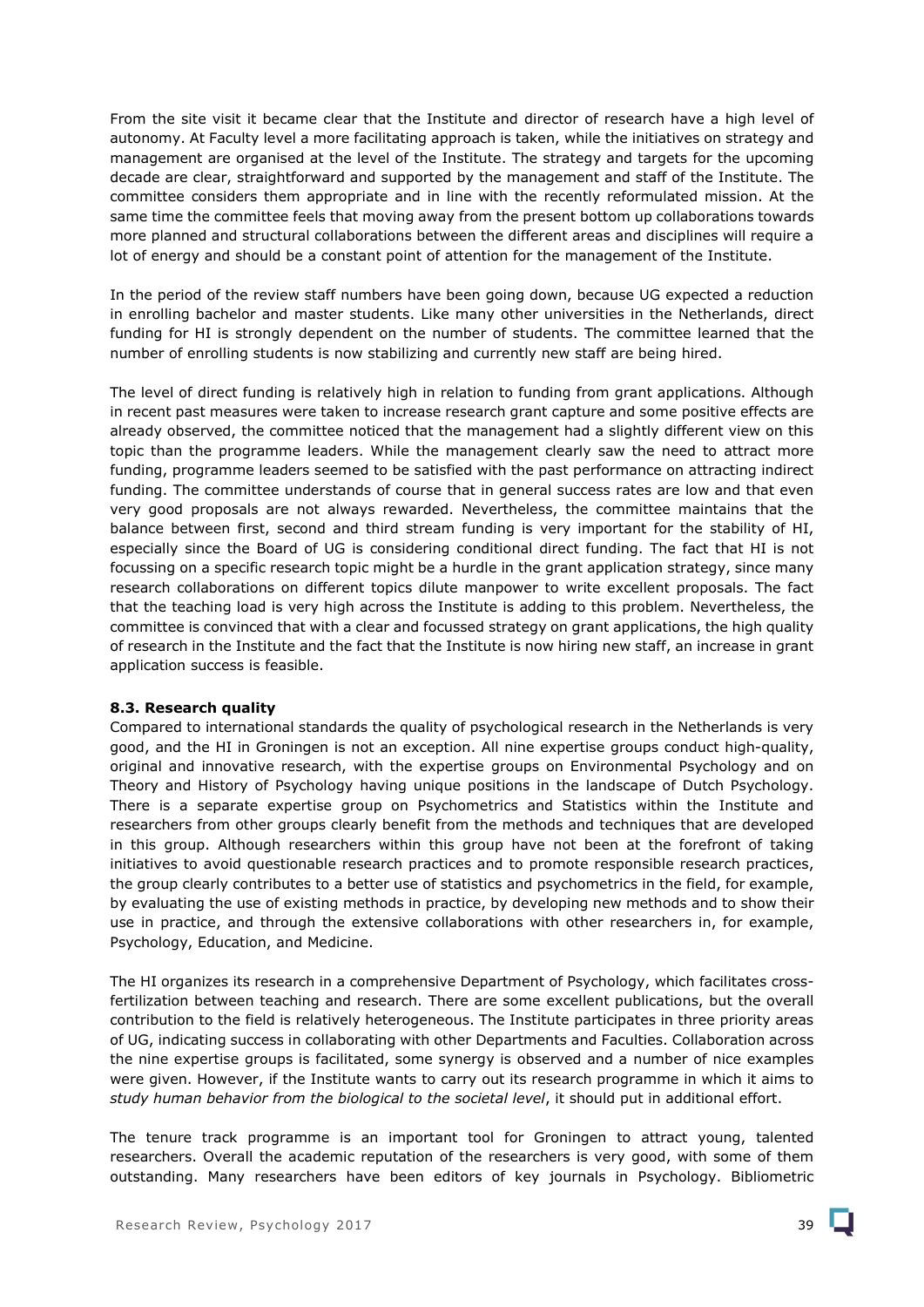From the site visit it became clear that the Institute and director of research have a high level of autonomy. At Faculty level a more facilitating approach is taken, while the initiatives on strategy and management are organised at the level of the Institute. The strategy and targets for the upcoming decade are clear, straightforward and supported by the management and staff of the Institute. The committee considers them appropriate and in line with the recently reformulated mission. At the same time the committee feels that moving away from the present bottom up collaborations towards more planned and structural collaborations between the different areas and disciplines will require a lot of energy and should be a constant point of attention for the management of the Institute.

In the period of the review staff numbers have been going down, because UG expected a reduction in enrolling bachelor and master students. Like many other universities in the Netherlands, direct funding for HI is strongly dependent on the number of students. The committee learned that the number of enrolling students is now stabilizing and currently new staff are being hired.

The level of direct funding is relatively high in relation to funding from grant applications. Although in recent past measures were taken to increase research grant capture and some positive effects are already observed, the committee noticed that the management had a slightly different view on this topic than the programme leaders. While the management clearly saw the need to attract more funding, programme leaders seemed to be satisfied with the past performance on attracting indirect funding. The committee understands of course that in general success rates are low and that even very good proposals are not always rewarded. Nevertheless, the committee maintains that the balance between first, second and third stream funding is very important for the stability of HI, especially since the Board of UG is considering conditional direct funding. The fact that HI is not focussing on a specific research topic might be a hurdle in the grant application strategy, since many research collaborations on different topics dilute manpower to write excellent proposals. The fact that the teaching load is very high across the Institute is adding to this problem. Nevertheless, the committee is convinced that with a clear and focussed strategy on grant applications, the high quality of research in the Institute and the fact that the Institute is now hiring new staff, an increase in grant application success is feasible.

### 8.3. Research quality

Compared to international standards the quality of psychological research in the Netherlands is very good, and the HI in Groningen is not an exception. All nine expertise groups conduct high-quality, original and innovative research, with the expertise groups on Environmental Psychology and on Theory and History of Psychology having unique positions in the landscape of Dutch Psychology. There is a separate expertise group on Psychometrics and Statistics within the Institute and researchers from other groups clearly benefit from the methods and techniques that are developed in this group. Although researchers within this group have not been at the forefront of taking initiatives to avoid questionable research practices and to promote responsible research practices, the group clearly contributes to a better use of statistics and psychometrics in the field, for example, by evaluating the use of existing methods in practice, by developing new methods and to show their use in practice, and through the extensive collaborations with other researchers in, for example, Psychology, Education, and Medicine.

The HI organizes its research in a comprehensive Department of Psychology, which facilitates cross-fertilization between teaching and research. There are some excellent publications, but the overall contribution to the field is relatively heterogeneous. The Institute participates in three priority areas of UG, indicating success in collaborating with other Departments and Faculties. Collaboration across the nine expertise groups is facilitated, some synergy is observed and a number of nice examples were given. However, if the Institute wants to carry out its research programme in which it aims to *study human behavior from the biological to the societal level*, it should put in additional effort.

The tenure track programme is an important tool for Groningen to attract young, talented researchers. Overall the academic reputation of the researchers is very good, with some of them outstanding. Many researchers have been editors of key journals in Psychology. Bibliometric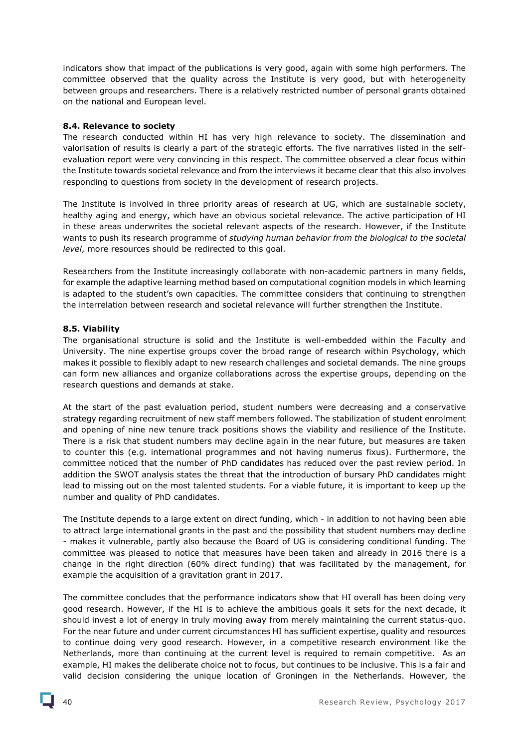indicators show that impact of the publications is very good, again with some high performers. The committee observed that the quality across the Institute is very good, but with heterogeneity between groups and researchers. There is a relatively restricted number of personal grants obtained on the national and European level.

### 8.4. Relevance to society

The research conducted within HI has very high relevance to society. The dissemination and valorisation of results is clearly a part of the strategic efforts. The five narratives listed in the self-evaluation report were very convincing in this respect. The committee observed a clear focus within the Institute towards societal relevance and from the interviews it became clear that this also involves responding to questions from society in the development of research projects.

The Institute is involved in three priority areas of research at UG, which are sustainable society, healthy aging and energy, which have an obvious societal relevance. The active participation of HI in these areas underwrites the societal relevant aspects of the research. However, if the Institute wants to push its research programme of *studying human behavior from the biological to the societal level*, more resources should be redirected to this goal.

Researchers from the Institute increasingly collaborate with non-academic partners in many fields, for example the adaptive learning method based on computational cognition models in which learning is adapted to the student's own capacities. The committee considers that continuing to strengthen the interrelation between research and societal relevance will further strengthen the Institute.

### 8.5. Viability

The organisational structure is solid and the Institute is well-embedded within the Faculty and University. The nine expertise groups cover the broad range of research within Psychology, which makes it possible to flexibly adapt to new research challenges and societal demands. The nine groups can form new alliances and organize collaborations across the expertise groups, depending on the research questions and demands at stake.

At the start of the past evaluation period, student numbers were decreasing and a conservative strategy regarding recruitment of new staff members followed. The stabilization of student enrolment and opening of nine new tenure track positions shows the viability and resilience of the Institute. There is a risk that student numbers may decline again in the near future, but measures are taken to counter this (e.g. international programmes and not having numerus fixus). Furthermore, the committee noticed that the number of PhD candidates has reduced over the past review period. In addition the SWOT analysis states the threat that the introduction of bursary PhD candidates might lead to missing out on the most talented students. For a viable future, it is important to keep up the number and quality of PhD candidates.

The Institute depends to a large extent on direct funding, which - in addition to not having been able to attract large international grants in the past and the possibility that student numbers may decline - makes it vulnerable, partly also because the Board of UG is considering conditional funding. The committee was pleased to notice that measures have been taken and already in 2016 there is a change in the right direction (60% direct funding) that was facilitated by the management, for example the acquisition of a gravitation grant in 2017.

The committee concludes that the performance indicators show that HI overall has been doing very good research. However, if the HI is to achieve the ambitious goals it sets for the next decade, it should invest a lot of energy in truly moving away from merely maintaining the current status-quo. For the near future and under current circumstances HI has sufficient expertise, quality and resources to continue doing very good research. However, in a competitive research environment like the Netherlands, more than continuing at the current level is required to remain competitive. As an example, HI makes the deliberate choice not to focus, but continues to be inclusive. This is a fair and valid decision considering the unique location of Groningen in the Netherlands. However, the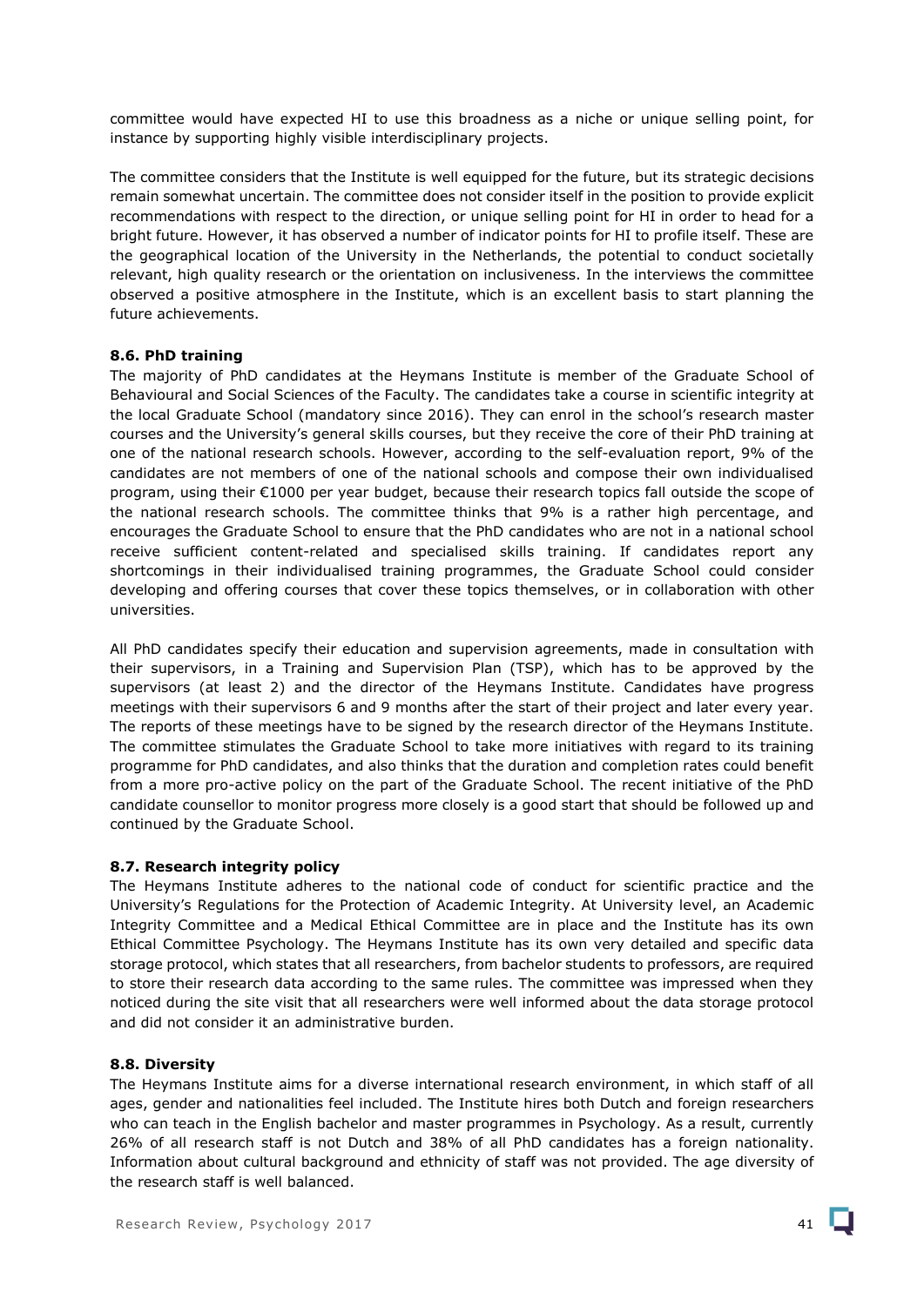committee would have expected HI to use this broadness as a niche or unique selling point, for instance by supporting highly visible interdisciplinary projects.

The committee considers that the Institute is well equipped for the future, but its strategic decisions remain somewhat uncertain. The committee does not consider itself in the position to provide explicit recommendations with respect to the direction, or unique selling point for HI in order to head for a bright future. However, it has observed a number of indicator points for HI to profile itself. These are the geographical location of the University in the Netherlands, the potential to conduct societally relevant, high quality research or the orientation on inclusiveness. In the interviews the committee observed a positive atmosphere in the Institute, which is an excellent basis to start planning the future achievements.

### 8.6. PhD training

The majority of PhD candidates at the Heymans Institute is member of the Graduate School of Behavioural and Social Sciences of the Faculty. The candidates take a course in scientific integrity at the local Graduate School (mandatory since 2016). They can enrol in the school's research master courses and the University's general skills courses, but they receive the core of their PhD training at one of the national research schools. However, according to the self-evaluation report, 9% of the candidates are not members of one of the national schools and compose their own individualised program, using their €1000 per year budget, because their research topics fall outside the scope of the national research schools. The committee thinks that 9% is a rather high percentage, and encourages the Graduate School to ensure that the PhD candidates who are not in a national school receive sufficient content-related and specialised skills training. If candidates report any shortcomings in their individualised training programmes, the Graduate School could consider developing and offering courses that cover these topics themselves, or in collaboration with other universities.

All PhD candidates specify their education and supervision agreements, made in consultation with their supervisors, in a Training and Supervision Plan (TSP), which has to be approved by the supervisors (at least 2) and the director of the Heymans Institute. Candidates have progress meetings with their supervisors 6 and 9 months after the start of their project and later every year. The reports of these meetings have to be signed by the research director of the Heymans Institute. The committee stimulates the Graduate School to take more initiatives with regard to its training programme for PhD candidates, and also thinks that the duration and completion rates could benefit from a more pro-active policy on the part of the Graduate School. The recent initiative of the PhD candidate counsellor to monitor progress more closely is a good start that should be followed up and continued by the Graduate School.

### 8.7. Research integrity policy

The Heymans Institute adheres to the national code of conduct for scientific practice and the University's Regulations for the Protection of Academic Integrity. At University level, an Academic Integrity Committee and a Medical Ethical Committee are in place and the Institute has its own Ethical Committee Psychology. The Heymans Institute has its own very detailed and specific data storage protocol, which states that all researchers, from bachelor students to professors, are required to store their research data according to the same rules. The committee was impressed when they noticed during the site visit that all researchers were well informed about the data storage protocol and did not consider it an administrative burden.

### 8.8. Diversity

The Heymans Institute aims for a diverse international research environment, in which staff of all ages, gender and nationalities feel included. The Institute hires both Dutch and foreign researchers who can teach in the English bachelor and master programmes in Psychology. As a result, currently 26% of all research staff is not Dutch and 38% of all PhD candidates has a foreign nationality. Information about cultural background and ethnicity of staff was not provided. The age diversity of the research staff is well balanced.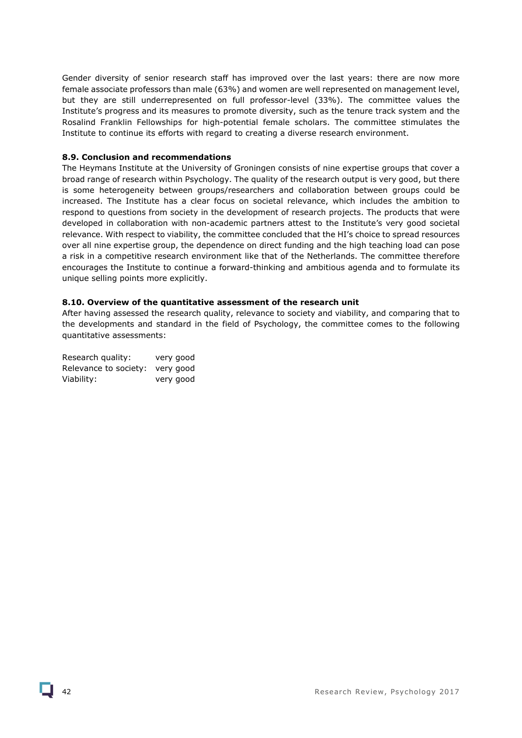Gender diversity of senior research staff has improved over the last years: there are now more female associate professors than male (63%) and women are well represented on management level, but they are still underrepresented on full professor-level (33%). The committee values the Institute's progress and its measures to promote diversity, such as the tenure track system and the Rosalind Franklin Fellowships for high-potential female scholars. The committee stimulates the Institute to continue its efforts with regard to creating a diverse research environment.

### 8.9. Conclusion and recommendations

The Heymans Institute at the University of Groningen consists of nine expertise groups that cover a broad range of research within Psychology. The quality of the research output is very good, but there is some heterogeneity between groups/researchers and collaboration between groups could be increased. The Institute has a clear focus on societal relevance, which includes the ambition to respond to questions from society in the development of research projects. The products that were developed in collaboration with non-academic partners attest to the Institute's very good societal relevance. With respect to viability, the committee concluded that the HI's choice to spread resources over all nine expertise group, the dependence on direct funding and the high teaching load can pose a risk in a competitive research environment like that of the Netherlands. The committee therefore encourages the Institute to continue a forward-thinking and ambitious agenda and to formulate its unique selling points more explicitly.

### 8.10. Overview of the quantitative assessment of the research unit

After having assessed the research quality, relevance to society and viability, and comparing that to the developments and standard in the field of Psychology, the committee comes to the following quantitative assessments:

Research quality: very good
Relevance to society: very good
Viability: very good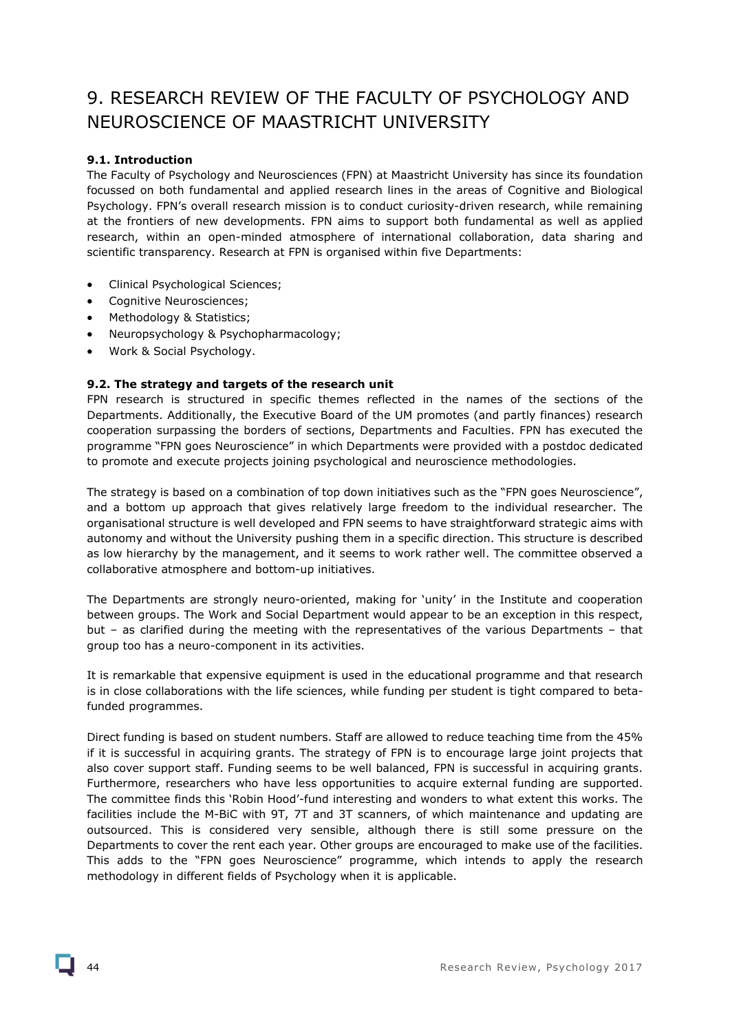# 9. RESEARCH REVIEW OF THE FACULTY OF PSYCHOLOGY AND NEUROSCIENCE OF MAASTRICHT UNIVERSITY

**9.1. Introduction**

The Faculty of Psychology and Neurosciences (FPN) at Maastricht University has since its foundation focussed on both fundamental and applied research lines in the areas of Cognitive and Biological Psychology. FPN's overall research mission is to conduct curiosity-driven research, while remaining at the frontiers of new developments. FPN aims to support both fundamental as well as applied research, within an open-minded atmosphere of international collaboration, data sharing and scientific transparency. Research at FPN is organised within five Departments:

- Clinical Psychological Sciences;
- Cognitive Neurosciences;
- Methodology & Statistics;
- Neuropsychology & Psychopharmacology;
- Work & Social Psychology.

**9.2. The strategy and targets of the research unit**

FPN research is structured in specific themes reflected in the names of the sections of the Departments. Additionally, the Executive Board of the UM promotes (and partly finances) research cooperation surpassing the borders of sections, Departments and Faculties. FPN has executed the programme "FPN goes Neuroscience" in which Departments were provided with a postdoc dedicated to promote and execute projects joining psychological and neuroscience methodologies.

The strategy is based on a combination of top down initiatives such as the "FPN goes Neuroscience", and a bottom up approach that gives relatively large freedom to the individual researcher. The organisational structure is well developed and FPN seems to have straightforward strategic aims with autonomy and without the University pushing them in a specific direction. This structure is described as low hierarchy by the management, and it seems to work rather well. The committee observed a collaborative atmosphere and bottom-up initiatives.

The Departments are strongly neuro-oriented, making for 'unity' in the Institute and cooperation between groups. The Work and Social Department would appear to be an exception in this respect, but – as clarified during the meeting with the representatives of the various Departments – that group too has a neuro-component in its activities.

It is remarkable that expensive equipment is used in the educational programme and that research is in close collaborations with the life sciences, while funding per student is tight compared to beta-funded programmes.

Direct funding is based on student numbers. Staff are allowed to reduce teaching time from the 45% if it is successful in acquiring grants. The strategy of FPN is to encourage large joint projects that also cover support staff. Funding seems to be well balanced, FPN is successful in acquiring grants. Furthermore, researchers who have less opportunities to acquire external funding are supported. The committee finds this 'Robin Hood'-fund interesting and wonders to what extent this works. The facilities include the M-BiC with 9T, 7T and 3T scanners, of which maintenance and updating are outsourced. This is considered very sensible, although there is still some pressure on the Departments to cover the rent each year. Other groups are encouraged to make use of the facilities. This adds to the "FPN goes Neuroscience" programme, which intends to apply the research methodology in different fields of Psychology when it is applicable.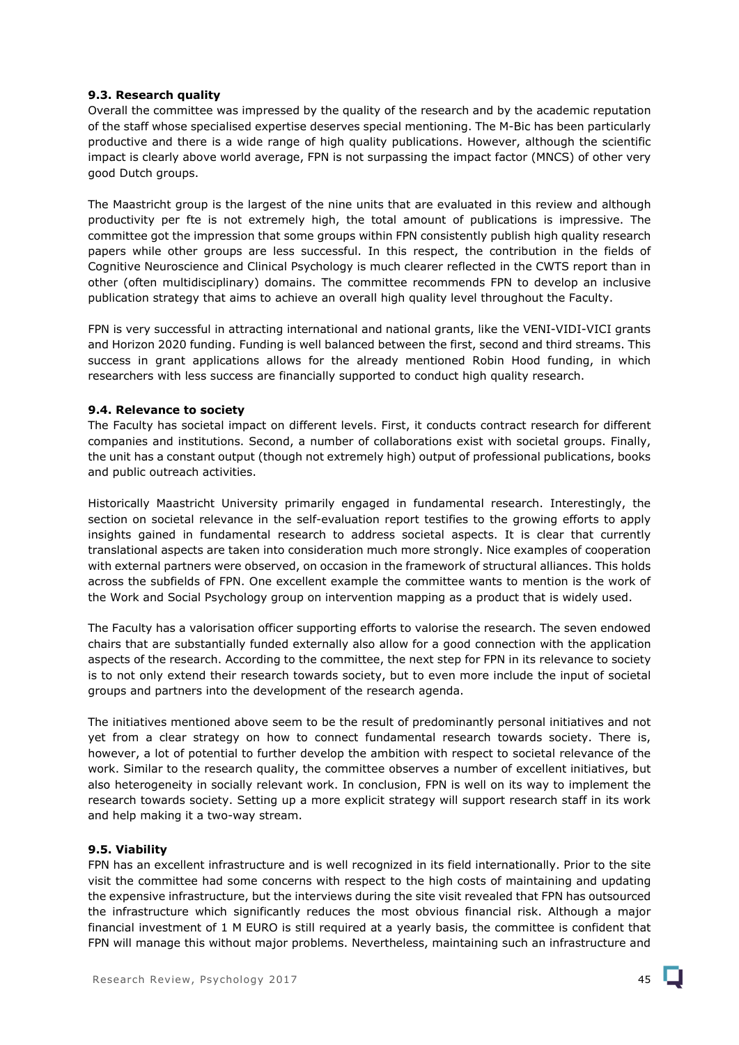**9.3. Research quality**

Overall the committee was impressed by the quality of the research and by the academic reputation of the staff whose specialised expertise deserves special mentioning. The M-Bic has been particularly productive and there is a wide range of high quality publications. However, although the scientific impact is clearly above world average, FPN is not surpassing the impact factor (MNCS) of other very good Dutch groups.

The Maastricht group is the largest of the nine units that are evaluated in this review and although productivity per fte is not extremely high, the total amount of publications is impressive. The committee got the impression that some groups within FPN consistently publish high quality research papers while other groups are less successful. In this respect, the contribution in the fields of Cognitive Neuroscience and Clinical Psychology is much clearer reflected in the CWTS report than in other (often multidisciplinary) domains. The committee recommends FPN to develop an inclusive publication strategy that aims to achieve an overall high quality level throughout the Faculty.

FPN is very successful in attracting international and national grants, like the VENI-VIDI-VICI grants and Horizon 2020 funding. Funding is well balanced between the first, second and third streams. This success in grant applications allows for the already mentioned Robin Hood funding, in which researchers with less success are financially supported to conduct high quality research.

**9.4. Relevance to society**

The Faculty has societal impact on different levels. First, it conducts contract research for different companies and institutions. Second, a number of collaborations exist with societal groups. Finally, the unit has a constant output (though not extremely high) output of professional publications, books and public outreach activities.

Historically Maastricht University primarily engaged in fundamental research. Interestingly, the section on societal relevance in the self-evaluation report testifies to the growing efforts to apply insights gained in fundamental research to address societal aspects. It is clear that currently translational aspects are taken into consideration much more strongly. Nice examples of cooperation with external partners were observed, on occasion in the framework of structural alliances. This holds across the subfields of FPN. One excellent example the committee wants to mention is the work of the Work and Social Psychology group on intervention mapping as a product that is widely used.

The Faculty has a valorisation officer supporting efforts to valorise the research. The seven endowed chairs that are substantially funded externally also allow for a good connection with the application aspects of the research. According to the committee, the next step for FPN in its relevance to society is to not only extend their research towards society, but to even more include the input of societal groups and partners into the development of the research agenda.

The initiatives mentioned above seem to be the result of predominantly personal initiatives and not yet from a clear strategy on how to connect fundamental research towards society. There is, however, a lot of potential to further develop the ambition with respect to societal relevance of the work. Similar to the research quality, the committee observes a number of excellent initiatives, but also heterogeneity in socially relevant work. In conclusion, FPN is well on its way to implement the research towards society. Setting up a more explicit strategy will support research staff in its work and help making it a two-way stream.

**9.5. Viability**

FPN has an excellent infrastructure and is well recognized in its field internationally. Prior to the site visit the committee had some concerns with respect to the high costs of maintaining and updating the expensive infrastructure, but the interviews during the site visit revealed that FPN has outsourced the infrastructure which significantly reduces the most obvious financial risk. Although a major financial investment of 1 M EURO is still required at a yearly basis, the committee is confident that FPN will manage this without major problems. Nevertheless, maintaining such an infrastructure and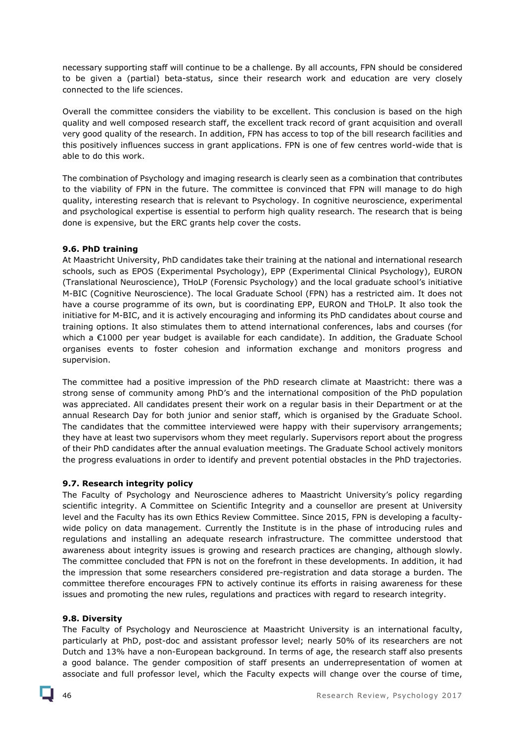necessary supporting staff will continue to be a challenge. By all accounts, FPN should be considered to be given a (partial) beta-status, since their research work and education are very closely connected to the life sciences.

Overall the committee considers the viability to be excellent. This conclusion is based on the high quality and well composed research staff, the excellent track record of grant acquisition and overall very good quality of the research. In addition, FPN has access to top of the bill research facilities and this positively influences success in grant applications. FPN is one of few centres world-wide that is able to do this work.

The combination of Psychology and imaging research is clearly seen as a combination that contributes to the viability of FPN in the future. The committee is convinced that FPN will manage to do high quality, interesting research that is relevant to Psychology. In cognitive neuroscience, experimental and psychological expertise is essential to perform high quality research. The research that is being done is expensive, but the ERC grants help cover the costs.

### 9.6. PhD training

At Maastricht University, PhD candidates take their training at the national and international research schools, such as EPOS (Experimental Psychology), EPP (Experimental Clinical Psychology), EURON (Translational Neuroscience), THoLP (Forensic Psychology) and the local graduate school's initiative M-BIC (Cognitive Neuroscience). The local Graduate School (FPN) has a restricted aim. It does not have a course programme of its own, but is coordinating EPP, EURON and THoLP. It also took the initiative for M-BIC, and it is actively encouraging and informing its PhD candidates about course and training options. It also stimulates them to attend international conferences, labs and courses (for which a €1000 per year budget is available for each candidate). In addition, the Graduate School organises events to foster cohesion and information exchange and monitors progress and supervision.

The committee had a positive impression of the PhD research climate at Maastricht: there was a strong sense of community among PhD's and the international composition of the PhD population was appreciated. All candidates present their work on a regular basis in their Department or at the annual Research Day for both junior and senior staff, which is organised by the Graduate School. The candidates that the committee interviewed were happy with their supervisory arrangements; they have at least two supervisors whom they meet regularly. Supervisors report about the progress of their PhD candidates after the annual evaluation meetings. The Graduate School actively monitors the progress evaluations in order to identify and prevent potential obstacles in the PhD trajectories.

### 9.7. Research integrity policy

The Faculty of Psychology and Neuroscience adheres to Maastricht University's policy regarding scientific integrity. A Committee on Scientific Integrity and a counsellor are present at University level and the Faculty has its own Ethics Review Committee. Since 2015, FPN is developing a faculty-wide policy on data management. Currently the Institute is in the phase of introducing rules and regulations and installing an adequate research infrastructure. The committee understood that awareness about integrity issues is growing and research practices are changing, although slowly. The committee concluded that FPN is not on the forefront in these developments. In addition, it had the impression that some researchers considered pre-registration and data storage a burden. The committee therefore encourages FPN to actively continue its efforts in raising awareness for these issues and promoting the new rules, regulations and practices with regard to research integrity.

### 9.8. Diversity

The Faculty of Psychology and Neuroscience at Maastricht University is an international faculty, particularly at PhD, post-doc and assistant professor level; nearly 50% of its researchers are not Dutch and 13% have a non-European background. In terms of age, the research staff also presents a good balance. The gender composition of staff presents an underrepresentation of women at associate and full professor level, which the Faculty expects will change over the course of time,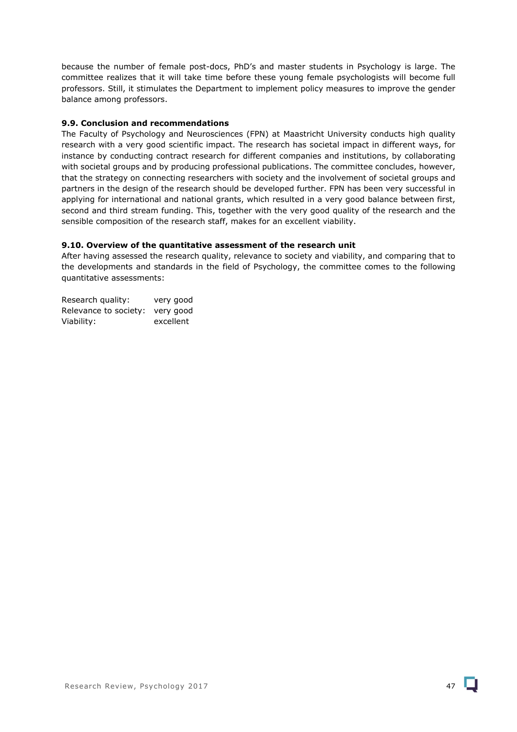because the number of female post-docs, PhD's and master students in Psychology is large. The committee realizes that it will take time before these young female psychologists will become full professors. Still, it stimulates the Department to implement policy measures to improve the gender balance among professors.

### 9.9. Conclusion and recommendations

The Faculty of Psychology and Neurosciences (FPN) at Maastricht University conducts high quality research with a very good scientific impact. The research has societal impact in different ways, for instance by conducting contract research for different companies and institutions, by collaborating with societal groups and by producing professional publications. The committee concludes, however, that the strategy on connecting researchers with society and the involvement of societal groups and partners in the design of the research should be developed further. FPN has been very successful in applying for international and national grants, which resulted in a very good balance between first, second and third stream funding. This, together with the very good quality of the research and the sensible composition of the research staff, makes for an excellent viability.

### 9.10. Overview of the quantitative assessment of the research unit

After having assessed the research quality, relevance to society and viability, and comparing that to the developments and standards in the field of Psychology, the committee comes to the following quantitative assessments:

| | |
|---|---|
| Research quality: | very good |
| Relevance to society: | very good |
| Viability: | excellent |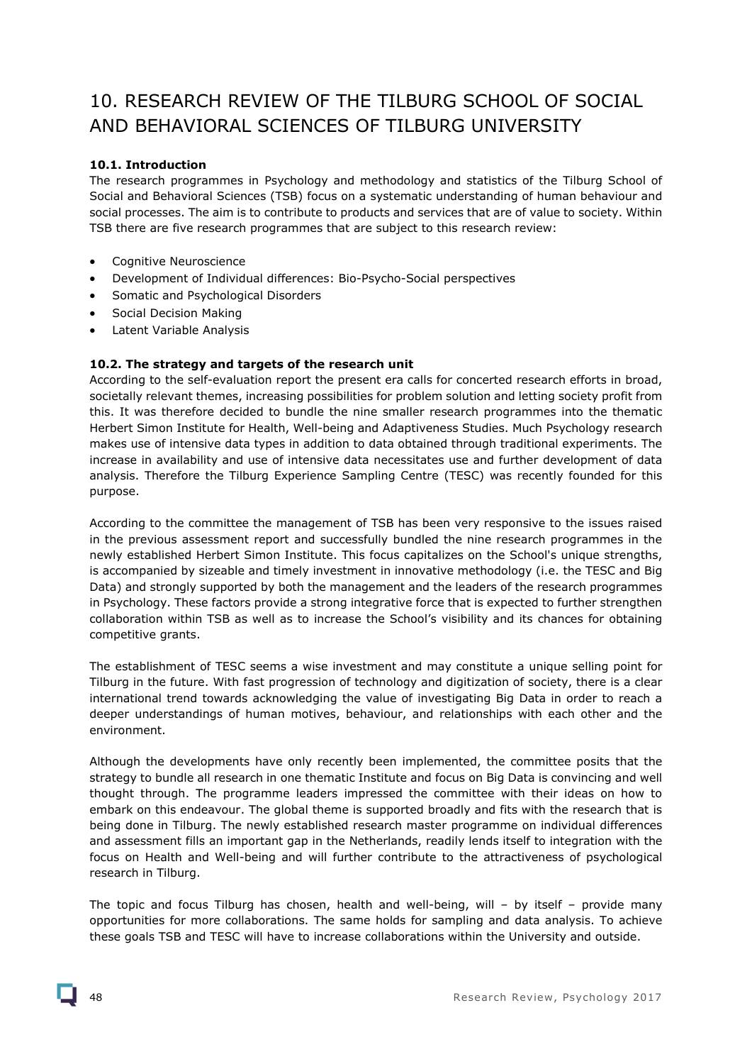# 10. RESEARCH REVIEW OF THE TILBURG SCHOOL OF SOCIAL AND BEHAVIORAL SCIENCES OF TILBURG UNIVERSITY

### 10.1. Introduction

The research programmes in Psychology and methodology and statistics of the Tilburg School of Social and Behavioral Sciences (TSB) focus on a systematic understanding of human behaviour and social processes. The aim is to contribute to products and services that are of value to society. Within TSB there are five research programmes that are subject to this research review:

- Cognitive Neuroscience
- Development of Individual differences: Bio-Psycho-Social perspectives
- Somatic and Psychological Disorders
- Social Decision Making
- Latent Variable Analysis

### 10.2. The strategy and targets of the research unit

According to the self-evaluation report the present era calls for concerted research efforts in broad, societally relevant themes, increasing possibilities for problem solution and letting society profit from this. It was therefore decided to bundle the nine smaller research programmes into the thematic Herbert Simon Institute for Health, Well-being and Adaptiveness Studies. Much Psychology research makes use of intensive data types in addition to data obtained through traditional experiments. The increase in availability and use of intensive data necessitates use and further development of data analysis. Therefore the Tilburg Experience Sampling Centre (TESC) was recently founded for this purpose.

According to the committee the management of TSB has been very responsive to the issues raised in the previous assessment report and successfully bundled the nine research programmes in the newly established Herbert Simon Institute. This focus capitalizes on the School's unique strengths, is accompanied by sizeable and timely investment in innovative methodology (i.e. the TESC and Big Data) and strongly supported by both the management and the leaders of the research programmes in Psychology. These factors provide a strong integrative force that is expected to further strengthen collaboration within TSB as well as to increase the School's visibility and its chances for obtaining competitive grants.

The establishment of TESC seems a wise investment and may constitute a unique selling point for Tilburg in the future. With fast progression of technology and digitization of society, there is a clear international trend towards acknowledging the value of investigating Big Data in order to reach a deeper understandings of human motives, behaviour, and relationships with each other and the environment.

Although the developments have only recently been implemented, the committee posits that the strategy to bundle all research in one thematic Institute and focus on Big Data is convincing and well thought through. The programme leaders impressed the committee with their ideas on how to embark on this endeavour. The global theme is supported broadly and fits with the research that is being done in Tilburg. The newly established research master programme on individual differences and assessment fills an important gap in the Netherlands, readily lends itself to integration with the focus on Health and Well-being and will further contribute to the attractiveness of psychological research in Tilburg.

The topic and focus Tilburg has chosen, health and well-being, will – by itself – provide many opportunities for more collaborations. The same holds for sampling and data analysis. To achieve these goals TSB and TESC will have to increase collaborations within the University and outside.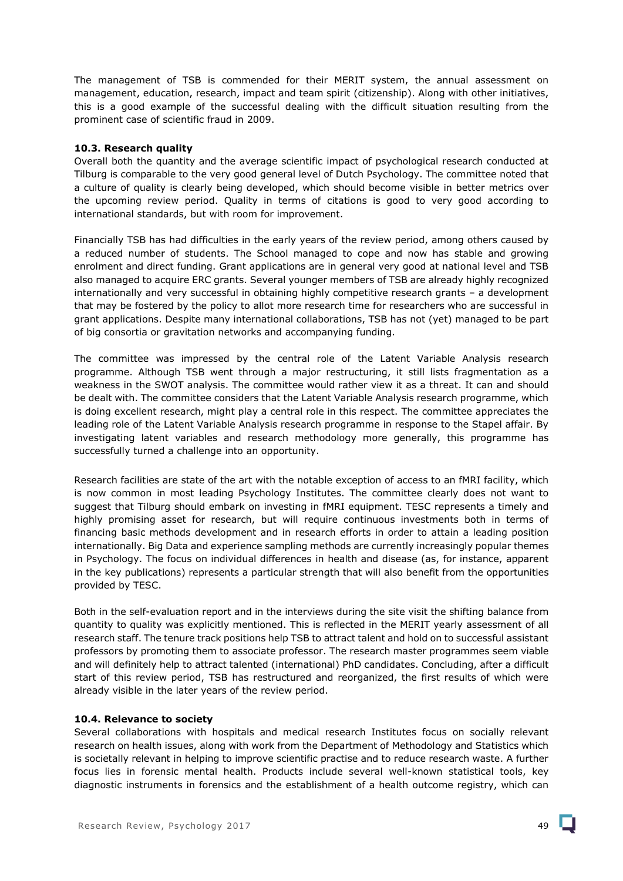The management of TSB is commended for their MERIT system, the annual assessment on management, education, research, impact and team spirit (citizenship). Along with other initiatives, this is a good example of the successful dealing with the difficult situation resulting from the prominent case of scientific fraud in 2009.

### 10.3. Research quality

Overall both the quantity and the average scientific impact of psychological research conducted at Tilburg is comparable to the very good general level of Dutch Psychology. The committee noted that a culture of quality is clearly being developed, which should become visible in better metrics over the upcoming review period. Quality in terms of citations is good to very good according to international standards, but with room for improvement.

Financially TSB has had difficulties in the early years of the review period, among others caused by a reduced number of students. The School managed to cope and now has stable and growing enrolment and direct funding. Grant applications are in general very good at national level and TSB also managed to acquire ERC grants. Several younger members of TSB are already highly recognized internationally and very successful in obtaining highly competitive research grants – a development that may be fostered by the policy to allot more research time for researchers who are successful in grant applications. Despite many international collaborations, TSB has not (yet) managed to be part of big consortia or gravitation networks and accompanying funding.

The committee was impressed by the central role of the Latent Variable Analysis research programme. Although TSB went through a major restructuring, it still lists fragmentation as a weakness in the SWOT analysis. The committee would rather view it as a threat. It can and should be dealt with. The committee considers that the Latent Variable Analysis research programme, which is doing excellent research, might play a central role in this respect. The committee appreciates the leading role of the Latent Variable Analysis research programme in response to the Stapel affair. By investigating latent variables and research methodology more generally, this programme has successfully turned a challenge into an opportunity.

Research facilities are state of the art with the notable exception of access to an fMRI facility, which is now common in most leading Psychology Institutes. The committee clearly does not want to suggest that Tilburg should embark on investing in fMRI equipment. TESC represents a timely and highly promising asset for research, but will require continuous investments both in terms of financing basic methods development and in research efforts in order to attain a leading position internationally. Big Data and experience sampling methods are currently increasingly popular themes in Psychology. The focus on individual differences in health and disease (as, for instance, apparent in the key publications) represents a particular strength that will also benefit from the opportunities provided by TESC.

Both in the self-evaluation report and in the interviews during the site visit the shifting balance from quantity to quality was explicitly mentioned. This is reflected in the MERIT yearly assessment of all research staff. The tenure track positions help TSB to attract talent and hold on to successful assistant professors by promoting them to associate professor. The research master programmes seem viable and will definitely help to attract talented (international) PhD candidates. Concluding, after a difficult start of this review period, TSB has restructured and reorganized, the first results of which were already visible in the later years of the review period.

### 10.4. Relevance to society

Several collaborations with hospitals and medical research Institutes focus on socially relevant research on health issues, along with work from the Department of Methodology and Statistics which is societally relevant in helping to improve scientific practise and to reduce research waste. A further focus lies in forensic mental health. Products include several well-known statistical tools, key diagnostic instruments in forensics and the establishment of a health outcome registry, which can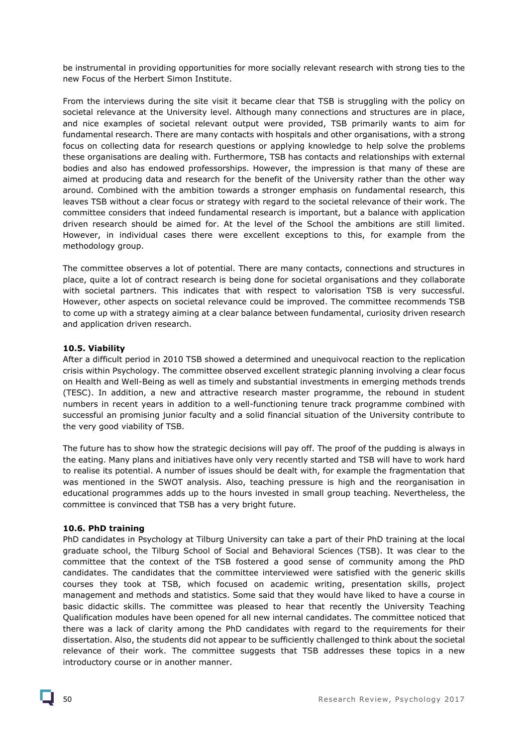be instrumental in providing opportunities for more socially relevant research with strong ties to the new Focus of the Herbert Simon Institute.

From the interviews during the site visit it became clear that TSB is struggling with the policy on societal relevance at the University level. Although many connections and structures are in place, and nice examples of societal relevant output were provided, TSB primarily wants to aim for fundamental research. There are many contacts with hospitals and other organisations, with a strong focus on collecting data for research questions or applying knowledge to help solve the problems these organisations are dealing with. Furthermore, TSB has contacts and relationships with external bodies and also has endowed professorships. However, the impression is that many of these are aimed at producing data and research for the benefit of the University rather than the other way around. Combined with the ambition towards a stronger emphasis on fundamental research, this leaves TSB without a clear focus or strategy with regard to the societal relevance of their work. The committee considers that indeed fundamental research is important, but a balance with application driven research should be aimed for. At the level of the School the ambitions are still limited. However, in individual cases there were excellent exceptions to this, for example from the methodology group.

The committee observes a lot of potential. There are many contacts, connections and structures in place, quite a lot of contract research is being done for societal organisations and they collaborate with societal partners. This indicates that with respect to valorisation TSB is very successful. However, other aspects on societal relevance could be improved. The committee recommends TSB to come up with a strategy aiming at a clear balance between fundamental, curiosity driven research and application driven research.

### 10.5. Viability

After a difficult period in 2010 TSB showed a determined and unequivocal reaction to the replication crisis within Psychology. The committee observed excellent strategic planning involving a clear focus on Health and Well-Being as well as timely and substantial investments in emerging methods trends (TESC). In addition, a new and attractive research master programme, the rebound in student numbers in recent years in addition to a well-functioning tenure track programme combined with successful an promising junior faculty and a solid financial situation of the University contribute to the very good viability of TSB.

The future has to show how the strategic decisions will pay off. The proof of the pudding is always in the eating. Many plans and initiatives have only very recently started and TSB will have to work hard to realise its potential. A number of issues should be dealt with, for example the fragmentation that was mentioned in the SWOT analysis. Also, teaching pressure is high and the reorganisation in educational programmes adds up to the hours invested in small group teaching. Nevertheless, the committee is convinced that TSB has a very bright future.

### 10.6. PhD training

PhD candidates in Psychology at Tilburg University can take a part of their PhD training at the local graduate school, the Tilburg School of Social and Behavioral Sciences (TSB). It was clear to the committee that the context of the TSB fostered a good sense of community among the PhD candidates. The candidates that the committee interviewed were satisfied with the generic skills courses they took at TSB, which focused on academic writing, presentation skills, project management and methods and statistics. Some said that they would have liked to have a course in basic didactic skills. The committee was pleased to hear that recently the University Teaching Qualification modules have been opened for all new internal candidates. The committee noticed that there was a lack of clarity among the PhD candidates with regard to the requirements for their dissertation. Also, the students did not appear to be sufficiently challenged to think about the societal relevance of their work. The committee suggests that TSB addresses these topics in a new introductory course or in another manner.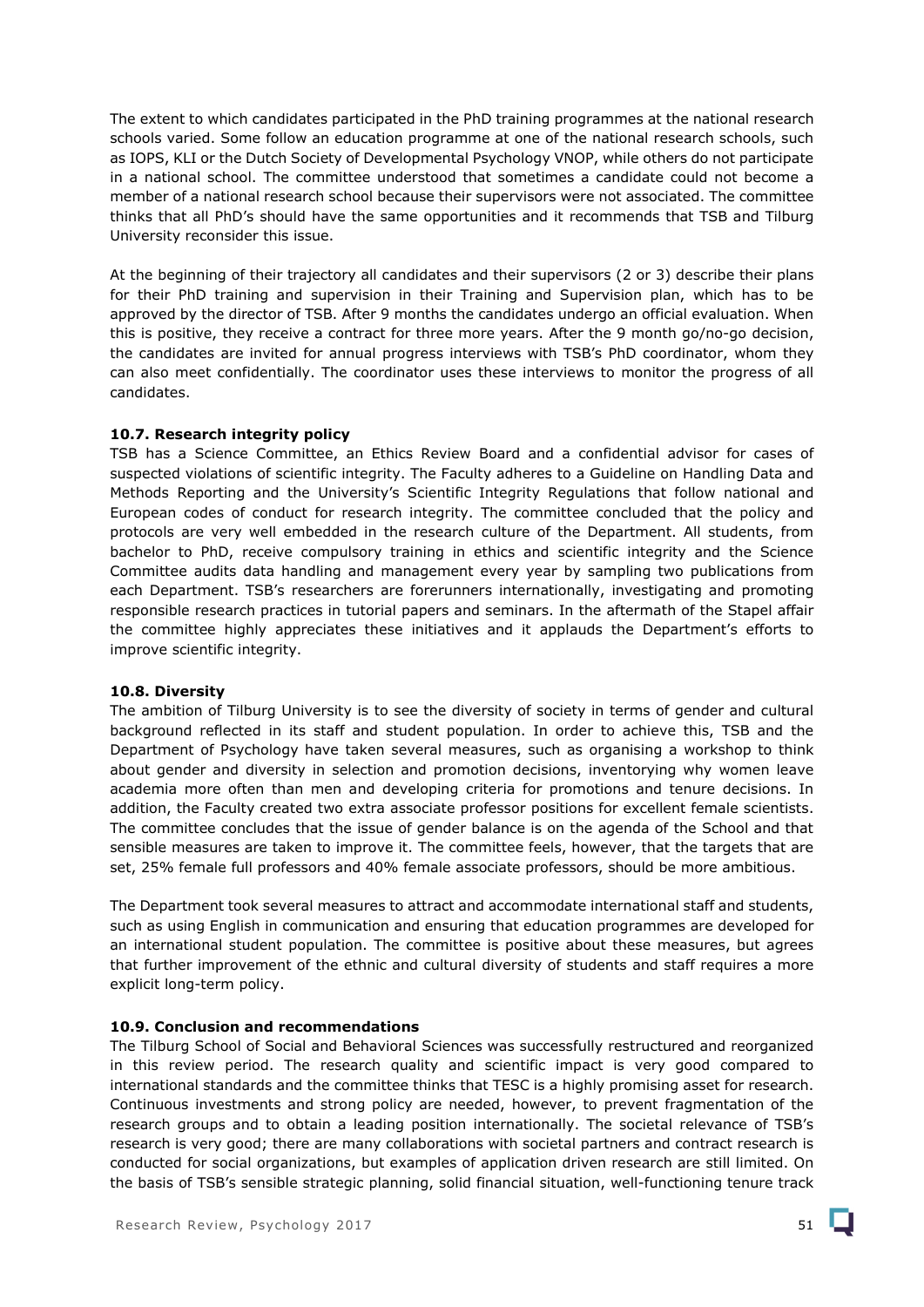The extent to which candidates participated in the PhD training programmes at the national research schools varied. Some follow an education programme at one of the national research schools, such as IOPS, KLI or the Dutch Society of Developmental Psychology VNOP, while others do not participate in a national school. The committee understood that sometimes a candidate could not become a member of a national research school because their supervisors were not associated. The committee thinks that all PhD's should have the same opportunities and it recommends that TSB and Tilburg University reconsider this issue.

At the beginning of their trajectory all candidates and their supervisors (2 or 3) describe their plans for their PhD training and supervision in their Training and Supervision plan, which has to be approved by the director of TSB. After 9 months the candidates undergo an official evaluation. When this is positive, they receive a contract for three more years. After the 9 month go/no-go decision, the candidates are invited for annual progress interviews with TSB's PhD coordinator, whom they can also meet confidentially. The coordinator uses these interviews to monitor the progress of all candidates.

#### 10.7. Research integrity policy

TSB has a Science Committee, an Ethics Review Board and a confidential advisor for cases of suspected violations of scientific integrity. The Faculty adheres to a Guideline on Handling Data and Methods Reporting and the University's Scientific Integrity Regulations that follow national and European codes of conduct for research integrity. The committee concluded that the policy and protocols are very well embedded in the research culture of the Department. All students, from bachelor to PhD, receive compulsory training in ethics and scientific integrity and the Science Committee audits data handling and management every year by sampling two publications from each Department. TSB's researchers are forerunners internationally, investigating and promoting responsible research practices in tutorial papers and seminars. In the aftermath of the Stapel affair the committee highly appreciates these initiatives and it applauds the Department's efforts to improve scientific integrity.

#### 10.8. Diversity

The ambition of Tilburg University is to see the diversity of society in terms of gender and cultural background reflected in its staff and student population. In order to achieve this, TSB and the Department of Psychology have taken several measures, such as organising a workshop to think about gender and diversity in selection and promotion decisions, inventorying why women leave academia more often than men and developing criteria for promotions and tenure decisions. In addition, the Faculty created two extra associate professor positions for excellent female scientists. The committee concludes that the issue of gender balance is on the agenda of the School and that sensible measures are taken to improve it. The committee feels, however, that the targets that are set, 25% female full professors and 40% female associate professors, should be more ambitious.

The Department took several measures to attract and accommodate international staff and students, such as using English in communication and ensuring that education programmes are developed for an international student population. The committee is positive about these measures, but agrees that further improvement of the ethnic and cultural diversity of students and staff requires a more explicit long-term policy.

#### 10.9. Conclusion and recommendations

The Tilburg School of Social and Behavioral Sciences was successfully restructured and reorganized in this review period. The research quality and scientific impact is very good compared to international standards and the committee thinks that TESC is a highly promising asset for research. Continuous investments and strong policy are needed, however, to prevent fragmentation of the research groups and to obtain a leading position internationally. The societal relevance of TSB's research is very good; there are many collaborations with societal partners and contract research is conducted for social organizations, but examples of application driven research are still limited. On the basis of TSB's sensible strategic planning, solid financial situation, well-functioning tenure track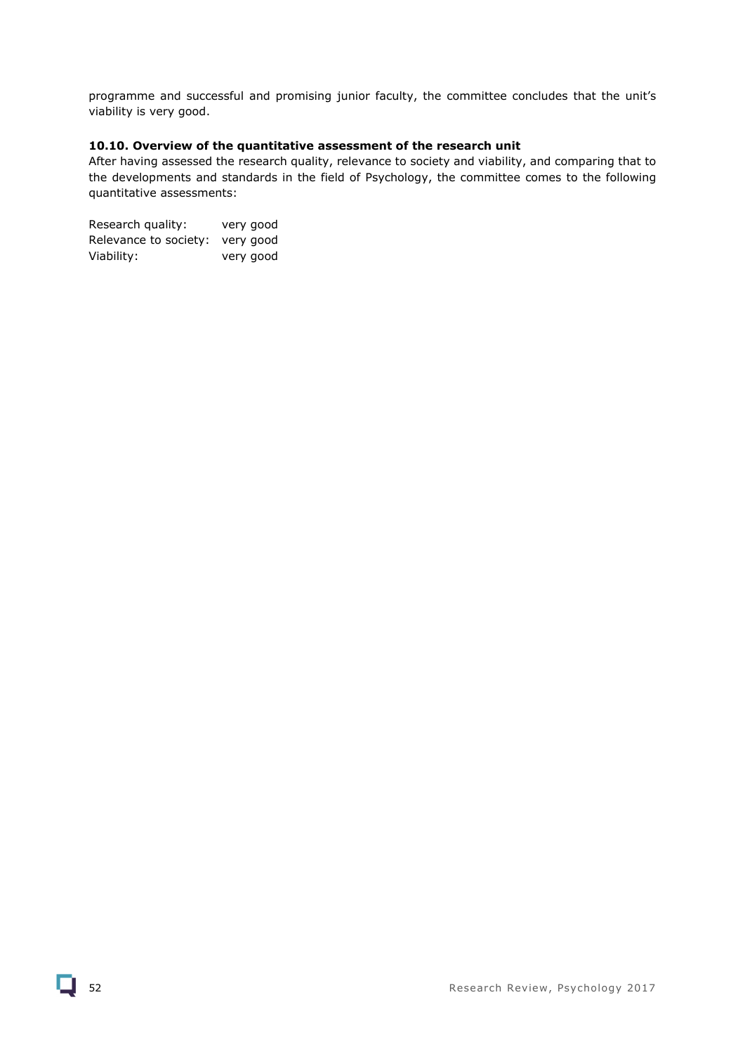programme and successful and promising junior faculty, the committee concludes that the unit's viability is very good.

### 10.10. Overview of the quantitative assessment of the research unit

After having assessed the research quality, relevance to society and viability, and comparing that to the developments and standards in the field of Psychology, the committee comes to the following quantitative assessments:

Research quality: very good
Relevance to society: very good
Viability: very good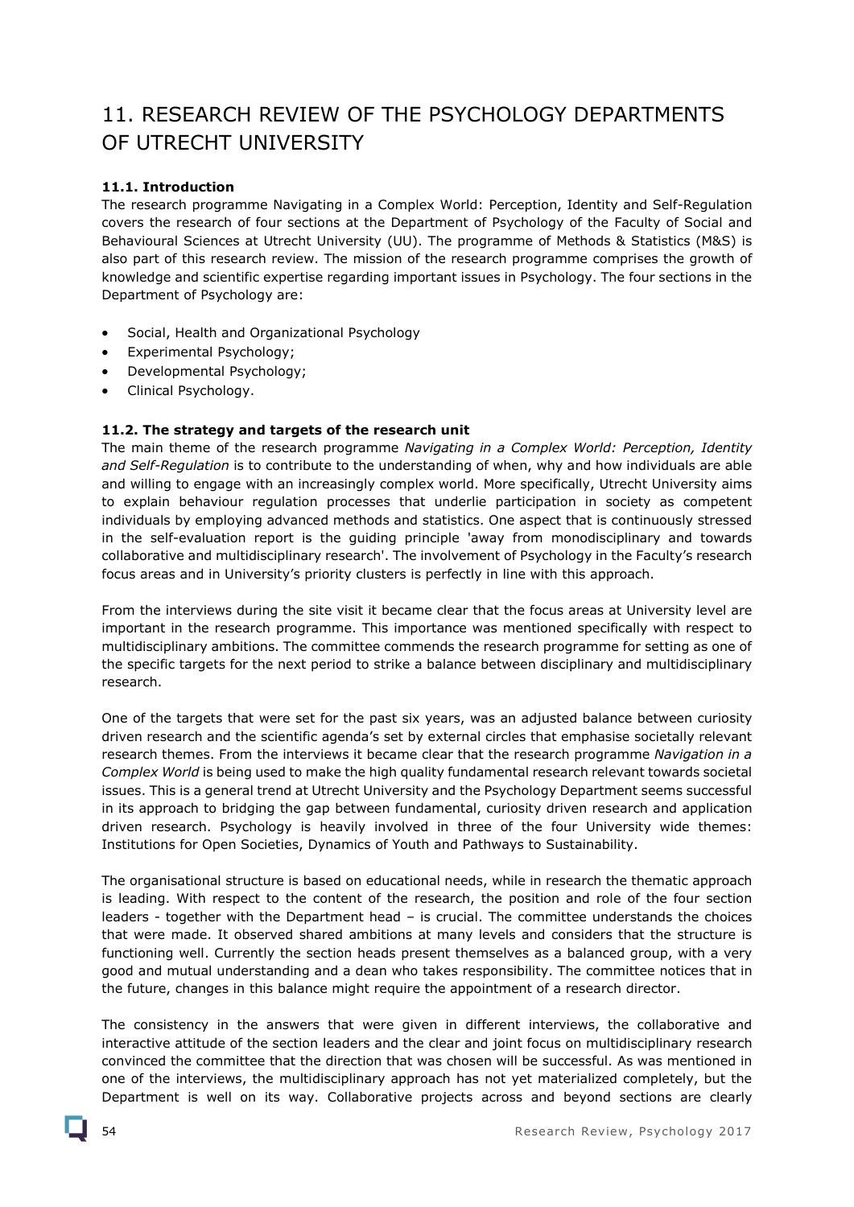# 11. RESEARCH REVIEW OF THE PSYCHOLOGY DEPARTMENTS OF UTRECHT UNIVERSITY

### 11.1. Introduction

The research programme Navigating in a Complex World: Perception, Identity and Self-Regulation covers the research of four sections at the Department of Psychology of the Faculty of Social and Behavioural Sciences at Utrecht University (UU). The programme of Methods & Statistics (M&S) is also part of this research review. The mission of the research programme comprises the growth of knowledge and scientific expertise regarding important issues in Psychology. The four sections in the Department of Psychology are:

- Social, Health and Organizational Psychology
- Experimental Psychology;
- Developmental Psychology;
- Clinical Psychology.

### 11.2. The strategy and targets of the research unit

The main theme of the research programme *Navigating in a Complex World: Perception, Identity and Self-Regulation* is to contribute to the understanding of when, why and how individuals are able and willing to engage with an increasingly complex world. More specifically, Utrecht University aims to explain behaviour regulation processes that underlie participation in society as competent individuals by employing advanced methods and statistics. One aspect that is continuously stressed in the self-evaluation report is the guiding principle 'away from monodisciplinary and towards collaborative and multidisciplinary research'. The involvement of Psychology in the Faculty's research focus areas and in University's priority clusters is perfectly in line with this approach.

From the interviews during the site visit it became clear that the focus areas at University level are important in the research programme. This importance was mentioned specifically with respect to multidisciplinary ambitions. The committee commends the research programme for setting as one of the specific targets for the next period to strike a balance between disciplinary and multidisciplinary research.

One of the targets that were set for the past six years, was an adjusted balance between curiosity driven research and the scientific agenda's set by external circles that emphasise societally relevant research themes. From the interviews it became clear that the research programme *Navigation in a Complex World* is being used to make the high quality fundamental research relevant towards societal issues. This is a general trend at Utrecht University and the Psychology Department seems successful in its approach to bridging the gap between fundamental, curiosity driven research and application driven research. Psychology is heavily involved in three of the four University wide themes: Institutions for Open Societies, Dynamics of Youth and Pathways to Sustainability.

The organisational structure is based on educational needs, while in research the thematic approach is leading. With respect to the content of the research, the position and role of the four section leaders - together with the Department head – is crucial. The committee understands the choices that were made. It observed shared ambitions at many levels and considers that the structure is functioning well. Currently the section heads present themselves as a balanced group, with a very good and mutual understanding and a dean who takes responsibility. The committee notices that in the future, changes in this balance might require the appointment of a research director.

The consistency in the answers that were given in different interviews, the collaborative and interactive attitude of the section leaders and the clear and joint focus on multidisciplinary research convinced the committee that the direction that was chosen will be successful. As was mentioned in one of the interviews, the multidisciplinary approach has not yet materialized completely, but the Department is well on its way. Collaborative projects across and beyond sections are clearly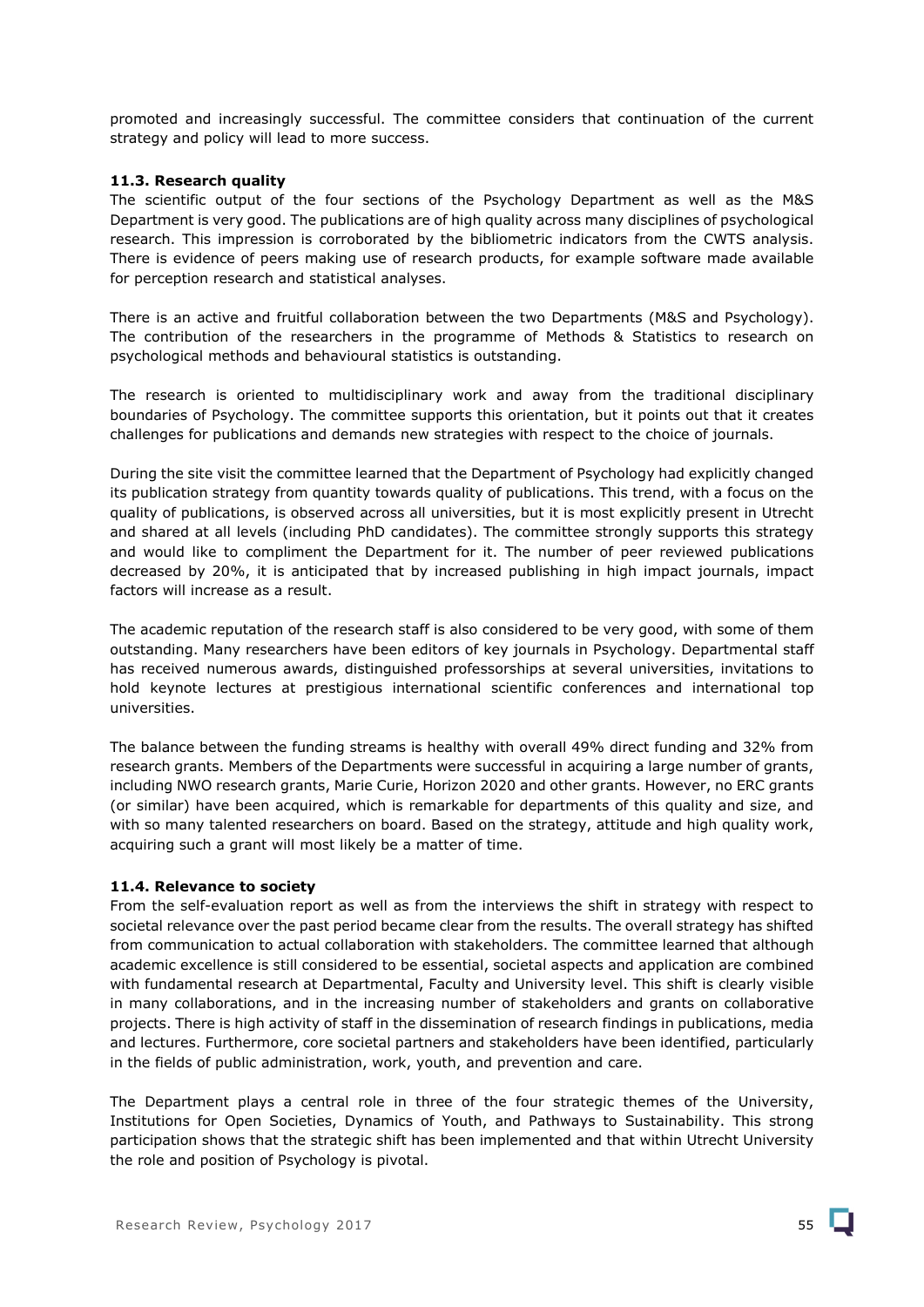promoted and increasingly successful. The committee considers that continuation of the current strategy and policy will lead to more success.

### 11.3. Research quality

The scientific output of the four sections of the Psychology Department as well as the M&S Department is very good. The publications are of high quality across many disciplines of psychological research. This impression is corroborated by the bibliometric indicators from the CWTS analysis. There is evidence of peers making use of research products, for example software made available for perception research and statistical analyses.

There is an active and fruitful collaboration between the two Departments (M&S and Psychology). The contribution of the researchers in the programme of Methods & Statistics to research on psychological methods and behavioural statistics is outstanding.

The research is oriented to multidisciplinary work and away from the traditional disciplinary boundaries of Psychology. The committee supports this orientation, but it points out that it creates challenges for publications and demands new strategies with respect to the choice of journals.

During the site visit the committee learned that the Department of Psychology had explicitly changed its publication strategy from quantity towards quality of publications. This trend, with a focus on the quality of publications, is observed across all universities, but it is most explicitly present in Utrecht and shared at all levels (including PhD candidates). The committee strongly supports this strategy and would like to compliment the Department for it. The number of peer reviewed publications decreased by 20%, it is anticipated that by increased publishing in high impact journals, impact factors will increase as a result.

The academic reputation of the research staff is also considered to be very good, with some of them outstanding. Many researchers have been editors of key journals in Psychology. Departmental staff has received numerous awards, distinguished professorships at several universities, invitations to hold keynote lectures at prestigious international scientific conferences and international top universities.

The balance between the funding streams is healthy with overall 49% direct funding and 32% from research grants. Members of the Departments were successful in acquiring a large number of grants, including NWO research grants, Marie Curie, Horizon 2020 and other grants. However, no ERC grants (or similar) have been acquired, which is remarkable for departments of this quality and size, and with so many talented researchers on board. Based on the strategy, attitude and high quality work, acquiring such a grant will most likely be a matter of time.

### 11.4. Relevance to society

From the self-evaluation report as well as from the interviews the shift in strategy with respect to societal relevance over the past period became clear from the results. The overall strategy has shifted from communication to actual collaboration with stakeholders. The committee learned that although academic excellence is still considered to be essential, societal aspects and application are combined with fundamental research at Departmental, Faculty and University level. This shift is clearly visible in many collaborations, and in the increasing number of stakeholders and grants on collaborative projects. There is high activity of staff in the dissemination of research findings in publications, media and lectures. Furthermore, core societal partners and stakeholders have been identified, particularly in the fields of public administration, work, youth, and prevention and care.

The Department plays a central role in three of the four strategic themes of the University, Institutions for Open Societies, Dynamics of Youth, and Pathways to Sustainability. This strong participation shows that the strategic shift has been implemented and that within Utrecht University the role and position of Psychology is pivotal.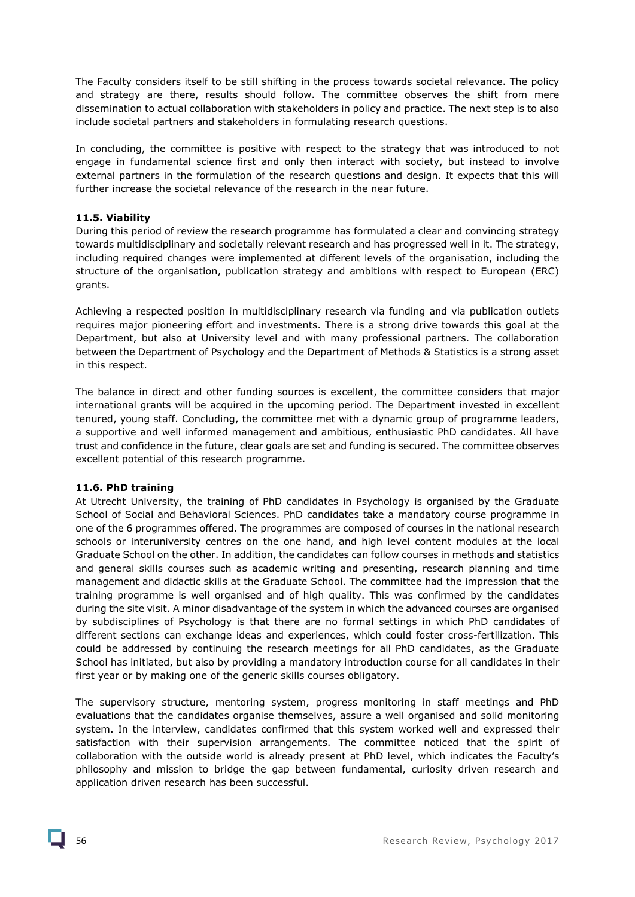The Faculty considers itself to be still shifting in the process towards societal relevance. The policy and strategy are there, results should follow. The committee observes the shift from mere dissemination to actual collaboration with stakeholders in policy and practice. The next step is to also include societal partners and stakeholders in formulating research questions.

In concluding, the committee is positive with respect to the strategy that was introduced to not engage in fundamental science first and only then interact with society, but instead to involve external partners in the formulation of the research questions and design. It expects that this will further increase the societal relevance of the research in the near future.

### 11.5. Viability

During this period of review the research programme has formulated a clear and convincing strategy towards multidisciplinary and societally relevant research and has progressed well in it. The strategy, including required changes were implemented at different levels of the organisation, including the structure of the organisation, publication strategy and ambitions with respect to European (ERC) grants.

Achieving a respected position in multidisciplinary research via funding and via publication outlets requires major pioneering effort and investments. There is a strong drive towards this goal at the Department, but also at University level and with many professional partners. The collaboration between the Department of Psychology and the Department of Methods & Statistics is a strong asset in this respect.

The balance in direct and other funding sources is excellent, the committee considers that major international grants will be acquired in the upcoming period. The Department invested in excellent tenured, young staff. Concluding, the committee met with a dynamic group of programme leaders, a supportive and well informed management and ambitious, enthusiastic PhD candidates. All have trust and confidence in the future, clear goals are set and funding is secured. The committee observes excellent potential of this research programme.

### 11.6. PhD training

At Utrecht University, the training of PhD candidates in Psychology is organised by the Graduate School of Social and Behavioral Sciences. PhD candidates take a mandatory course programme in one of the 6 programmes offered. The programmes are composed of courses in the national research schools or interuniversity centres on the one hand, and high level content modules at the local Graduate School on the other. In addition, the candidates can follow courses in methods and statistics and general skills courses such as academic writing and presenting, research planning and time management and didactic skills at the Graduate School. The committee had the impression that the training programme is well organised and of high quality. This was confirmed by the candidates during the site visit. A minor disadvantage of the system in which the advanced courses are organised by subdisciplines of Psychology is that there are no formal settings in which PhD candidates of different sections can exchange ideas and experiences, which could foster cross-fertilization. This could be addressed by continuing the research meetings for all PhD candidates, as the Graduate School has initiated, but also by providing a mandatory introduction course for all candidates in their first year or by making one of the generic skills courses obligatory.

The supervisory structure, mentoring system, progress monitoring in staff meetings and PhD evaluations that the candidates organise themselves, assure a well organised and solid monitoring system. In the interview, candidates confirmed that this system worked well and expressed their satisfaction with their supervision arrangements. The committee noticed that the spirit of collaboration with the outside world is already present at PhD level, which indicates the Faculty's philosophy and mission to bridge the gap between fundamental, curiosity driven research and application driven research has been successful.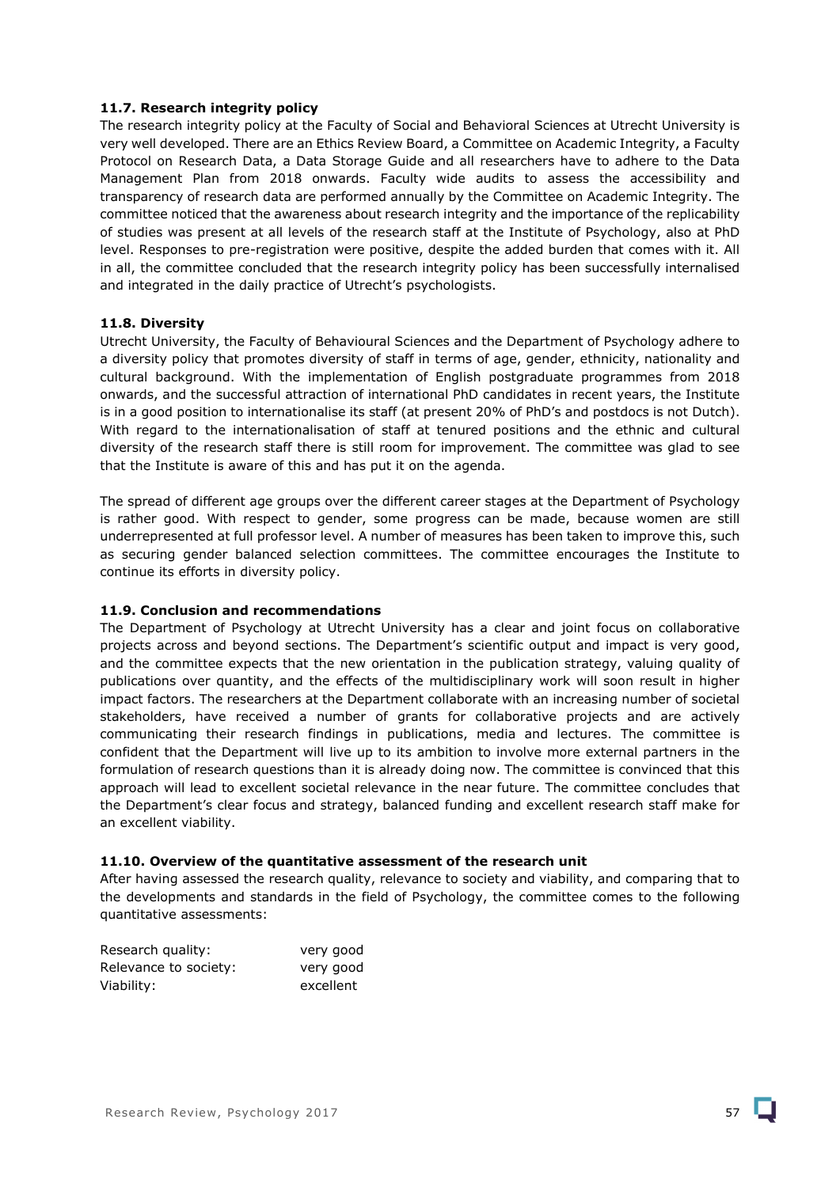### 11.7. Research integrity policy

The research integrity policy at the Faculty of Social and Behavioral Sciences at Utrecht University is very well developed. There are an Ethics Review Board, a Committee on Academic Integrity, a Faculty Protocol on Research Data, a Data Storage Guide and all researchers have to adhere to the Data Management Plan from 2018 onwards. Faculty wide audits to assess the accessibility and transparency of research data are performed annually by the Committee on Academic Integrity. The committee noticed that the awareness about research integrity and the importance of the replicability of studies was present at all levels of the research staff at the Institute of Psychology, also at PhD level. Responses to pre-registration were positive, despite the added burden that comes with it. All in all, the committee concluded that the research integrity policy has been successfully internalised and integrated in the daily practice of Utrecht's psychologists.

### 11.8. Diversity

Utrecht University, the Faculty of Behavioural Sciences and the Department of Psychology adhere to a diversity policy that promotes diversity of staff in terms of age, gender, ethnicity, nationality and cultural background. With the implementation of English postgraduate programmes from 2018 onwards, and the successful attraction of international PhD candidates in recent years, the Institute is in a good position to internationalise its staff (at present 20% of PhD's and postdocs is not Dutch). With regard to the internationalisation of staff at tenured positions and the ethnic and cultural diversity of the research staff there is still room for improvement. The committee was glad to see that the Institute is aware of this and has put it on the agenda.

The spread of different age groups over the different career stages at the Department of Psychology is rather good. With respect to gender, some progress can be made, because women are still underrepresented at full professor level. A number of measures has been taken to improve this, such as securing gender balanced selection committees. The committee encourages the Institute to continue its efforts in diversity policy.

### 11.9. Conclusion and recommendations

The Department of Psychology at Utrecht University has a clear and joint focus on collaborative projects across and beyond sections. The Department's scientific output and impact is very good, and the committee expects that the new orientation in the publication strategy, valuing quality of publications over quantity, and the effects of the multidisciplinary work will soon result in higher impact factors. The researchers at the Department collaborate with an increasing number of societal stakeholders, have received a number of grants for collaborative projects and are actively communicating their research findings in publications, media and lectures. The committee is confident that the Department will live up to its ambition to involve more external partners in the formulation of research questions than it is already doing now. The committee is convinced that this approach will lead to excellent societal relevance in the near future. The committee concludes that the Department's clear focus and strategy, balanced funding and excellent research staff make for an excellent viability.

### 11.10. Overview of the quantitative assessment of the research unit

After having assessed the research quality, relevance to society and viability, and comparing that to the developments and standards in the field of Psychology, the committee comes to the following quantitative assessments:

| | |
|---|---|
| Research quality: | very good |
| Relevance to society: | very good |
| Viability: | excellent |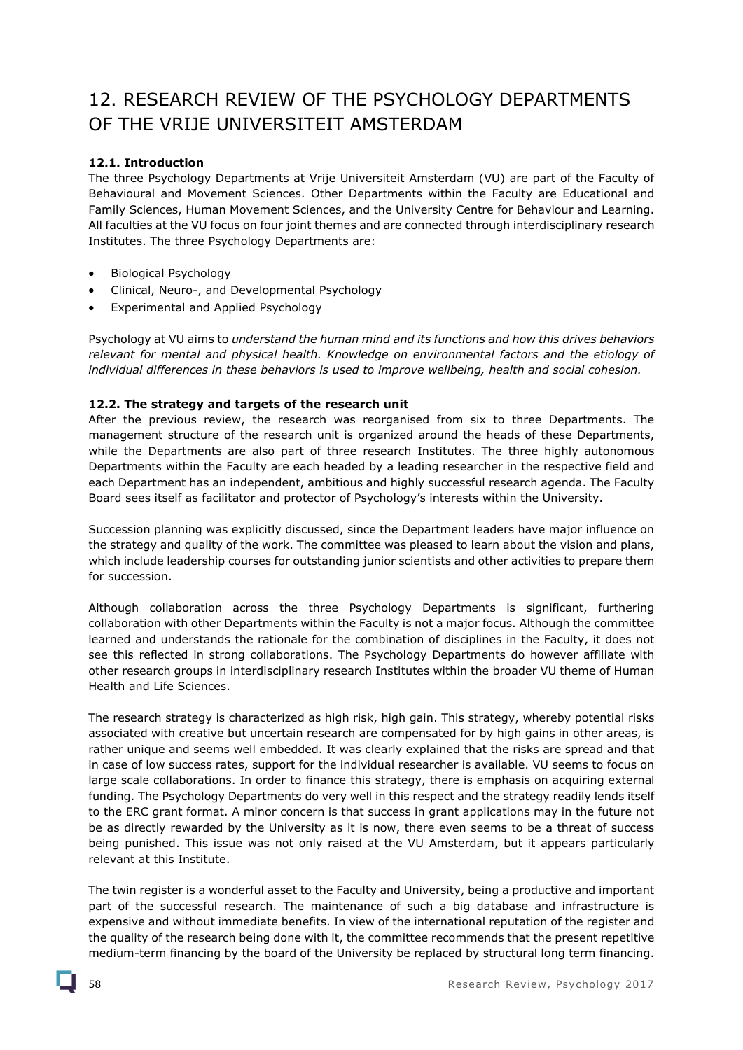# 12. RESEARCH REVIEW OF THE PSYCHOLOGY DEPARTMENTS OF THE VRIJE UNIVERSITEIT AMSTERDAM

### 12.1. Introduction

The three Psychology Departments at Vrije Universiteit Amsterdam (VU) are part of the Faculty of Behavioural and Movement Sciences. Other Departments within the Faculty are Educational and Family Sciences, Human Movement Sciences, and the University Centre for Behaviour and Learning. All faculties at the VU focus on four joint themes and are connected through interdisciplinary research Institutes. The three Psychology Departments are:

- Biological Psychology
- Clinical, Neuro-, and Developmental Psychology
- Experimental and Applied Psychology

Psychology at VU aims to *understand the human mind and its functions and how this drives behaviors relevant for mental and physical health. Knowledge on environmental factors and the etiology of individual differences in these behaviors is used to improve wellbeing, health and social cohesion.*

### 12.2. The strategy and targets of the research unit

After the previous review, the research was reorganised from six to three Departments. The management structure of the research unit is organized around the heads of these Departments, while the Departments are also part of three research Institutes. The three highly autonomous Departments within the Faculty are each headed by a leading researcher in the respective field and each Department has an independent, ambitious and highly successful research agenda. The Faculty Board sees itself as facilitator and protector of Psychology's interests within the University.

Succession planning was explicitly discussed, since the Department leaders have major influence on the strategy and quality of the work. The committee was pleased to learn about the vision and plans, which include leadership courses for outstanding junior scientists and other activities to prepare them for succession.

Although collaboration across the three Psychology Departments is significant, furthering collaboration with other Departments within the Faculty is not a major focus. Although the committee learned and understands the rationale for the combination of disciplines in the Faculty, it does not see this reflected in strong collaborations. The Psychology Departments do however affiliate with other research groups in interdisciplinary research Institutes within the broader VU theme of Human Health and Life Sciences.

The research strategy is characterized as high risk, high gain. This strategy, whereby potential risks associated with creative but uncertain research are compensated for by high gains in other areas, is rather unique and seems well embedded. It was clearly explained that the risks are spread and that in case of low success rates, support for the individual researcher is available. VU seems to focus on large scale collaborations. In order to finance this strategy, there is emphasis on acquiring external funding. The Psychology Departments do very well in this respect and the strategy readily lends itself to the ERC grant format. A minor concern is that success in grant applications may in the future not be as directly rewarded by the University as it is now, there even seems to be a threat of success being punished. This issue was not only raised at the VU Amsterdam, but it appears particularly relevant at this Institute.

The twin register is a wonderful asset to the Faculty and University, being a productive and important part of the successful research. The maintenance of such a big database and infrastructure is expensive and without immediate benefits. In view of the international reputation of the register and the quality of the research being done with it, the committee recommends that the present repetitive medium-term financing by the board of the University be replaced by structural long term financing.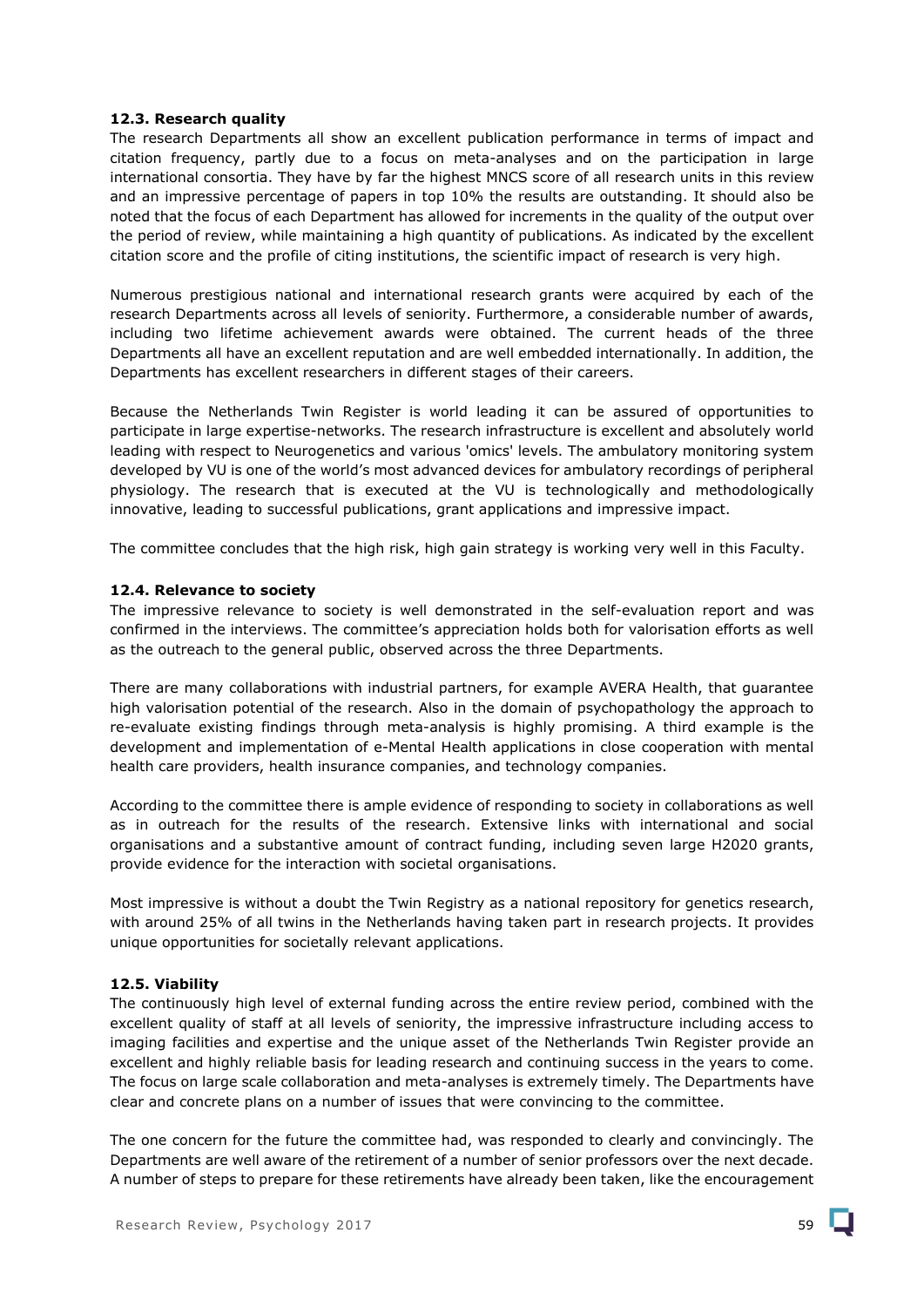**12.3. Research quality**

The research Departments all show an excellent publication performance in terms of impact and citation frequency, partly due to a focus on meta-analyses and on the participation in large international consortia. They have by far the highest MNCS score of all research units in this review and an impressive percentage of papers in top 10% the results are outstanding. It should also be noted that the focus of each Department has allowed for increments in the quality of the output over the period of review, while maintaining a high quantity of publications. As indicated by the excellent citation score and the profile of citing institutions, the scientific impact of research is very high.

Numerous prestigious national and international research grants were acquired by each of the research Departments across all levels of seniority. Furthermore, a considerable number of awards, including two lifetime achievement awards were obtained. The current heads of the three Departments all have an excellent reputation and are well embedded internationally. In addition, the Departments has excellent researchers in different stages of their careers.

Because the Netherlands Twin Register is world leading it can be assured of opportunities to participate in large expertise-networks. The research infrastructure is excellent and absolutely world leading with respect to Neurogenetics and various 'omics' levels. The ambulatory monitoring system developed by VU is one of the world's most advanced devices for ambulatory recordings of peripheral physiology. The research that is executed at the VU is technologically and methodologically innovative, leading to successful publications, grant applications and impressive impact.

The committee concludes that the high risk, high gain strategy is working very well in this Faculty.

**12.4. Relevance to society**

The impressive relevance to society is well demonstrated in the self-evaluation report and was confirmed in the interviews. The committee's appreciation holds both for valorisation efforts as well as the outreach to the general public, observed across the three Departments.

There are many collaborations with industrial partners, for example AVERA Health, that guarantee high valorisation potential of the research. Also in the domain of psychopathology the approach to re-evaluate existing findings through meta-analysis is highly promising. A third example is the development and implementation of e-Mental Health applications in close cooperation with mental health care providers, health insurance companies, and technology companies.

According to the committee there is ample evidence of responding to society in collaborations as well as in outreach for the results of the research. Extensive links with international and social organisations and a substantive amount of contract funding, including seven large H2020 grants, provide evidence for the interaction with societal organisations.

Most impressive is without a doubt the Twin Registry as a national repository for genetics research, with around 25% of all twins in the Netherlands having taken part in research projects. It provides unique opportunities for societally relevant applications.

**12.5. Viability**

The continuously high level of external funding across the entire review period, combined with the excellent quality of staff at all levels of seniority, the impressive infrastructure including access to imaging facilities and expertise and the unique asset of the Netherlands Twin Register provide an excellent and highly reliable basis for leading research and continuing success in the years to come. The focus on large scale collaboration and meta-analyses is extremely timely. The Departments have clear and concrete plans on a number of issues that were convincing to the committee.

The one concern for the future the committee had, was responded to clearly and convincingly. The Departments are well aware of the retirement of a number of senior professors over the next decade. A number of steps to prepare for these retirements have already been taken, like the encouragement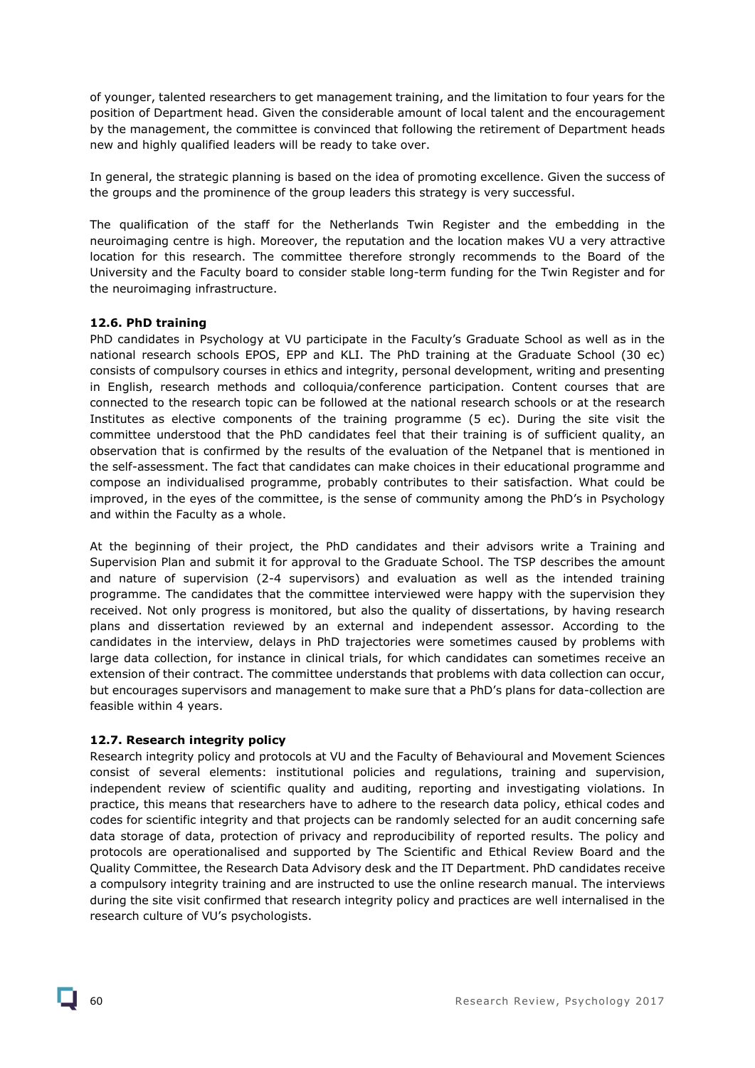of younger, talented researchers to get management training, and the limitation to four years for the position of Department head. Given the considerable amount of local talent and the encouragement by the management, the committee is convinced that following the retirement of Department heads new and highly qualified leaders will be ready to take over.

In general, the strategic planning is based on the idea of promoting excellence. Given the success of the groups and the prominence of the group leaders this strategy is very successful.

The qualification of the staff for the Netherlands Twin Register and the embedding in the neuroimaging centre is high. Moreover, the reputation and the location makes VU a very attractive location for this research. The committee therefore strongly recommends to the Board of the University and the Faculty board to consider stable long-term funding for the Twin Register and for the neuroimaging infrastructure.

### 12.6. PhD training

PhD candidates in Psychology at VU participate in the Faculty's Graduate School as well as in the national research schools EPOS, EPP and KLI. The PhD training at the Graduate School (30 ec) consists of compulsory courses in ethics and integrity, personal development, writing and presenting in English, research methods and colloquia/conference participation. Content courses that are connected to the research topic can be followed at the national research schools or at the research Institutes as elective components of the training programme (5 ec). During the site visit the committee understood that the PhD candidates feel that their training is of sufficient quality, an observation that is confirmed by the results of the evaluation of the Netpanel that is mentioned in the self-assessment. The fact that candidates can make choices in their educational programme and compose an individualised programme, probably contributes to their satisfaction. What could be improved, in the eyes of the committee, is the sense of community among the PhD's in Psychology and within the Faculty as a whole.

At the beginning of their project, the PhD candidates and their advisors write a Training and Supervision Plan and submit it for approval to the Graduate School. The TSP describes the amount and nature of supervision (2-4 supervisors) and evaluation as well as the intended training programme. The candidates that the committee interviewed were happy with the supervision they received. Not only progress is monitored, but also the quality of dissertations, by having research plans and dissertation reviewed by an external and independent assessor. According to the candidates in the interview, delays in PhD trajectories were sometimes caused by problems with large data collection, for instance in clinical trials, for which candidates can sometimes receive an extension of their contract. The committee understands that problems with data collection can occur, but encourages supervisors and management to make sure that a PhD's plans for data-collection are feasible within 4 years.

### 12.7. Research integrity policy

Research integrity policy and protocols at VU and the Faculty of Behavioural and Movement Sciences consist of several elements: institutional policies and regulations, training and supervision, independent review of scientific quality and auditing, reporting and investigating violations. In practice, this means that researchers have to adhere to the research data policy, ethical codes and codes for scientific integrity and that projects can be randomly selected for an audit concerning safe data storage of data, protection of privacy and reproducibility of reported results. The policy and protocols are operationalised and supported by The Scientific and Ethical Review Board and the Quality Committee, the Research Data Advisory desk and the IT Department. PhD candidates receive a compulsory integrity training and are instructed to use the online research manual. The interviews during the site visit confirmed that research integrity policy and practices are well internalised in the research culture of VU's psychologists.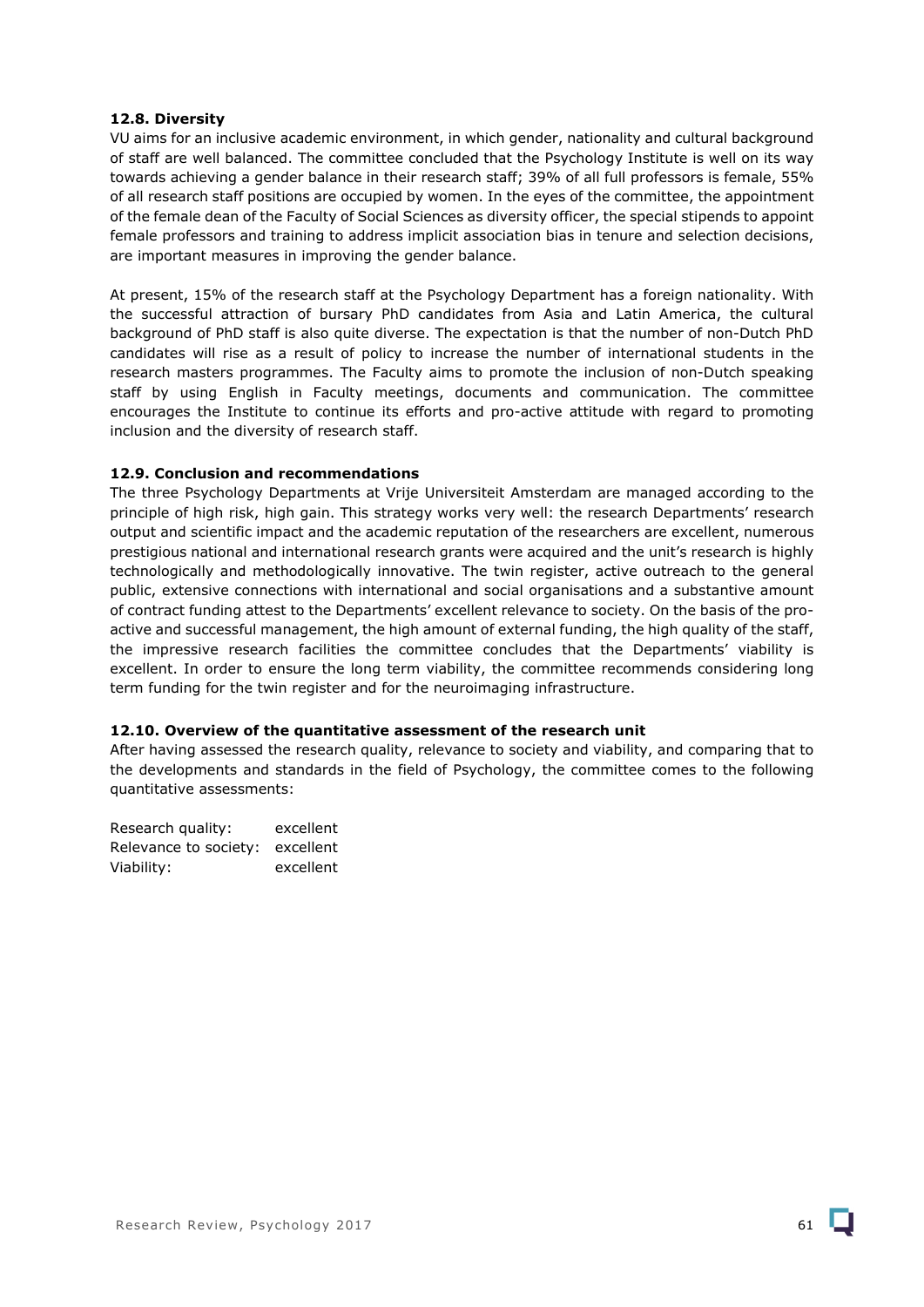### 12.8. Diversity

VU aims for an inclusive academic environment, in which gender, nationality and cultural background of staff are well balanced. The committee concluded that the Psychology Institute is well on its way towards achieving a gender balance in their research staff; 39% of all full professors is female, 55% of all research staff positions are occupied by women. In the eyes of the committee, the appointment of the female dean of the Faculty of Social Sciences as diversity officer, the special stipends to appoint female professors and training to address implicit association bias in tenure and selection decisions, are important measures in improving the gender balance.

At present, 15% of the research staff at the Psychology Department has a foreign nationality. With the successful attraction of bursary PhD candidates from Asia and Latin America, the cultural background of PhD staff is also quite diverse. The expectation is that the number of non-Dutch PhD candidates will rise as a result of policy to increase the number of international students in the research masters programmes. The Faculty aims to promote the inclusion of non-Dutch speaking staff by using English in Faculty meetings, documents and communication. The committee encourages the Institute to continue its efforts and pro-active attitude with regard to promoting inclusion and the diversity of research staff.

### 12.9. Conclusion and recommendations

The three Psychology Departments at Vrije Universiteit Amsterdam are managed according to the principle of high risk, high gain. This strategy works very well: the research Departments' research output and scientific impact and the academic reputation of the researchers are excellent, numerous prestigious national and international research grants were acquired and the unit's research is highly technologically and methodologically innovative. The twin register, active outreach to the general public, extensive connections with international and social organisations and a substantive amount of contract funding attest to the Departments' excellent relevance to society. On the basis of the pro-active and successful management, the high amount of external funding, the high quality of the staff, the impressive research facilities the committee concludes that the Departments' viability is excellent. In order to ensure the long term viability, the committee recommends considering long term funding for the twin register and for the neuroimaging infrastructure.

### 12.10. Overview of the quantitative assessment of the research unit

After having assessed the research quality, relevance to society and viability, and comparing that to the developments and standards in the field of Psychology, the committee comes to the following quantitative assessments:

| | |
|---|---|
| Research quality: | excellent |
| Relevance to society: | excellent |
| Viability: | excellent |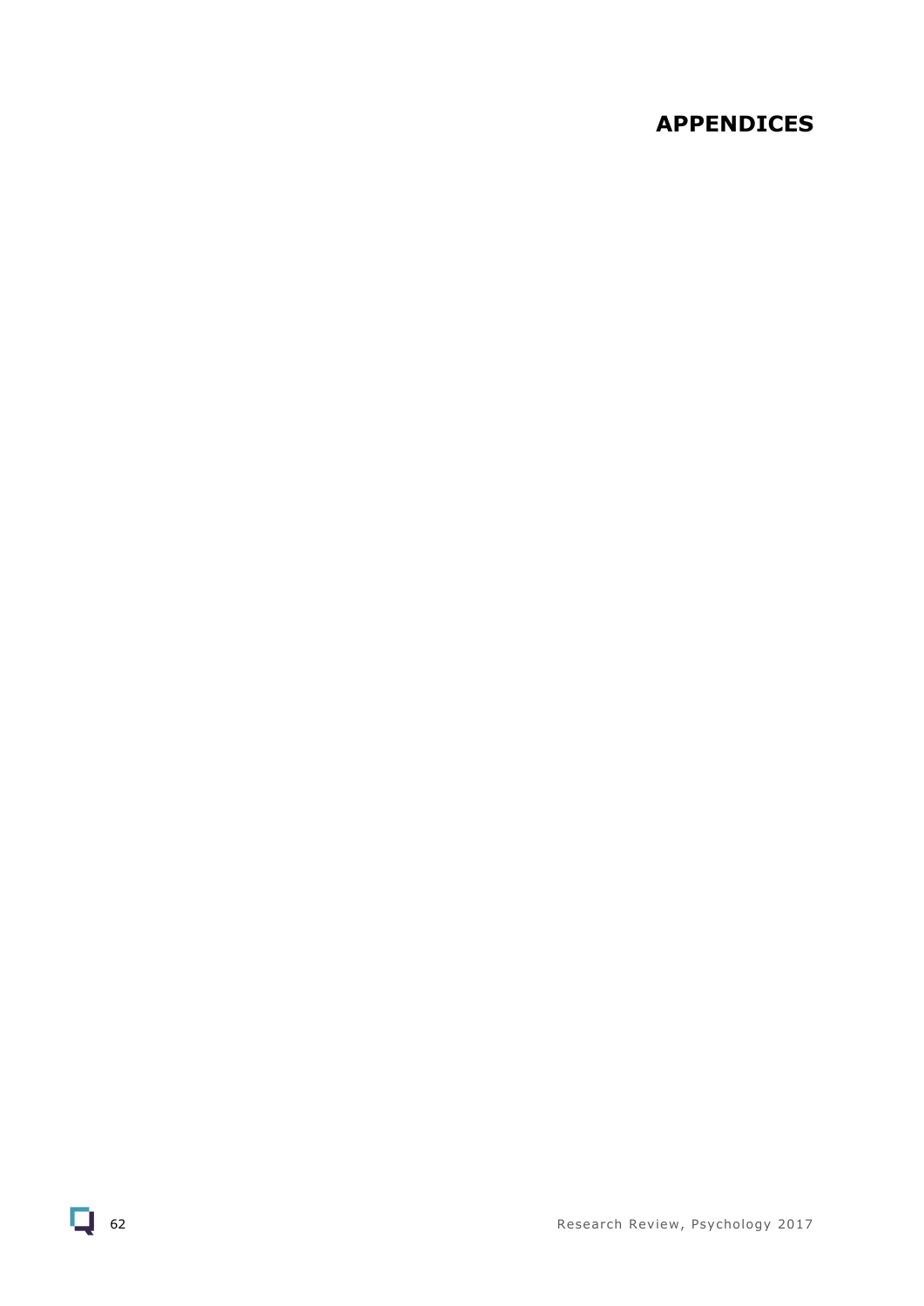# APPENDICES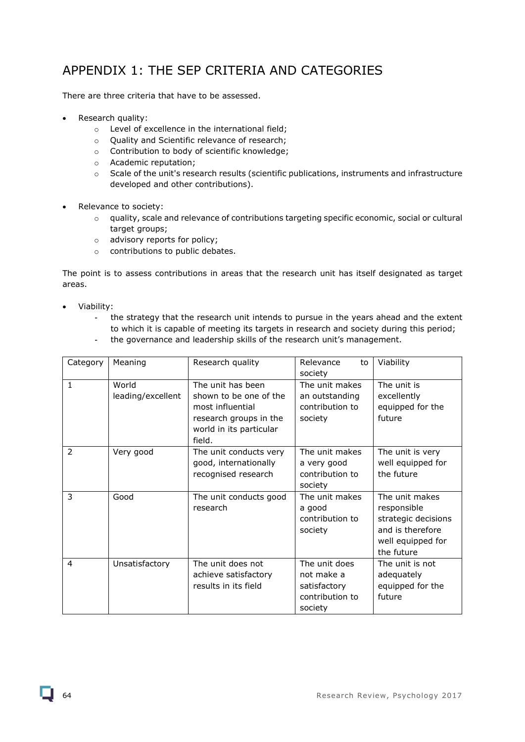# APPENDIX 1: THE SEP CRITERIA AND CATEGORIES

There are three criteria that have to be assessed.

- Research quality:
  - Level of excellence in the international field;
  - Quality and Scientific relevance of research;
  - Contribution to body of scientific knowledge;
  - Academic reputation;
  - Scale of the unit's research results (scientific publications, instruments and infrastructure developed and other contributions).

- Relevance to society:
  - quality, scale and relevance of contributions targeting specific economic, social or cultural target groups;
  - advisory reports for policy;
  - contributions to public debates.

The point is to assess contributions in areas that the research unit has itself designated as target areas.

- Viability:
  - the strategy that the research unit intends to pursue in the years ahead and the extent to which it is capable of meeting its targets in research and society during this period;
  - the governance and leadership skills of the research unit's management.

| Category | Meaning | Research quality | Relevance to society | Viability |
|---|---|---|---|---|
| 1 | World leading/excellent | The unit has been shown to be one of the most influential research groups in the world in its particular field. | The unit makes an outstanding contribution to society | The unit is excellently equipped for the future |
| 2 | Very good | The unit conducts very good, internationally recognised research | The unit makes a very good contribution to society | The unit is very well equipped for the future |
| 3 | Good | The unit conducts good research | The unit makes a good contribution to society | The unit makes responsible strategic decisions and is therefore well equipped for the future |
| 4 | Unsatisfactory | The unit does not achieve satisfactory results in its field | The unit does not make a satisfactory contribution to society | The unit is not adequately equipped for the future |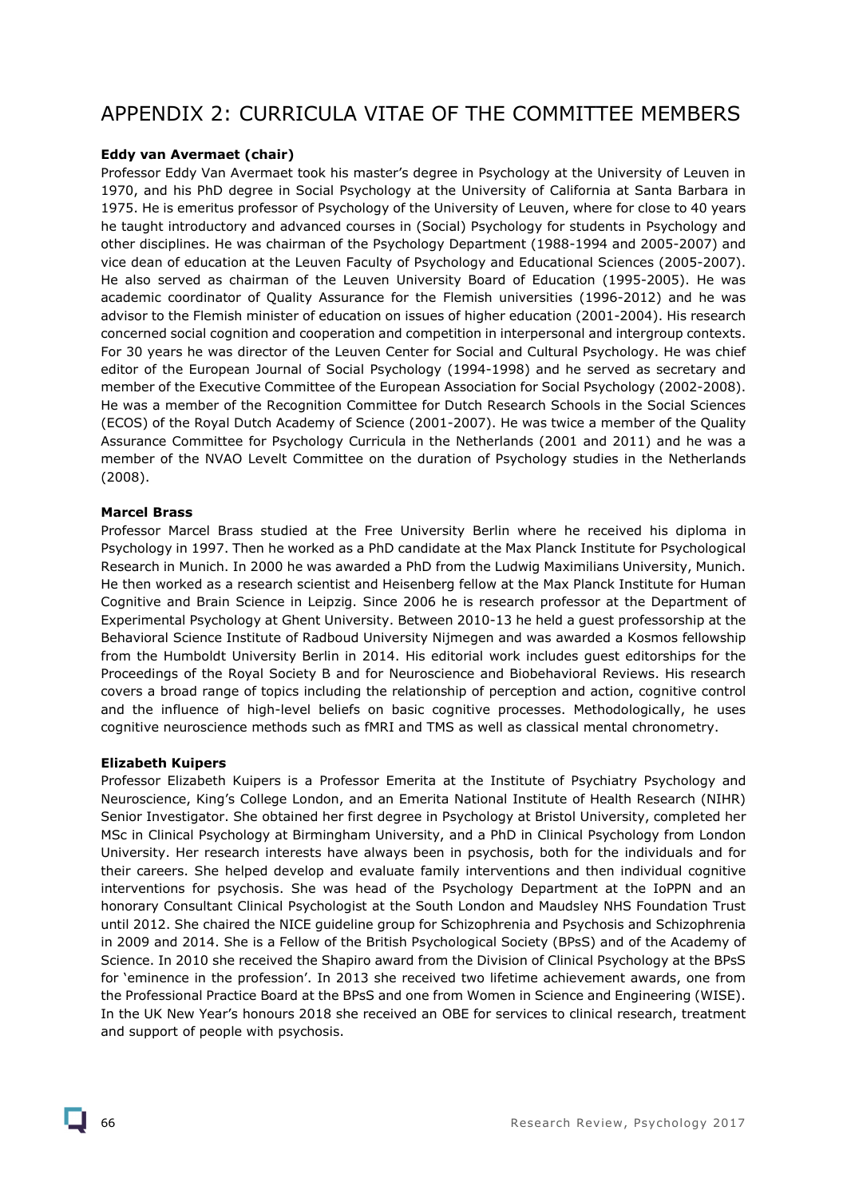# APPENDIX 2: CURRICULA VITAE OF THE COMMITTEE MEMBERS

**Eddy van Avermaet (chair)**

Professor Eddy Van Avermaet took his master's degree in Psychology at the University of Leuven in 1970, and his PhD degree in Social Psychology at the University of California at Santa Barbara in 1975. He is emeritus professor of Psychology of the University of Leuven, where for close to 40 years he taught introductory and advanced courses in (Social) Psychology for students in Psychology and other disciplines. He was chairman of the Psychology Department (1988-1994 and 2005-2007) and vice dean of education at the Leuven Faculty of Psychology and Educational Sciences (2005-2007). He also served as chairman of the Leuven University Board of Education (1995-2005). He was academic coordinator of Quality Assurance for the Flemish universities (1996-2012) and he was advisor to the Flemish minister of education on issues of higher education (2001-2004). His research concerned social cognition and cooperation and competition in interpersonal and intergroup contexts. For 30 years he was director of the Leuven Center for Social and Cultural Psychology. He was chief editor of the European Journal of Social Psychology (1994-1998) and he served as secretary and member of the Executive Committee of the European Association for Social Psychology (2002-2008). He was a member of the Recognition Committee for Dutch Research Schools in the Social Sciences (ECOS) of the Royal Dutch Academy of Science (2001-2007). He was twice a member of the Quality Assurance Committee for Psychology Curricula in the Netherlands (2001 and 2011) and he was a member of the NVAO Levelt Committee on the duration of Psychology studies in the Netherlands (2008).

**Marcel Brass**

Professor Marcel Brass studied at the Free University Berlin where he received his diploma in Psychology in 1997. Then he worked as a PhD candidate at the Max Planck Institute for Psychological Research in Munich. In 2000 he was awarded a PhD from the Ludwig Maximilians University, Munich. He then worked as a research scientist and Heisenberg fellow at the Max Planck Institute for Human Cognitive and Brain Science in Leipzig. Since 2006 he is research professor at the Department of Experimental Psychology at Ghent University. Between 2010-13 he held a guest professorship at the Behavioral Science Institute of Radboud University Nijmegen and was awarded a Kosmos fellowship from the Humboldt University Berlin in 2014. His editorial work includes guest editorships for the Proceedings of the Royal Society B and for Neuroscience and Biobehavioral Reviews. His research covers a broad range of topics including the relationship of perception and action, cognitive control and the influence of high-level beliefs on basic cognitive processes. Methodologically, he uses cognitive neuroscience methods such as fMRI and TMS as well as classical mental chronometry.

**Elizabeth Kuipers**

Professor Elizabeth Kuipers is a Professor Emerita at the Institute of Psychiatry Psychology and Neuroscience, King's College London, and an Emerita National Institute of Health Research (NIHR) Senior Investigator. She obtained her first degree in Psychology at Bristol University, completed her MSc in Clinical Psychology at Birmingham University, and a PhD in Clinical Psychology from London University. Her research interests have always been in psychosis, both for the individuals and for their careers. She helped develop and evaluate family interventions and then individual cognitive interventions for psychosis. She was head of the Psychology Department at the IoPPN and an honorary Consultant Clinical Psychologist at the South London and Maudsley NHS Foundation Trust until 2012. She chaired the NICE guideline group for Schizophrenia and Psychosis and Schizophrenia in 2009 and 2014. She is a Fellow of the British Psychological Society (BPsS) and of the Academy of Science. In 2010 she received the Shapiro award from the Division of Clinical Psychology at the BPsS for 'eminence in the profession'. In 2013 she received two lifetime achievement awards, one from the Professional Practice Board at the BPsS and one from Women in Science and Engineering (WISE). In the UK New Year's honours 2018 she received an OBE for services to clinical research, treatment and support of people with psychosis.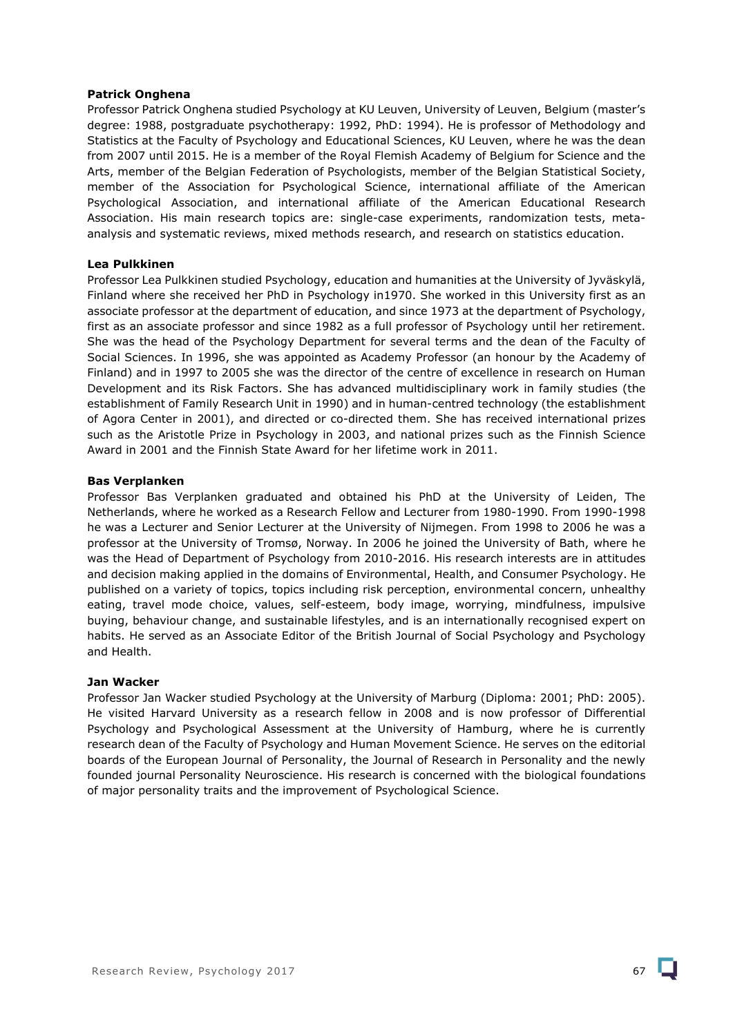**Patrick Onghena**

Professor Patrick Onghena studied Psychology at KU Leuven, University of Leuven, Belgium (master's degree: 1988, postgraduate psychotherapy: 1992, PhD: 1994). He is professor of Methodology and Statistics at the Faculty of Psychology and Educational Sciences, KU Leuven, where he was the dean from 2007 until 2015. He is a member of the Royal Flemish Academy of Belgium for Science and the Arts, member of the Belgian Federation of Psychologists, member of the Belgian Statistical Society, member of the Association for Psychological Science, international affiliate of the American Psychological Association, and international affiliate of the American Educational Research Association. His main research topics are: single-case experiments, randomization tests, meta-analysis and systematic reviews, mixed methods research, and research on statistics education.

**Lea Pulkkinen**

Professor Lea Pulkkinen studied Psychology, education and humanities at the University of Jyväskylä, Finland where she received her PhD in Psychology in1970. She worked in this University first as an associate professor at the department of education, and since 1973 at the department of Psychology, first as an associate professor and since 1982 as a full professor of Psychology until her retirement. She was the head of the Psychology Department for several terms and the dean of the Faculty of Social Sciences. In 1996, she was appointed as Academy Professor (an honour by the Academy of Finland) and in 1997 to 2005 she was the director of the centre of excellence in research on Human Development and its Risk Factors. She has advanced multidisciplinary work in family studies (the establishment of Family Research Unit in 1990) and in human-centred technology (the establishment of Agora Center in 2001), and directed or co-directed them. She has received international prizes such as the Aristotle Prize in Psychology in 2003, and national prizes such as the Finnish Science Award in 2001 and the Finnish State Award for her lifetime work in 2011.

**Bas Verplanken**

Professor Bas Verplanken graduated and obtained his PhD at the University of Leiden, The Netherlands, where he worked as a Research Fellow and Lecturer from 1980-1990. From 1990-1998 he was a Lecturer and Senior Lecturer at the University of Nijmegen. From 1998 to 2006 he was a professor at the University of Tromsø, Norway. In 2006 he joined the University of Bath, where he was the Head of Department of Psychology from 2010-2016. His research interests are in attitudes and decision making applied in the domains of Environmental, Health, and Consumer Psychology. He published on a variety of topics, topics including risk perception, environmental concern, unhealthy eating, travel mode choice, values, self-esteem, body image, worrying, mindfulness, impulsive buying, behaviour change, and sustainable lifestyles, and is an internationally recognised expert on habits. He served as an Associate Editor of the British Journal of Social Psychology and Psychology and Health.

**Jan Wacker**

Professor Jan Wacker studied Psychology at the University of Marburg (Diploma: 2001; PhD: 2005). He visited Harvard University as a research fellow in 2008 and is now professor of Differential Psychology and Psychological Assessment at the University of Hamburg, where he is currently research dean of the Faculty of Psychology and Human Movement Science. He serves on the editorial boards of the European Journal of Personality, the Journal of Research in Personality and the newly founded journal Personality Neuroscience. His research is concerned with the biological foundations of major personality traits and the improvement of Psychological Science.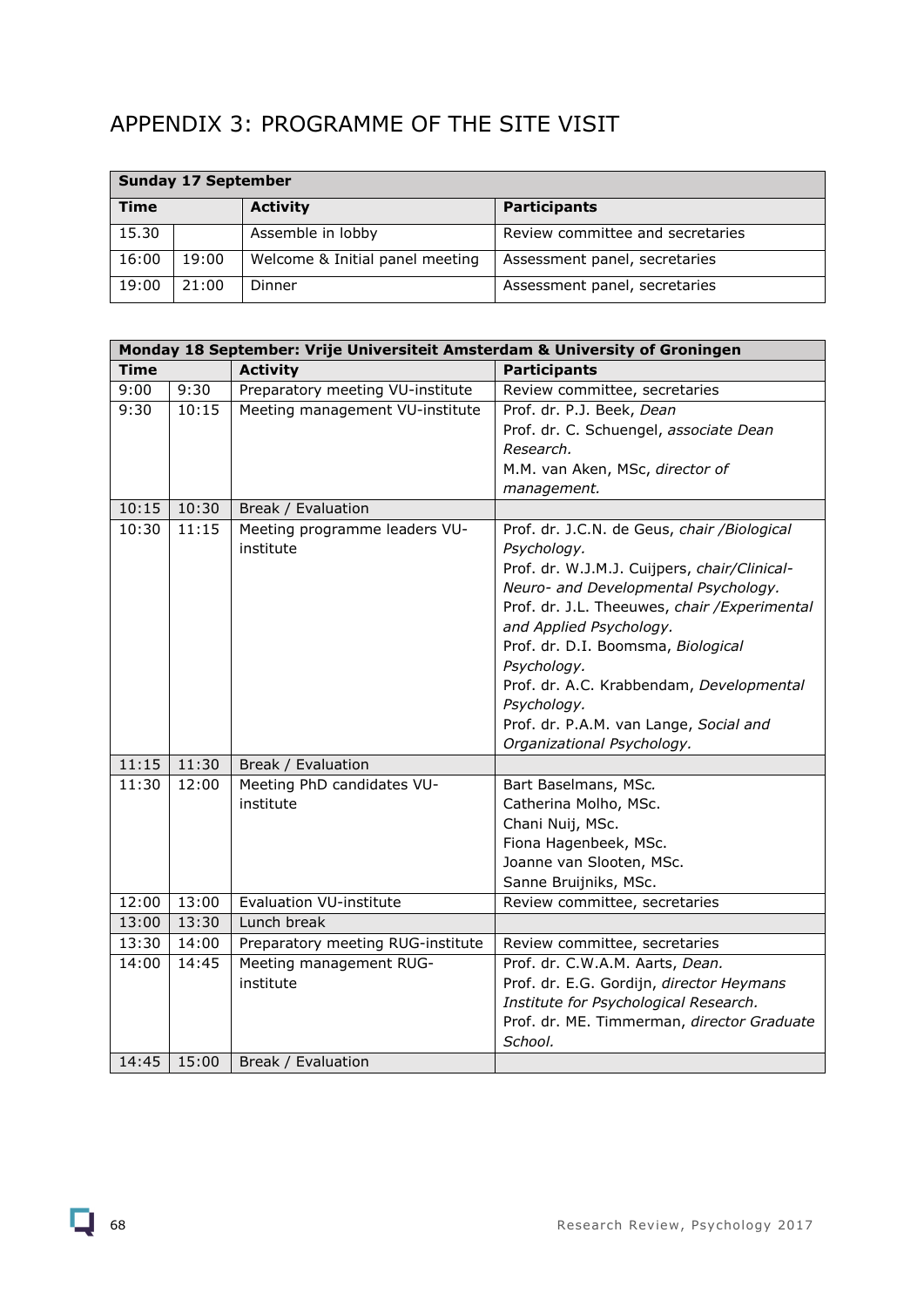# APPENDIX 3: PROGRAMME OF THE SITE VISIT

| **Sunday 17 September** | | | |
|---|---|---|---|
| **Time** | | **Activity** | **Participants** |
| 15.30 | | Assemble in lobby | Review committee and secretaries |
| 16:00 | 19:00 | Welcome & Initial panel meeting | Assessment panel, secretaries |
| 19:00 | 21:00 | Dinner | Assessment panel, secretaries |

| **Monday 18 September: Vrije Universiteit Amsterdam & University of Groningen** | | | |
|---|---|---|---|
| **Time** | | **Activity** | **Participants** |
| 9:00 | 9:30 | Preparatory meeting VU-institute | Review committee, secretaries |
| 9:30 | 10:15 | Meeting management VU-institute | Prof. dr. P.J. Beek, *Dean*<br>Prof. dr. C. Schuengel, *associate Dean Research.*<br>M.M. van Aken, MSc, *director of management.* |
| 10:15 | 10:30 | Break / Evaluation | |
| 10:30 | 11:15 | Meeting programme leaders VU-institute | Prof. dr. J.C.N. de Geus, *chair /Biological Psychology.*<br>Prof. dr. W.J.M.J. Cuijpers, *chair/Clinical-Neuro- and Developmental Psychology.*<br>Prof. dr. J.L. Theeuwes, *chair /Experimental and Applied Psychology.*<br>Prof. dr. D.I. Boomsma, *Biological Psychology.*<br>Prof. dr. A.C. Krabbendam, *Developmental Psychology.*<br>Prof. dr. P.A.M. van Lange, *Social and Organizational Psychology.* |
| 11:15 | 11:30 | Break / Evaluation | |
| 11:30 | 12:00 | Meeting PhD candidates VU-institute | Bart Baselmans, MSc.<br>Catherina Molho, MSc.<br>Chani Nuij, MSc.<br>Fiona Hagenbeek, MSc.<br>Joanne van Slooten, MSc.<br>Sanne Bruijniks, MSc. |
| 12:00 | 13:00 | Evaluation VU-institute | Review committee, secretaries |
| 13:00 | 13:30 | Lunch break | |
| 13:30 | 14:00 | Preparatory meeting RUG-institute | Review committee, secretaries |
| 14:00 | 14:45 | Meeting management RUG-institute | Prof. dr. C.W.A.M. Aarts, *Dean.*<br>Prof. dr. E.G. Gordijn, *director Heymans Institute for Psychological Research.*<br>Prof. dr. ME. Timmerman, *director Graduate School.* |
| 14:45 | 15:00 | Break / Evaluation | |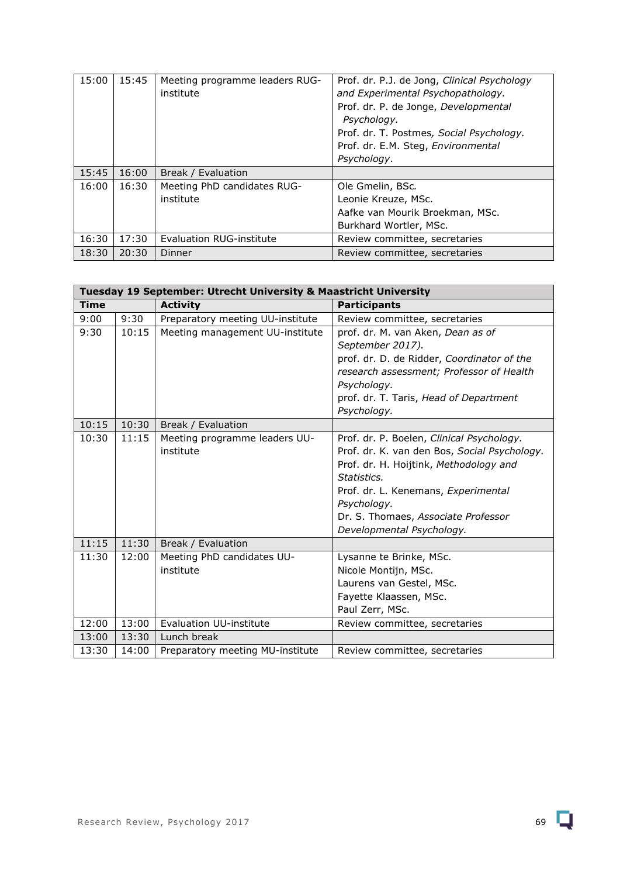| | | | |
|---|---|---|---|
| 15:00 | 15:45 | Meeting programme leaders RUG-institute | Prof. dr. P.J. de Jong, *Clinical Psychology and Experimental Psychopathology.*<br>Prof. dr. P. de Jonge, *Developmental Psychology.*<br>Prof. dr. T. Postmes*, Social Psychology.*<br>Prof. dr. E.M. Steg, *Environmental Psychology*. |
| 15:45 | 16:00 | Break / Evaluation | |
| 16:00 | 16:30 | Meeting PhD candidates RUG-institute | Ole Gmelin, BSc.<br>Leonie Kreuze, MSc.<br>Aafke van Mourik Broekman, MSc.<br>Burkhard Wortler, MSc. |
| 16:30 | 17:30 | Evaluation RUG-institute | Review committee, secretaries |
| 18:30 | 20:30 | Dinner | Review committee, secretaries |

| **Tuesday 19 September: Utrecht University & Maastricht University** | | | |
|---|---|---|---|
| **Time** | | **Activity** | **Participants** |
| 9:00 | 9:30 | Preparatory meeting UU-institute | Review committee, secretaries |
| 9:30 | 10:15 | Meeting management UU-institute | prof. dr. M. van Aken, *Dean as of September 2017).*<br>prof. dr. D. de Ridder, *Coordinator of the research assessment; Professor of Health Psychology.*<br>prof. dr. T. Taris, *Head of Department Psychology.* |
| 10:15 | 10:30 | Break / Evaluation | |
| 10:30 | 11:15 | Meeting programme leaders UU-institute | Prof. dr. P. Boelen, *Clinical Psychology.*<br>Prof. dr. K. van den Bos, *Social Psychology.*<br>Prof. dr. H. Hoijtink, *Methodology and Statistics.*<br>Prof. dr. L. Kenemans, *Experimental Psychology.*<br>Dr. S. Thomaes, *Associate Professor Developmental Psychology.* |
| 11:15 | 11:30 | Break / Evaluation | |
| 11:30 | 12:00 | Meeting PhD candidates UU-institute | Lysanne te Brinke, MSc.<br>Nicole Montijn, MSc.<br>Laurens van Gestel, MSc.<br>Fayette Klaassen, MSc.<br>Paul Zerr, MSc. |
| 12:00 | 13:00 | Evaluation UU-institute | Review committee, secretaries |
| 13:00 | 13:30 | Lunch break | |
| 13:30 | 14:00 | Preparatory meeting MU-institute | Review committee, secretaries |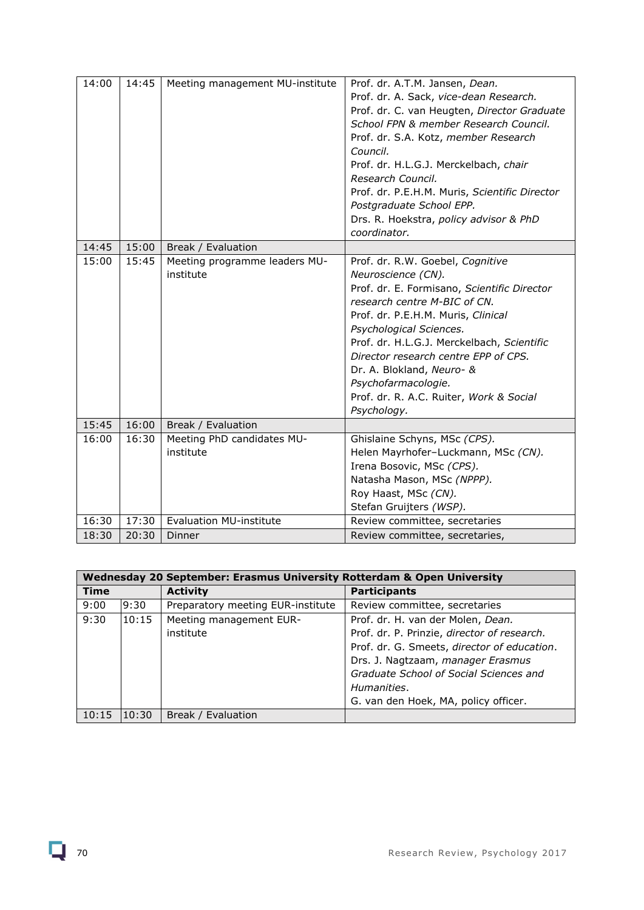| | | | |
|---|---|---|---|
| 14:00 | 14:45 | Meeting management MU-institute | Prof. dr. A.T.M. Jansen, *Dean.*<br>Prof. dr. A. Sack, *vice-dean Research.*<br>Prof. dr. C. van Heugten, *Director Graduate School FPN & member Research Council.*<br>Prof. dr. S.A. Kotz, *member Research Council.*<br>Prof. dr. H.L.G.J. Merckelbach, *chair Research Council.*<br>Prof. dr. P.E.H.M. Muris, *Scientific Director Postgraduate School EPP.*<br>Drs. R. Hoekstra, *policy advisor & PhD coordinator.* |
| 14:45 | 15:00 | Break / Evaluation | |
| 15:00 | 15:45 | Meeting programme leaders MU-institute | Prof. dr. R.W. Goebel, *Cognitive Neuroscience (CN).*<br>Prof. dr. E. Formisano, *Scientific Director research centre M-BIC of CN.*<br>Prof. dr. P.E.H.M. Muris, *Clinical Psychological Sciences.*<br>Prof. dr. H.L.G.J. Merckelbach, *Scientific Director research centre EPP of CPS.*<br>Dr. A. Blokland, *Neuro- & Psychofarmacologie.*<br>Prof. dr. R. A.C. Ruiter, *Work & Social Psychology.* |
| 15:45 | 16:00 | Break / Evaluation | |
| 16:00 | 16:30 | Meeting PhD candidates MU-institute | Ghislaine Schyns, MSc *(CPS).*<br>Helen Mayrhofer–Luckmann, MSc *(CN).*<br>Irena Bosovic, MSc *(CPS).*<br>Natasha Mason, MSc *(NPPP).*<br>Roy Haast, MSc *(CN).*<br>Stefan Gruijters *(WSP).* |
| 16:30 | 17:30 | Evaluation MU-institute | Review committee, secretaries |
| 18:30 | 20:30 | Dinner | Review committee, secretaries, |

| **Wednesday 20 September: Erasmus University Rotterdam & Open University** | | | |
|---|---|---|---|
| **Time** | | **Activity** | **Participants** |
| 9:00 | 9:30 | Preparatory meeting EUR-institute | Review committee, secretaries |
| 9:30 | 10:15 | Meeting management EUR-institute | Prof. dr. H. van der Molen, *Dean.*<br>Prof. dr. P. Prinzie, *director of research.*<br>Prof. dr. G. Smeets, *director of education*.<br>Drs. J. Nagtzaam, *manager Erasmus Graduate School of Social Sciences and Humanities*.<br>G. van den Hoek, MA, policy officer. |
| 10:15 | 10:30 | Break / Evaluation | |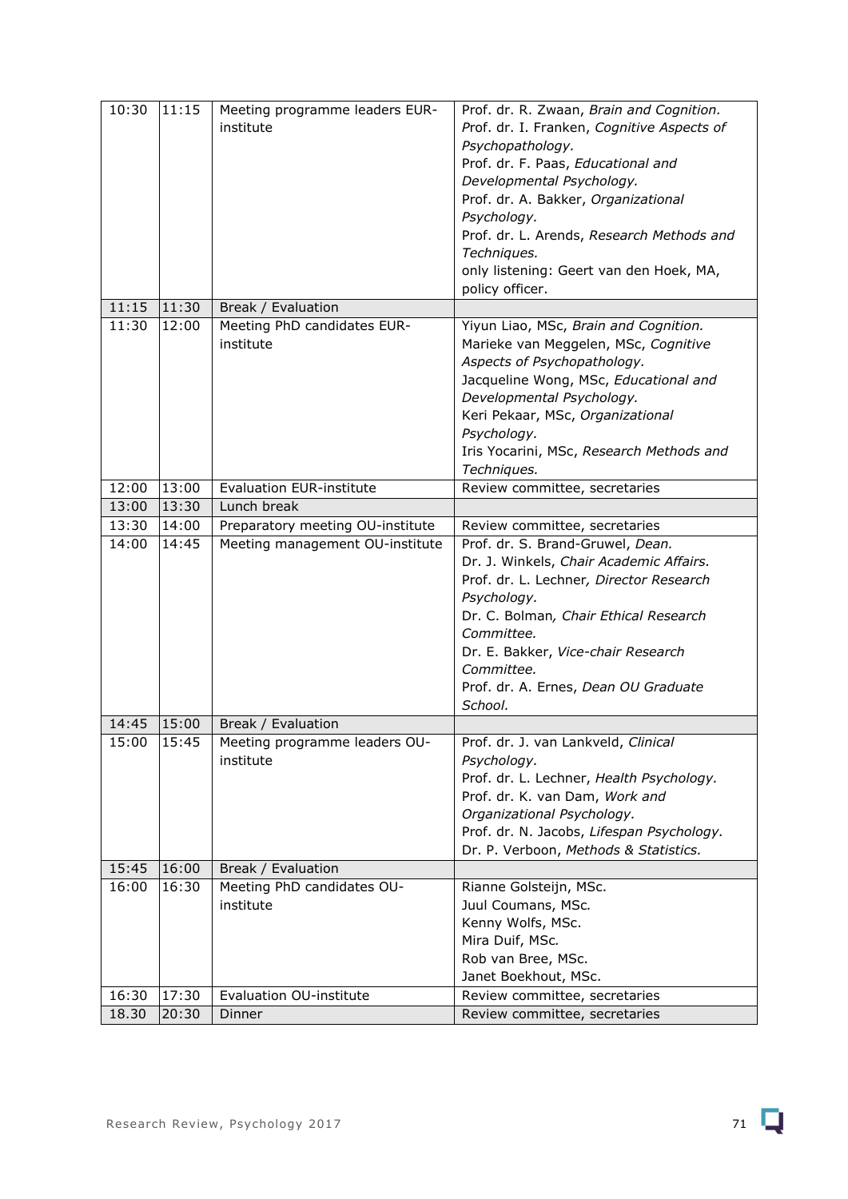| | | | |
|---|---|---|---|
| 10:30 | 11:15 | Meeting programme leaders EUR-institute | Prof. dr. R. Zwaan, *Brain and Cognition.*<br>Prof. dr. I. Franken, *Cognitive Aspects of Psychopathology.*<br>Prof. dr. F. Paas, *Educational and Developmental Psychology.*<br>Prof. dr. A. Bakker, *Organizational Psychology.*<br>Prof. dr. L. Arends, *Research Methods and Techniques.*<br>only listening: Geert van den Hoek, MA, policy officer. |
| 11:15 | 11:30 | Break / Evaluation | |
| 11:30 | 12:00 | Meeting PhD candidates EUR-institute | Yiyun Liao, MSc, *Brain and Cognition.*<br>Marieke van Meggelen, MSc, *Cognitive Aspects of Psychopathology.*<br>Jacqueline Wong, MSc, *Educational and Developmental Psychology.*<br>Keri Pekaar, MSc, *Organizational Psychology.*<br>Iris Yocarini, MSc, *Research Methods and Techniques.* |
| 12:00 | 13:00 | Evaluation EUR-institute | Review committee, secretaries |
| 13:00 | 13:30 | Lunch break | |
| 13:30 | 14:00 | Preparatory meeting OU-institute | Review committee, secretaries |
| 14:00 | 14:45 | Meeting management OU-institute | Prof. dr. S. Brand-Gruwel, *Dean.*<br>Dr. J. Winkels, *Chair Academic Affairs.*<br>Prof. dr. L. Lechner*, Director Research Psychology.*<br>Dr. C. Bolman*, Chair Ethical Research Committee.*<br>Dr. E. Bakker, *Vice-chair Research Committee.*<br>Prof. dr. A. Ernes, *Dean OU Graduate School.* |
| 14:45 | 15:00 | Break / Evaluation | |
| 15:00 | 15:45 | Meeting programme leaders OU-institute | Prof. dr. J. van Lankveld, *Clinical Psychology.*<br>Prof. dr. L. Lechner, *Health Psychology.*<br>Prof. dr. K. van Dam, *Work and Organizational Psychology.*<br>Prof. dr. N. Jacobs, *Lifespan Psychology.*<br>Dr. P. Verboon, *Methods & Statistics.* |
| 15:45 | 16:00 | Break / Evaluation | |
| 16:00 | 16:30 | Meeting PhD candidates OU-institute | Rianne Golsteijn, MSc.<br>Juul Coumans, MSc.<br>Kenny Wolfs, MSc.<br>Mira Duif, MSc.<br>Rob van Bree, MSc.<br>Janet Boekhout, MSc. |
| 16:30 | 17:30 | Evaluation OU-institute | Review committee, secretaries |
| 18.30 | 20:30 | Dinner | Review committee, secretaries |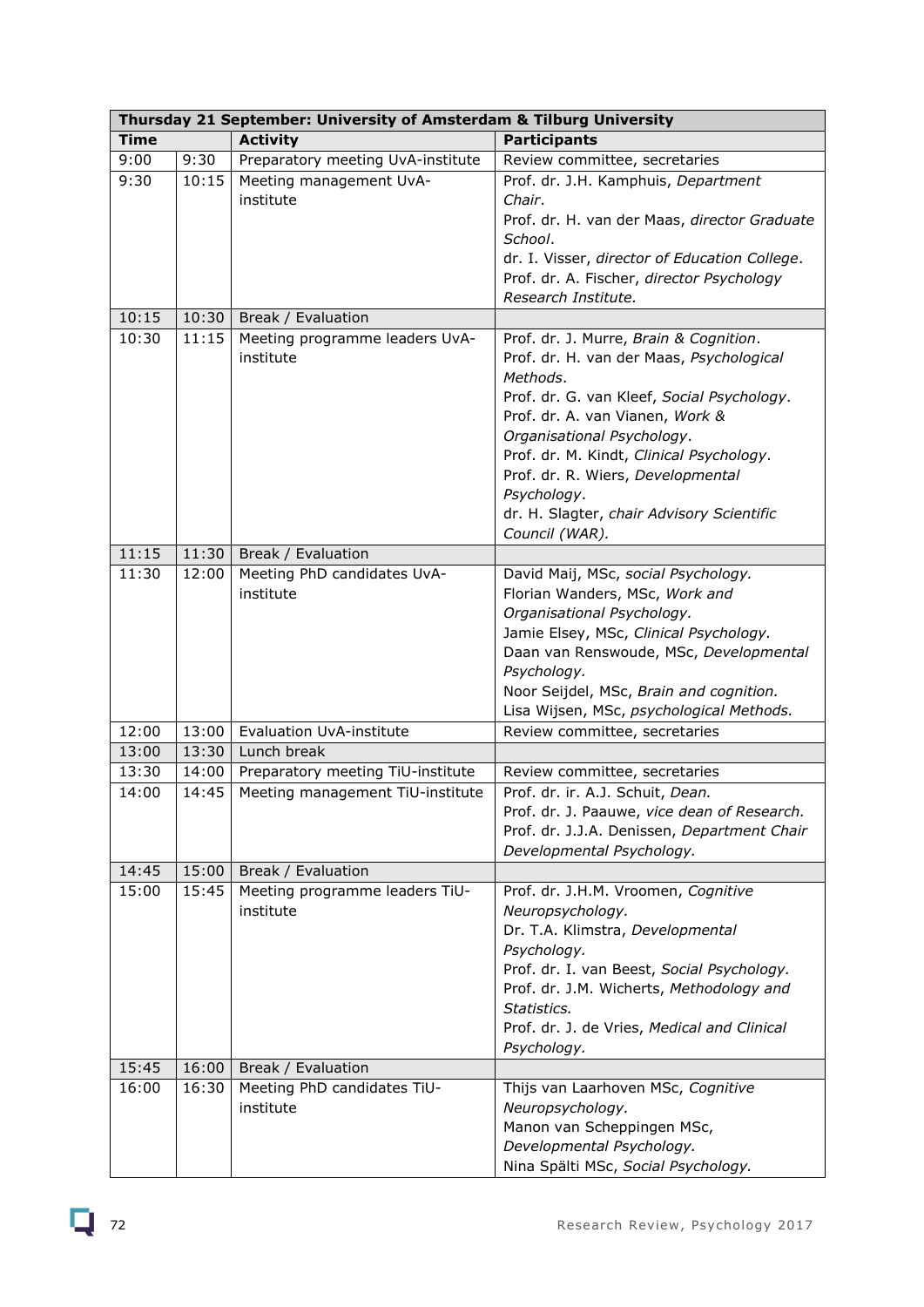| Thursday 21 September: University of Amsterdam & Tilburg University | | | |
|---|---|---|---|
| **Time** | | **Activity** | **Participants** |
| 9:00 | 9:30 | Preparatory meeting UvA-institute | Review committee, secretaries |
| 9:30 | 10:15 | Meeting management UvA-institute | Prof. dr. J.H. Kamphuis, *Department Chair*.<br>Prof. dr. H. van der Maas, *director Graduate School*.<br>dr. I. Visser, *director of Education College*.<br>Prof. dr. A. Fischer, *director Psychology Research Institute.* |
| 10:15 | 10:30 | Break / Evaluation | |
| 10:30 | 11:15 | Meeting programme leaders UvA-institute | Prof. dr. J. Murre, *Brain & Cognition*.<br>Prof. dr. H. van der Maas, *Psychological Methods*.<br>Prof. dr. G. van Kleef, *Social Psychology*.<br>Prof. dr. A. van Vianen, *Work & Organisational Psychology*.<br>Prof. dr. M. Kindt, *Clinical Psychology*.<br>Prof. dr. R. Wiers, *Developmental Psychology*.<br>dr. H. Slagter, *chair Advisory Scientific Council (WAR).* |
| 11:15 | 11:30 | Break / Evaluation | |
| 11:30 | 12:00 | Meeting PhD candidates UvA-institute | David Maij, MSc, *social Psychology.*<br>Florian Wanders, MSc, *Work and Organisational Psychology.*<br>Jamie Elsey, MSc, *Clinical Psychology.*<br>Daan van Renswoude, MSc, *Developmental Psychology.*<br>Noor Seijdel, MSc, *Brain and cognition.*<br>Lisa Wijsen, MSc, *psychological Methods.* |
| 12:00 | 13:00 | Evaluation UvA-institute | Review committee, secretaries |
| 13:00 | 13:30 | Lunch break | |
| 13:30 | 14:00 | Preparatory meeting TiU-institute | Review committee, secretaries |
| 14:00 | 14:45 | Meeting management TiU-institute | Prof. dr. ir. A.J. Schuit, *Dean.*<br>Prof. dr. J. Paauwe, *vice dean of Research.*<br>Prof. dr. J.J.A. Denissen, *Department Chair Developmental Psychology.* |
| 14:45 | 15:00 | Break / Evaluation | |
| 15:00 | 15:45 | Meeting programme leaders TiU-institute | Prof. dr. J.H.M. Vroomen, *Cognitive Neuropsychology.*<br>Dr. T.A. Klimstra, *Developmental Psychology.*<br>Prof. dr. I. van Beest, *Social Psychology.*<br>Prof. dr. J.M. Wicherts, *Methodology and Statistics.*<br>Prof. dr. J. de Vries, *Medical and Clinical Psychology.* |
| 15:45 | 16:00 | Break / Evaluation | |
| 16:00 | 16:30 | Meeting PhD candidates TiU-institute | Thijs van Laarhoven MSc, *Cognitive Neuropsychology.*<br>Manon van Scheppingen MSc, *Developmental Psychology.*<br>Nina Spälti MSc, *Social Psychology.* |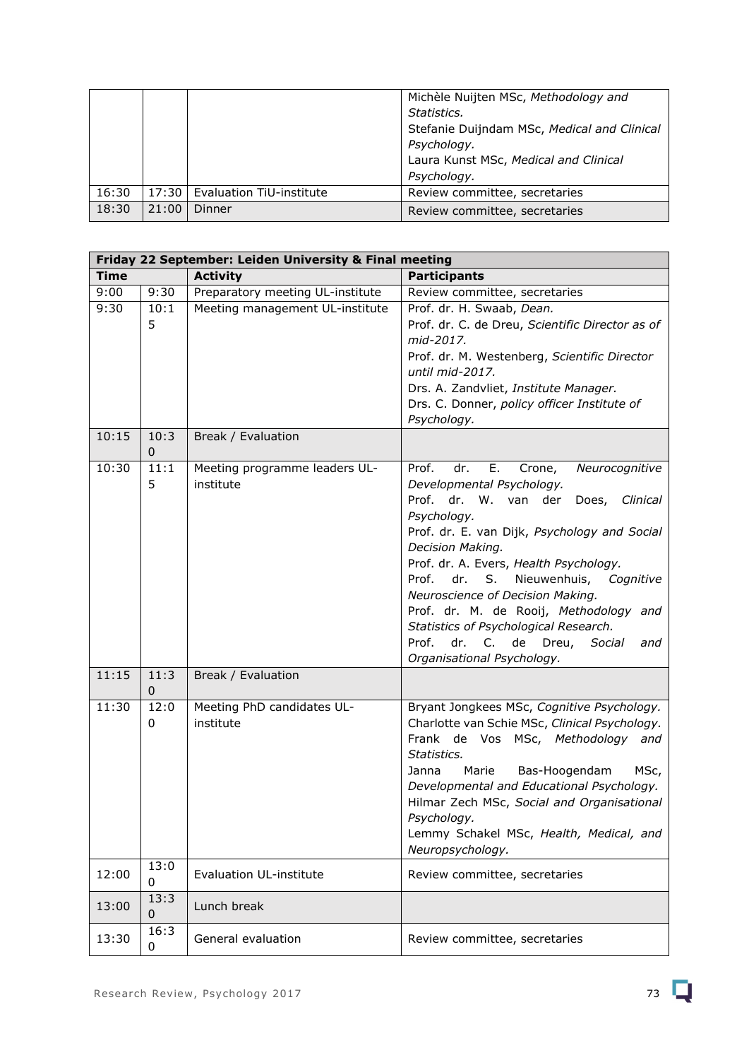| | | | |
|---|---|---|---|
| | | | Michèle Nuijten MSc, *Methodology and Statistics.*<br>Stefanie Duijndam MSc, *Medical and Clinical Psychology.*<br>Laura Kunst MSc, *Medical and Clinical Psychology.* |
| 16:30 | 17:30 | Evaluation TiU-institute | Review committee, secretaries |
| 18:30 | 21:00 | Dinner | Review committee, secretaries |

| **Friday 22 September: Leiden University & Final meeting** | | | |
|---|---|---|---|
| **Time** | | **Activity** | **Participants** |
| 9:00 | 9:30 | Preparatory meeting UL-institute | Review committee, secretaries |
| 9:30 | 10:15 | Meeting management UL-institute | Prof. dr. H. Swaab, *Dean.*<br>Prof. dr. C. de Dreu, *Scientific Director as of mid-2017.*<br>Prof. dr. M. Westenberg, *Scientific Director until mid-2017.*<br>Drs. A. Zandvliet, *Institute Manager.*<br>Drs. C. Donner, *policy officer Institute of Psychology.* |
| 10:15 | 10:30 | Break / Evaluation | |
| 10:30 | 11:15 | Meeting programme leaders UL-institute | Prof. dr. E. Crone, *Neurocognitive Developmental Psychology.*<br>Prof. dr. W. van der Does, *Clinical Psychology.*<br>Prof. dr. E. van Dijk, *Psychology and Social Decision Making.*<br>Prof. dr. A. Evers, *Health Psychology.*<br>Prof. dr. S. Nieuwenhuis, *Cognitive Neuroscience of Decision Making.*<br>Prof. dr. M. de Rooij, *Methodology and Statistics of Psychological Research.*<br>Prof. dr. C. de Dreu, *Social and Organisational Psychology.* |
| 11:15 | 11:30 | Break / Evaluation | |
| 11:30 | 12:00 | Meeting PhD candidates UL-institute | Bryant Jongkees MSc, *Cognitive Psychology.*<br>Charlotte van Schie MSc, *Clinical Psychology.*<br>Frank de Vos MSc, *Methodology and Statistics.*<br>Janna Marie Bas-Hoogendam MSc, *Developmental and Educational Psychology.*<br>Hilmar Zech MSc, *Social and Organisational Psychology.*<br>Lemmy Schakel MSc, *Health, Medical, and Neuropsychology.* |
| 12:00 | 13:00 | Evaluation UL-institute | Review committee, secretaries |
| 13:00 | 13:30 | Lunch break | |
| 13:30 | 16:30 | General evaluation | Review committee, secretaries |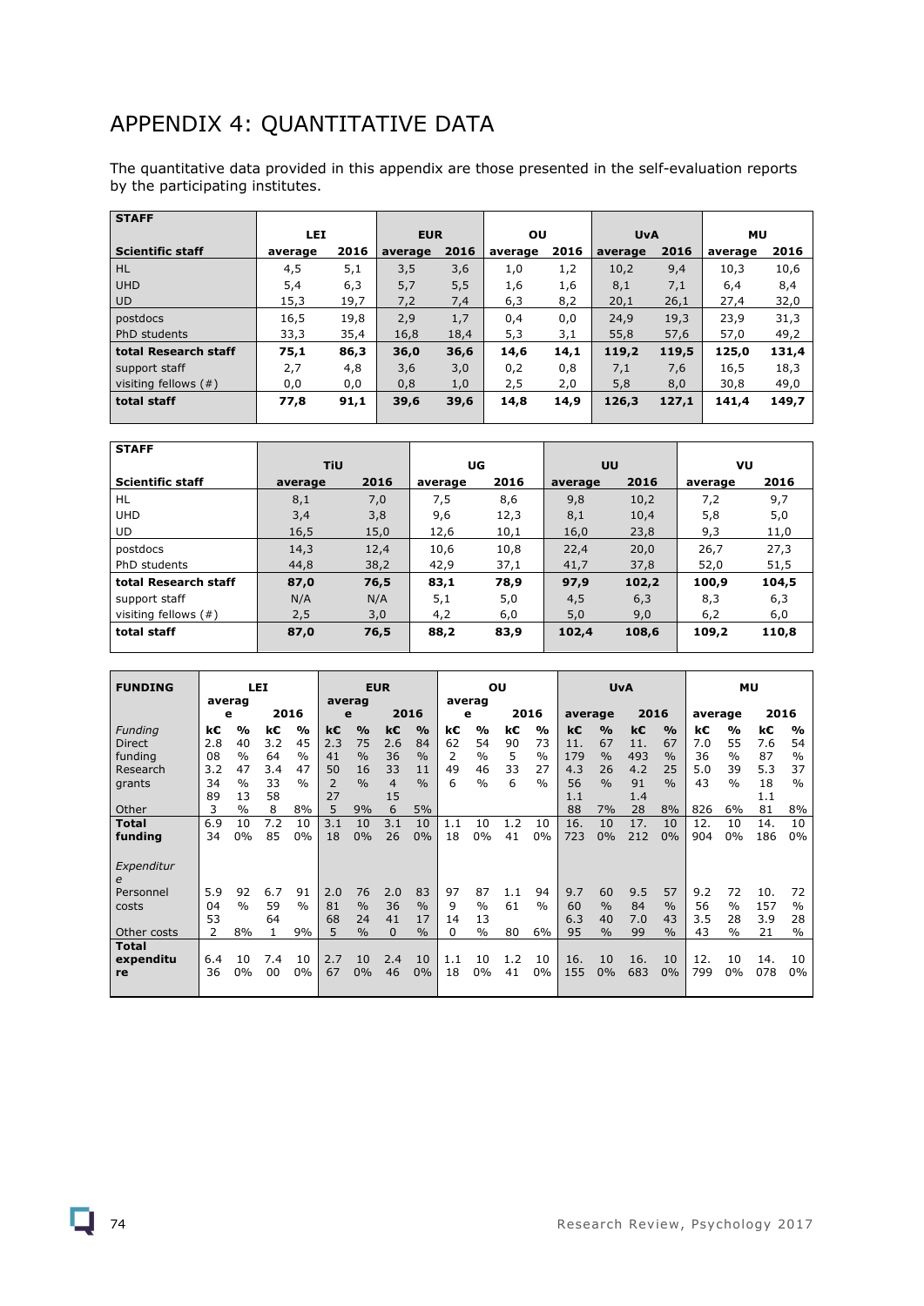# APPENDIX 4: QUANTITATIVE DATA

The quantitative data provided in this appendix are those presented in the self-evaluation reports by the participating institutes.

| STAFF | LEI | | EUR | | OU | | UvA | | MU | |
|---|---|---|---|---|---|---|---|---|---|---|
| **Scientific staff** | **average** | **2016** | **average** | **2016** | **average** | **2016** | **average** | **2016** | **average** | **2016** |
| HL | 4,5 | 5,1 | 3,5 | 3,6 | 1,0 | 1,2 | 10,2 | 9,4 | 10,3 | 10,6 |
| UHD | 5,4 | 6,3 | 5,7 | 5,5 | 1,6 | 1,6 | 8,1 | 7,1 | 6,4 | 8,4 |
| UD | 15,3 | 19,7 | 7,2 | 7,4 | 6,3 | 8,2 | 20,1 | 26,1 | 27,4 | 32,0 |
| postdocs | 16,5 | 19,8 | 2,9 | 1,7 | 0,4 | 0,0 | 24,9 | 19,3 | 23,9 | 31,3 |
| PhD students | 33,3 | 35,4 | 16,8 | 18,4 | 5,3 | 3,1 | 55,8 | 57,6 | 57,0 | 49,2 |
| **total Research staff** | **75,1** | **86,3** | **36,0** | **36,6** | **14,6** | **14,1** | **119,2** | **119,5** | **125,0** | **131,4** |
| support staff | 2,7 | 4,8 | 3,6 | 3,0 | 0,2 | 0,8 | 7,1 | 7,6 | 16,5 | 18,3 |
| visiting fellows (#) | 0,0 | 0,0 | 0,8 | 1,0 | 2,5 | 2,0 | 5,8 | 8,0 | 30,8 | 49,0 |
| **total staff** | **77,8** | **91,1** | **39,6** | **39,6** | **14,8** | **14,9** | **126,3** | **127,1** | **141,4** | **149,7** |

| STAFF | TiU | | UG | | UU | | VU | |
|---|---|---|---|---|---|---|---|---|
| **Scientific staff** | **average** | **2016** | **average** | **2016** | **average** | **2016** | **average** | **2016** |
| HL | 8,1 | 7,0 | 7,5 | 8,6 | 9,8 | 10,2 | 7,2 | 9,7 |
| UHD | 3,4 | 3,8 | 9,6 | 12,3 | 8,1 | 10,4 | 5,8 | 5,0 |
| UD | 16,5 | 15,0 | 12,6 | 10,1 | 16,0 | 23,8 | 9,3 | 11,0 |
| postdocs | 14,3 | 12,4 | 10,6 | 10,8 | 22,4 | 20,0 | 26,7 | 27,3 |
| PhD students | 44,8 | 38,2 | 42,9 | 37,1 | 41,7 | 37,8 | 52,0 | 51,5 |
| **total Research staff** | **87,0** | **76,5** | **83,1** | **78,9** | **97,9** | **102,2** | **100,9** | **104,5** |
| support staff | N/A | N/A | 5,1 | 5,0 | 4,5 | 6,3 | 8,3 | 6,3 |
| visiting fellows (#) | 2,5 | 3,0 | 4,2 | 6,0 | 5,0 | 9,0 | 6,2 | 6,0 |
| **total staff** | **87,0** | **76,5** | **88,2** | **83,9** | **102,4** | **108,6** | **109,2** | **110,8** |

| FUNDING | LEI | | | | EUR | | | | OU | | | | UvA | | | | MU | | | |
|---|---|---|---|---|---|---|---|---|---|---|---|---|---|---|---|---|---|---|---|---|
| | **average** | | **2016** | | **average** | | **2016** | | **average** | | **2016** | | **average** | | **2016** | | **average** | | **2016** | |
| *Funding* | **k€** | **%** | **k€** | **%** | **k€** | **%** | **k€** | **%** | **k€** | **%** | **k€** | **%** | **k€** | **%** | **k€** | **%** | **k€** | **%** | **k€** | **%** |
| Direct funding | 2.808 | 40% | 3.264 | 45% | 2.341 | 75% | 2.636 | 84% | 622 | 54% | 905 | 73% | 11.179 | 67% | 11.493 | 67% | 7.036 | 55% | 7.687 | 54% |
| Research grants | 3.234 | 47% | 3.433 | 47% | 502 | 16% | 334 | 11% | 496 | 46% | 336 | 27% | 4.356 | 26% | 4.291 | 25% | 5.043 | 39% | 5.318 | 37% |
| Other | 893 | 13% | 588 | 8% | 275 | 9% | 156 | 5% | | | | | 1.188 | 7% | 1.428 | 8% | 826 | 6% | 1.181 | 8% |
| **Total funding** | **6.934** | **100%** | **7.285** | **100%** | **3.118** | **100%** | **3.126** | **100%** | **1.118** | **100%** | **1.241** | **100%** | **16.723** | **100%** | **17.212** | **100%** | **12.904** | **100%** | **14.186** | **100%** |
| *Expenditure* | | | | | | | | | | | | | | | | | | | | |
| Personnel costs | 5.904 | 92% | 6.759 | 91% | 2.081 | 76% | 2.036 | 83% | 979 | 87% | 1.161 | 94% | 9.760 | 60% | 9.584 | 57% | 9.256 | 72% | 10.157 | 72% |
| Other costs | 532 | 8% | 641 | 9% | 685 | 24% | 410 | 17% | 140 | 13% | 80 | 6% | 6.395 | 40% | 7.099 | 43% | 3.543 | 28% | 3.921 | 28% |
| **Total expenditure** | **6.436** | **100%** | **7.400** | **100%** | **2.767** | **100%** | **2.446** | **100%** | **1.118** | **100%** | **1.241** | **100%** | **16.155** | **100%** | **16.683** | **100%** | **12.799** | **100%** | **14.078** | **100%** |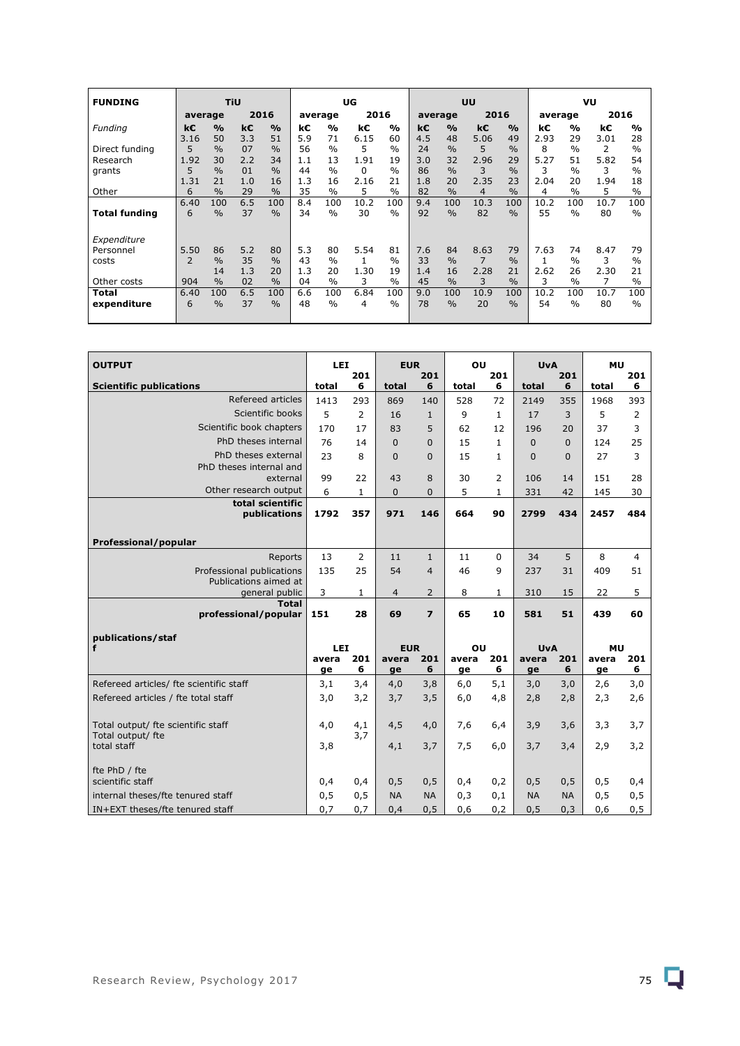| FUNDING | TiU | | | | UG | | | | UU | | | | VU | | | |
|---|---|---|---|---|---|---|---|---|---|---|---|---|---|---|---|---|
| | average | | 2016 | | average | | 2016 | | average | | 2016 | | average | | 2016 | |
| *Funding* | k€ | % | k€ | % | k€ | % | k€ | % | k€ | % | k€ | % | k€ | % | k€ | % |
| Direct funding | 3.165 | 50% | 3.307 | 51% | 5.956 | 71% | 6.155 | 60% | 4.524 | 48% | 5.065 | 49% | 2.938 | 29% | 3.012 | 28% |
| Research grants | 1.925 | 30% | 2.201 | 34% | 1.144 | 13% | 1.910 | 19% | 3.086 | 32% | 2.963 | 29% | 5.273 | 51% | 5.823 | 54% |
| Other | 1.316 | 21% | 1.029 | 16% | 1.335 | 16% | 2.165 | 21% | 1.882 | 20% | 2.354 | 23% | 2.044 | 20% | 1.945 | 18% |
| **Total funding** | 6.406 | 100% | 6.537 | 100% | 8.434 | 100% | 10.230 | 100% | 9.492 | 100% | 10.382 | 100% | 10.255 | 100% | 10.780 | 100% |
| *Expenditure* | | | | | | | | | | | | | | | | |
| Personnel costs | 5.502 | 86% | 5.235 | 80% | 5.343 | 80% | 5.541 | 81% | 7.633 | 84% | 8.637 | 79% | 7.631 | 74% | 8.473 | 79% |
| Other costs | 904 | 14% | 1.302 | 20% | 1.304 | 20% | 1.303 | 19% | 1.445 | 16% | 2.283 | 21% | 2.623 | 26% | 2.307 | 21% |
| **Total expenditure** | 6.406 | 100% | 6.537 | 100% | 6.648 | 100% | 6.844 | 100% | 9.078 | 100% | 10.920 | 100% | 10.254 | 100% | 10.780 | 100% |

| **OUTPUT** | LEI | | EUR | | OU | | UvA | | MU | |
|---|---|---|---|---|---|---|---|---|---|---|
| **Scientific publications** | total | 2016 | total | 2016 | total | 2016 | total | 2016 | total | 2016 |
| Refereed articles | 1413 | 293 | 869 | 140 | 528 | 72 | 2149 | 355 | 1968 | 393 |
| Scientific books | 5 | 2 | 16 | 1 | 9 | 1 | 17 | 3 | 5 | 2 |
| Scientific book chapters | 170 | 17 | 83 | 5 | 62 | 12 | 196 | 20 | 37 | 3 |
| PhD theses internal | 76 | 14 | 0 | 0 | 15 | 1 | 0 | 0 | 124 | 25 |
| PhD theses external | 23 | 8 | 0 | 0 | 15 | 1 | 0 | 0 | 27 | 3 |
| PhD theses internal and external | 99 | 22 | 43 | 8 | 30 | 2 | 106 | 14 | 151 | 28 |
| Other research output | 6 | 1 | 0 | 0 | 5 | 1 | 331 | 42 | 145 | 30 |
| **total scientific publications** | **1792** | **357** | **971** | **146** | **664** | **90** | **2799** | **434** | **2457** | **484** |
| **Professional/popular** | | | | | | | | | | |
| Reports | 13 | 2 | 11 | 1 | 11 | 0 | 34 | 5 | 8 | 4 |
| Professional publications | 135 | 25 | 54 | 4 | 46 | 9 | 237 | 31 | 409 | 51 |
| Publications aimed at general public | 3 | 1 | 4 | 2 | 8 | 1 | 310 | 15 | 22 | 5 |
| **Total professional/popular** | **151** | **28** | **69** | **7** | **65** | **10** | **581** | **51** | **439** | **60** |
| **publications/staff** | LEI | | EUR | | OU | | UvA | | MU | |
| | average | 2016 | average | 2016 | average | 2016 | average | 2016 | average | 2016 |
| Refereed articles/ fte scientific staff | 3,1 | 3,4 | 4,0 | 3,8 | 6,0 | 5,1 | 3,0 | 3,0 | 2,6 | 3,0 |
| Refereed articles / fte total staff | 3,0 | 3,2 | 3,7 | 3,5 | 6,0 | 4,8 | 2,8 | 2,8 | 2,3 | 2,6 |
| Total output/ fte scientific staff | 4,0 | 4,1 | 4,5 | 4,0 | 7,6 | 6,4 | 3,9 | 3,6 | 3,3 | 3,7 |
| Total output/ fte total staff | 3,8 | 3,7 | 4,1 | 3,7 | 7,5 | 6,0 | 3,7 | 3,4 | 2,9 | 3,2 |
| fte PhD / fte scientific staff | 0,4 | 0,4 | 0,5 | 0,5 | 0,4 | 0,2 | 0,5 | 0,5 | 0,5 | 0,4 |
| internal theses/fte tenured staff | 0,5 | 0,5 | NA | NA | 0,3 | 0,1 | NA | NA | 0,5 | 0,5 |
| IN+EXT theses/fte tenured staff | 0,7 | 0,7 | 0,4 | 0,5 | 0,6 | 0,2 | 0,5 | 0,3 | 0,6 | 0,5 |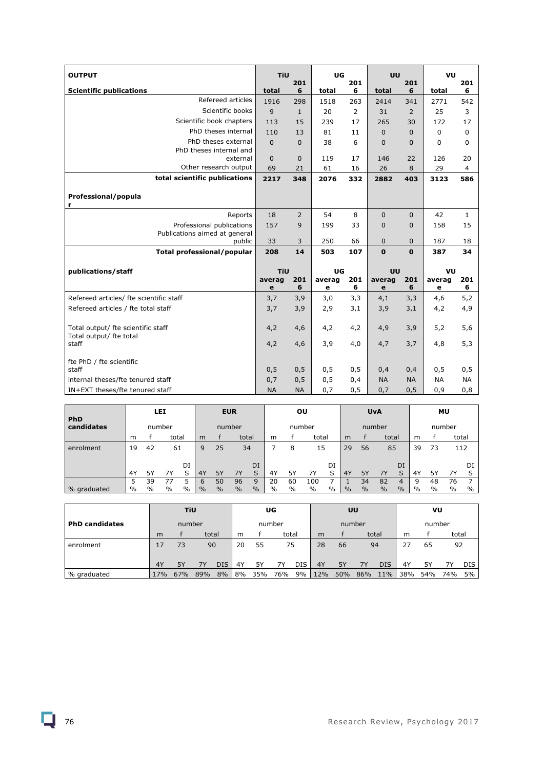| **OUTPUT** | TiU | | UG | | UU | | VU | |
|---|---|---|---|---|---|---|---|---|
| **Scientific publications** | total | 2016 | total | 2016 | total | 2016 | total | 2016 |
| Refereed articles | 1916 | 298 | 1518 | 263 | 2414 | 341 | 2771 | 542 |
| Scientific books | 9 | 1 | 20 | 2 | 31 | 2 | 25 | 3 |
| Scientific book chapters | 113 | 15 | 239 | 17 | 265 | 30 | 172 | 17 |
| PhD theses internal | 110 | 13 | 81 | 11 | 0 | 0 | 0 | 0 |
| PhD theses external | 0 | 0 | 38 | 6 | 0 | 0 | 0 | 0 |
| PhD theses internal and external | 0 | 0 | 119 | 17 | 146 | 22 | 126 | 20 |
| Other research output | 69 | 21 | 61 | 16 | 26 | 8 | 29 | 4 |
| **total scientific publications** | **2217** | **348** | **2076** | **332** | **2882** | **403** | **3123** | **586** |
| **Professional/popular** | | | | | | | | |
| Reports | 18 | 2 | 54 | 8 | 0 | 0 | 42 | 1 |
| Professional publications | 157 | 9 | 199 | 33 | 0 | 0 | 158 | 15 |
| Publications aimed at general public | 33 | 3 | 250 | 66 | 0 | 0 | 187 | 18 |
| **Total professional/popular** | **208** | **14** | **503** | **107** | **0** | **0** | **387** | **34** |

| **publications/staff** | TiU average | TiU 2016 | UG average | UG 2016 | UU average | UU 2016 | VU average | VU 2016 |
|---|---|---|---|---|---|---|---|---|
| Refereed articles/ fte scientific staff | 3,7 | 3,9 | 3,0 | 3,3 | 4,1 | 3,3 | 4,6 | 5,2 |
| Refereed articles / fte total staff | 3,7 | 3,9 | 2,9 | 3,1 | 3,9 | 3,1 | 4,2 | 4,9 |
| Total output/ fte scientific staff | 4,2 | 4,6 | 4,2 | 4,2 | 4,9 | 3,9 | 5,2 | 5,6 |
| Total output/ fte total staff | 4,2 | 4,6 | 3,9 | 4,0 | 4,7 | 3,7 | 4,8 | 5,3 |
| fte PhD / fte scientific staff | 0,5 | 0,5 | 0,5 | 0,5 | 0,4 | 0,4 | 0,5 | 0,5 |
| internal theses/fte tenured staff | 0,7 | 0,5 | 0,5 | 0,4 | NA | NA | NA | NA |
| IN+EXT theses/fte tenured staff | NA | NA | 0,7 | 0,5 | 0,7 | 0,5 | 0,9 | 0,8 |

| **PhD candidates** | LEI | | | | EUR | | | | OU | | | | UvA | | | | MU | | | |
|---|---|---|---|---|---|---|---|---|---|---|---|---|---|---|---|---|---|---|---|---|
| | number | | | | number | | | | number | | | | number | | | | number | | | |
| | m | f | total | | m | f | total | | m | f | total | | m | f | total | | m | f | total | |
| enrolment | 19 | 42 | 61 | | 9 | 25 | 34 | | 7 | 8 | 15 | | 29 | 56 | 85 | | 39 | 73 | 112 | |
| | 4Y | 5Y | 7Y | DIS | 4Y | 5Y | 7Y | DIS | 4Y | 5Y | 7Y | DIS | 4Y | 5Y | 7Y | DIS | 4Y | 5Y | 7Y | DIS |
| % graduated | 5% | 39% | 77% | 5% | 6% | 50% | 96% | 9% | 20% | 60% | 100% | 7% | 1% | 34% | 82% | 4% | 9% | 48% | 76% | 7% |

| **PhD candidates** | TiU | | | | UG | | | | UU | | | | VU | | | |
|---|---|---|---|---|---|---|---|---|---|---|---|---|---|---|---|---|
| | number | | | | number | | | | number | | | | number | | | |
| | m | f | total | | m | f | total | | m | f | total | | m | f | total | |
| enrolment | 17 | 73 | 90 | | 20 | 55 | 75 | | 28 | 66 | 94 | | 27 | 65 | 92 | |
| | 4Y | 5Y | 7Y | DIS | 4Y | 5Y | 7Y | DIS | 4Y | 5Y | 7Y | DIS | 4Y | 5Y | 7Y | DIS |
| % graduated | 17% | 67% | 89% | 8% | 8% | 35% | 76% | 9% | 12% | 50% | 86% | 11% | 38% | 54% | 74% | 5% |